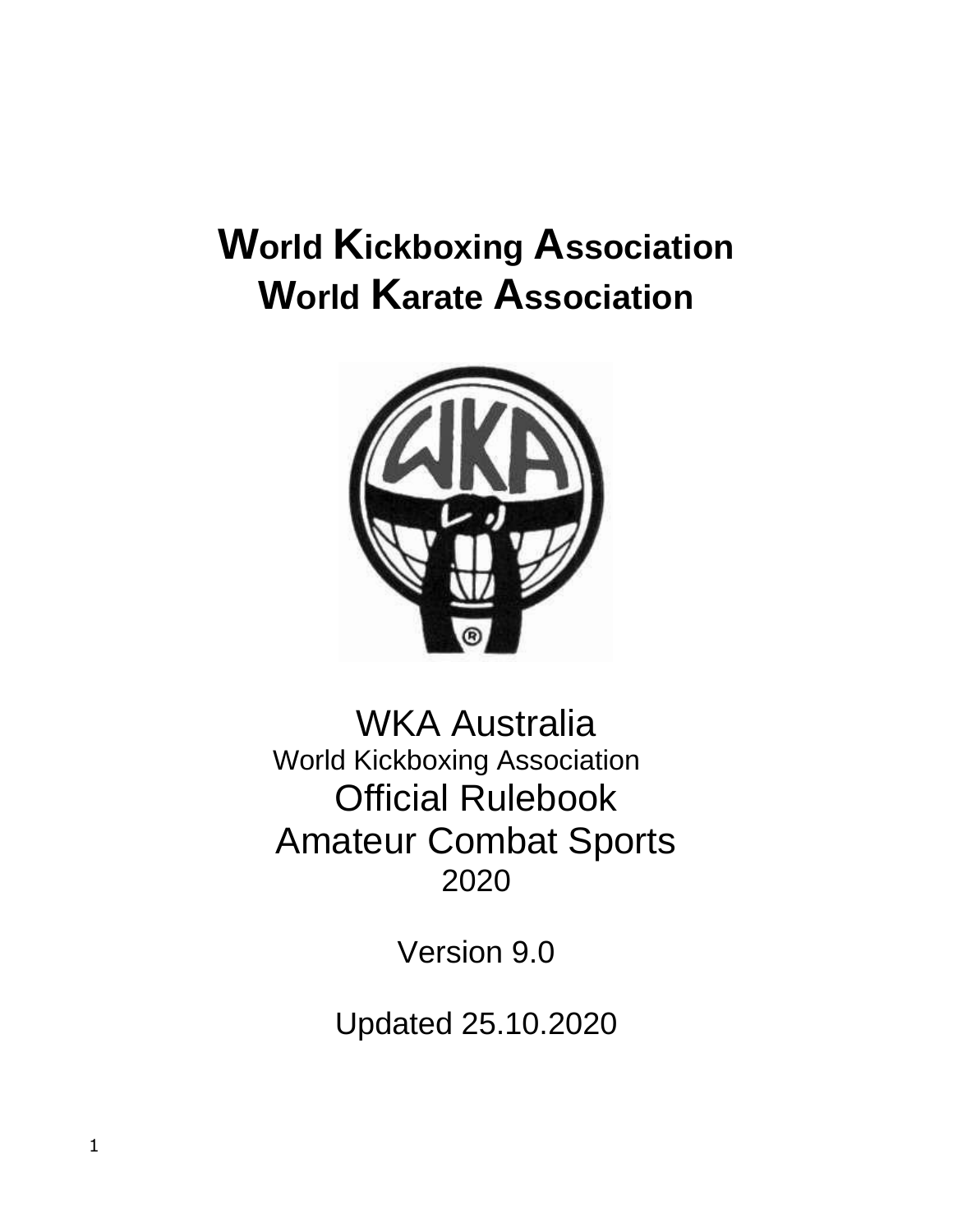# World Kickboxing Association
# World Karate Association

WKA Australia

World Kickboxing Association

Official Rulebook

Amateur Combat Sports

2020

Version 9.0

Updated 25.10.2020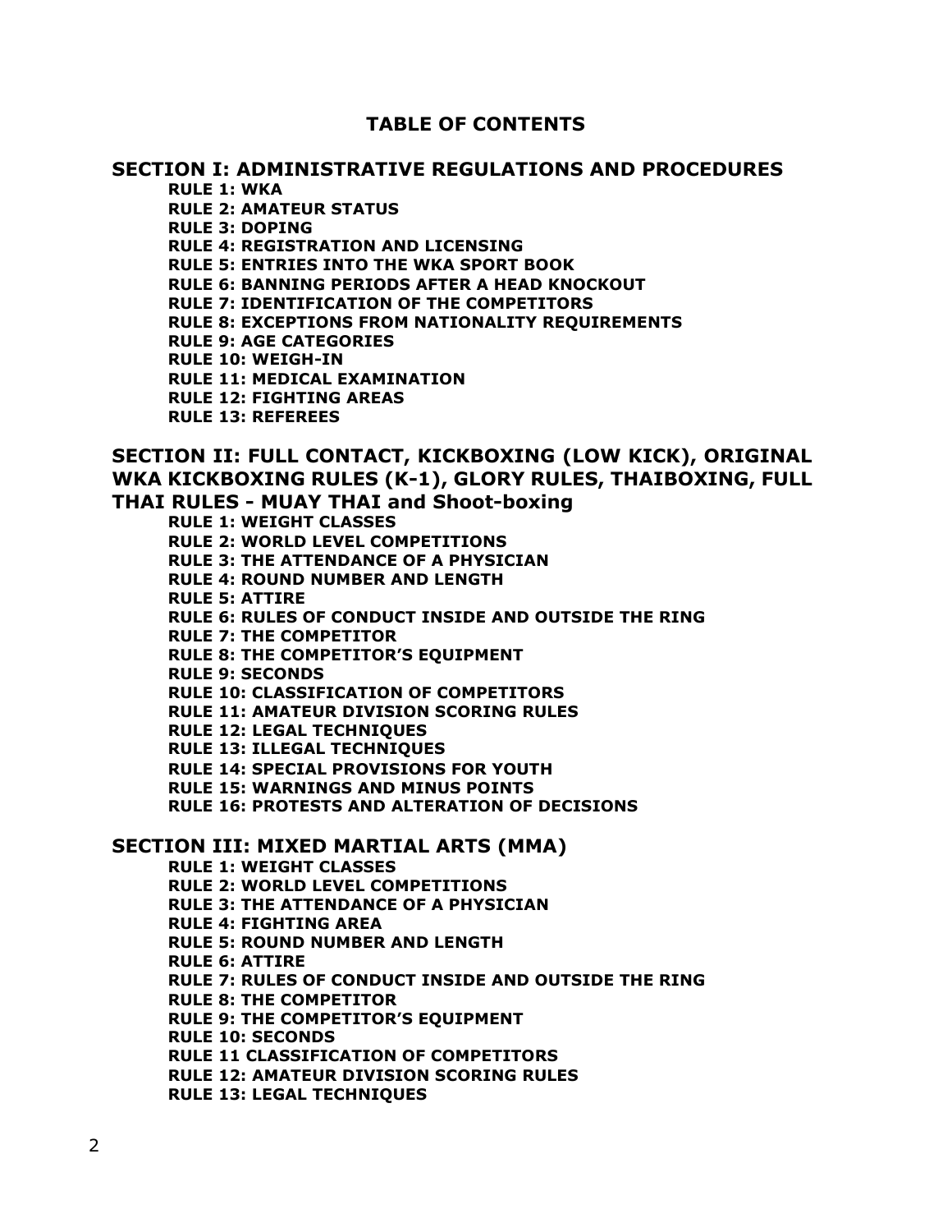# TABLE OF CONTENTS

## SECTION I: ADMINISTRATIVE REGULATIONS AND PROCEDURES

**RULE 1: WKA**
**RULE 2: AMATEUR STATUS**
**RULE 3: DOPING**
**RULE 4: REGISTRATION AND LICENSING**
**RULE 5: ENTRIES INTO THE WKA SPORT BOOK**
**RULE 6: BANNING PERIODS AFTER A HEAD KNOCKOUT**
**RULE 7: IDENTIFICATION OF THE COMPETITORS**
**RULE 8: EXCEPTIONS FROM NATIONALITY REQUIREMENTS**
**RULE 9: AGE CATEGORIES**
**RULE 10: WEIGH-IN**
**RULE 11: MEDICAL EXAMINATION**
**RULE 12: FIGHTING AREAS**
**RULE 13: REFEREES**

## SECTION II: FULL CONTACT, KICKBOXING (LOW KICK), ORIGINAL WKA KICKBOXING RULES (K-1), GLORY RULES, THAIBOXING, FULL THAI RULES - MUAY THAI and Shoot-boxing

**RULE 1: WEIGHT CLASSES**
**RULE 2: WORLD LEVEL COMPETITIONS**
**RULE 3: THE ATTENDANCE OF A PHYSICIAN**
**RULE 4: ROUND NUMBER AND LENGTH**
**RULE 5: ATTIRE**
**RULE 6: RULES OF CONDUCT INSIDE AND OUTSIDE THE RING**
**RULE 7: THE COMPETITOR**
**RULE 8: THE COMPETITOR'S EQUIPMENT**
**RULE 9: SECONDS**
**RULE 10: CLASSIFICATION OF COMPETITORS**
**RULE 11: AMATEUR DIVISION SCORING RULES**
**RULE 12: LEGAL TECHNIQUES**
**RULE 13: ILLEGAL TECHNIQUES**
**RULE 14: SPECIAL PROVISIONS FOR YOUTH**
**RULE 15: WARNINGS AND MINUS POINTS**
**RULE 16: PROTESTS AND ALTERATION OF DECISIONS**

## SECTION III: MIXED MARTIAL ARTS (MMA)

**RULE 1: WEIGHT CLASSES**
**RULE 2: WORLD LEVEL COMPETITIONS**
**RULE 3: THE ATTENDANCE OF A PHYSICIAN**
**RULE 4: FIGHTING AREA**
**RULE 5: ROUND NUMBER AND LENGTH**
**RULE 6: ATTIRE**
**RULE 7: RULES OF CONDUCT INSIDE AND OUTSIDE THE RING**
**RULE 8: THE COMPETITOR**
**RULE 9: THE COMPETITOR'S EQUIPMENT**
**RULE 10: SECONDS**
**RULE 11 CLASSIFICATION OF COMPETITORS**
**RULE 12: AMATEUR DIVISION SCORING RULES**
**RULE 13: LEGAL TECHNIQUES**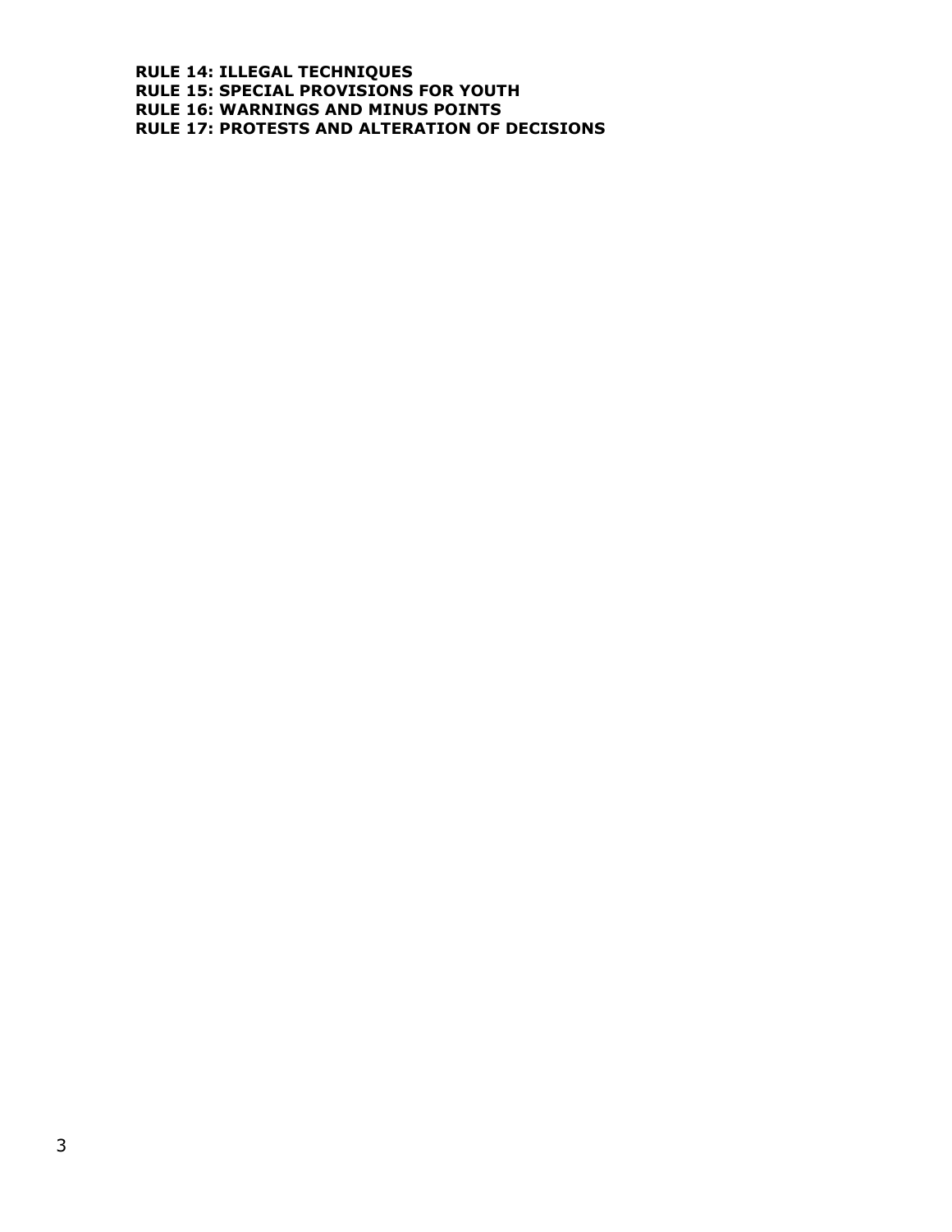**RULE 14: ILLEGAL TECHNIQUES**
**RULE 15: SPECIAL PROVISIONS FOR YOUTH**
**RULE 16: WARNINGS AND MINUS POINTS**
**RULE 17: PROTESTS AND ALTERATION OF DECISIONS**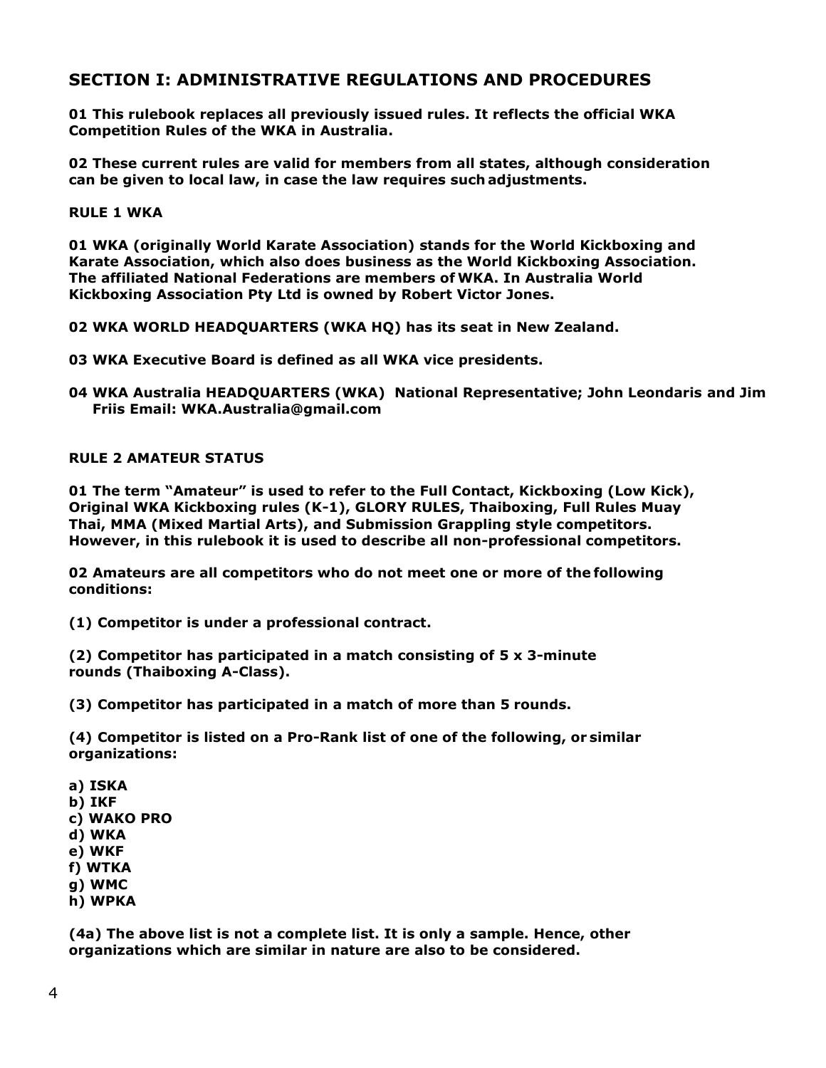## SECTION I: ADMINISTRATIVE REGULATIONS AND PROCEDURES

**01 This rulebook replaces all previously issued rules. It reflects the official WKA Competition Rules of the WKA in Australia.**

**02 These current rules are valid for members from all states, although consideration can be given to local law, in case the law requires such adjustments.**

### RULE 1 WKA

**01 WKA (originally World Karate Association) stands for the World Kickboxing and Karate Association, which also does business as the World Kickboxing Association. The affiliated National Federations are members of WKA. In Australia World Kickboxing Association Pty Ltd is owned by Robert Victor Jones.**

**02 WKA WORLD HEADQUARTERS (WKA HQ) has its seat in New Zealand.**

**03 WKA Executive Board is defined as all WKA vice presidents.**

**04 WKA Australia HEADQUARTERS (WKA) National Representative; John Leondaris and Jim Friis Email: WKA.Australia@gmail.com**

### RULE 2 AMATEUR STATUS

**01 The term "Amateur" is used to refer to the Full Contact, Kickboxing (Low Kick), Original WKA Kickboxing rules (K-1), GLORY RULES, Thaiboxing, Full Rules Muay Thai, MMA (Mixed Martial Arts), and Submission Grappling style competitors. However, in this rulebook it is used to describe all non-professional competitors.**

**02 Amateurs are all competitors who do not meet one or more of the following conditions:**

**(1) Competitor is under a professional contract.**

**(2) Competitor has participated in a match consisting of 5 x 3-minute rounds (Thaiboxing A-Class).**

**(3) Competitor has participated in a match of more than 5 rounds.**

**(4) Competitor is listed on a Pro-Rank list of one of the following, or similar organizations:**

**a) ISKA**
**b) IKF**
**c) WAKO PRO**
**d) WKA**
**e) WKF**
**f) WTKA**
**g) WMC**
**h) WPKA**

**(4a) The above list is not a complete list. It is only a sample. Hence, other organizations which are similar in nature are also to be considered.**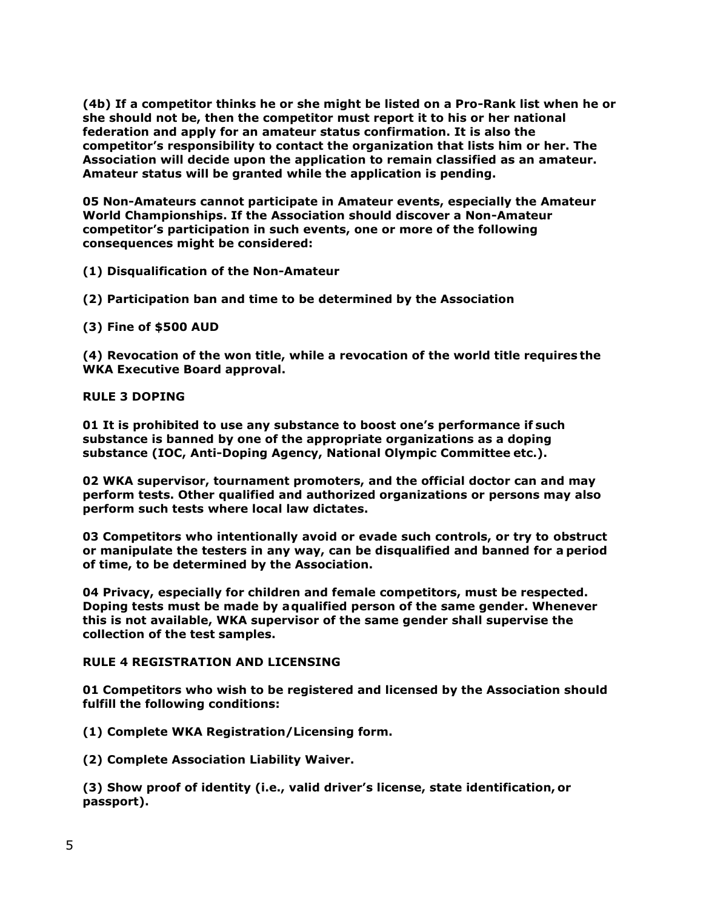**(4b) If a competitor thinks he or she might be listed on a Pro-Rank list when he or she should not be, then the competitor must report it to his or her national federation and apply for an amateur status confirmation. It is also the competitor's responsibility to contact the organization that lists him or her. The Association will decide upon the application to remain classified as an amateur. Amateur status will be granted while the application is pending.**

**05 Non-Amateurs cannot participate in Amateur events, especially the Amateur World Championships. If the Association should discover a Non-Amateur competitor's participation in such events, one or more of the following consequences might be considered:**

**(1) Disqualification of the Non-Amateur**

**(2) Participation ban and time to be determined by the Association**

**(3) Fine of $500 AUD**

**(4) Revocation of the won title, while a revocation of the world title requires the WKA Executive Board approval.**

**RULE 3 DOPING**

**01 It is prohibited to use any substance to boost one's performance if such substance is banned by one of the appropriate organizations as a doping substance (IOC, Anti-Doping Agency, National Olympic Committee etc.).**

**02 WKA supervisor, tournament promoters, and the official doctor can and may perform tests. Other qualified and authorized organizations or persons may also perform such tests where local law dictates.**

**03 Competitors who intentionally avoid or evade such controls, or try to obstruct or manipulate the testers in any way, can be disqualified and banned for a period of time, to be determined by the Association.**

**04 Privacy, especially for children and female competitors, must be respected. Doping tests must be made by a qualified person of the same gender. Whenever this is not available, WKA supervisor of the same gender shall supervise the collection of the test samples.**

**RULE 4 REGISTRATION AND LICENSING**

**01 Competitors who wish to be registered and licensed by the Association should fulfill the following conditions:**

**(1) Complete WKA Registration/Licensing form.**

**(2) Complete Association Liability Waiver.**

**(3) Show proof of identity (i.e., valid driver's license, state identification, or passport).**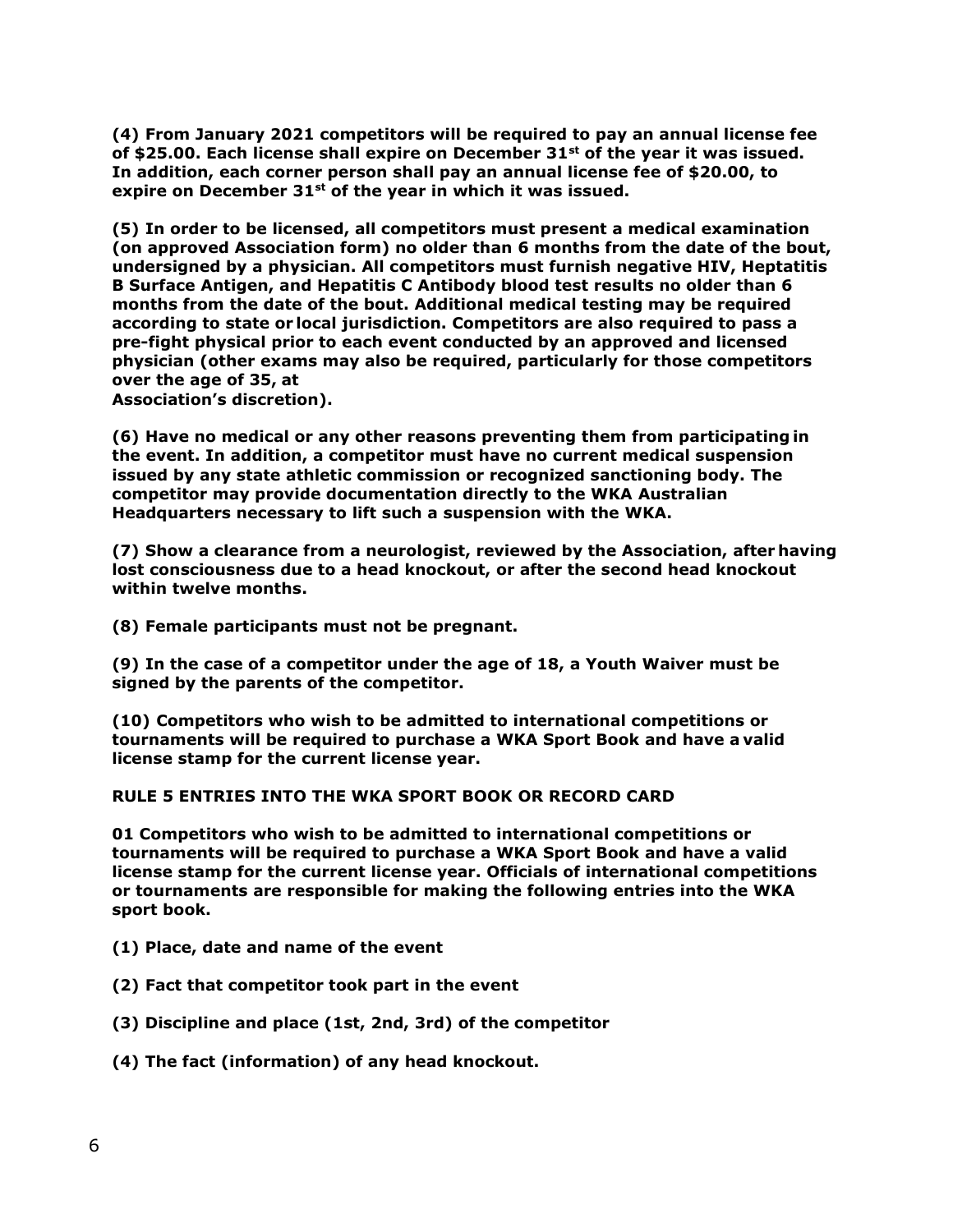**(4) From January 2021 competitors will be required to pay an annual license fee of $25.00. Each license shall expire on December 31st of the year it was issued. In addition, each corner person shall pay an annual license fee of $20.00, to expire on December 31st of the year in which it was issued.**

**(5) In order to be licensed, all competitors must present a medical examination (on approved Association form) no older than 6 months from the date of the bout, undersigned by a physician. All competitors must furnish negative HIV, Heptatitis B Surface Antigen, and Hepatitis C Antibody blood test results no older than 6 months from the date of the bout. Additional medical testing may be required according to state or local jurisdiction. Competitors are also required to pass a pre-fight physical prior to each event conducted by an approved and licensed physician (other exams may also be required, particularly for those competitors over the age of 35, at Association's discretion).**

**(6) Have no medical or any other reasons preventing them from participating in the event. In addition, a competitor must have no current medical suspension issued by any state athletic commission or recognized sanctioning body. The competitor may provide documentation directly to the WKA Australian Headquarters necessary to lift such a suspension with the WKA.**

**(7) Show a clearance from a neurologist, reviewed by the Association, after having lost consciousness due to a head knockout, or after the second head knockout within twelve months.**

**(8) Female participants must not be pregnant.**

**(9) In the case of a competitor under the age of 18, a Youth Waiver must be signed by the parents of the competitor.**

**(10) Competitors who wish to be admitted to international competitions or tournaments will be required to purchase a WKA Sport Book and have a valid license stamp for the current license year.**

**RULE 5 ENTRIES INTO THE WKA SPORT BOOK OR RECORD CARD**

**01 Competitors who wish to be admitted to international competitions or tournaments will be required to purchase a WKA Sport Book and have a valid license stamp for the current license year. Officials of international competitions or tournaments are responsible for making the following entries into the WKA sport book.**

**(1) Place, date and name of the event**

**(2) Fact that competitor took part in the event**

**(3) Discipline and place (1st, 2nd, 3rd) of the competitor**

**(4) The fact (information) of any head knockout.**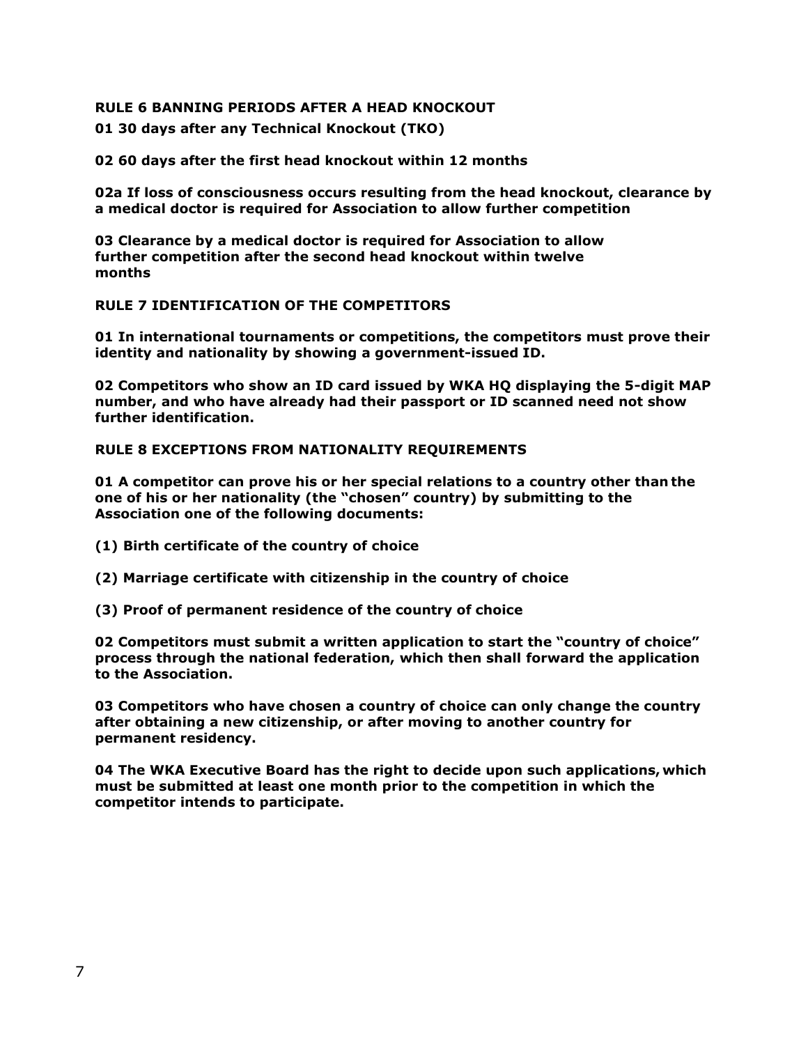## RULE 6 BANNING PERIODS AFTER A HEAD KNOCKOUT

**01 30 days after any Technical Knockout (TKO)**

**02 60 days after the first head knockout within 12 months**

**02a If loss of consciousness occurs resulting from the head knockout, clearance by a medical doctor is required for Association to allow further competition**

**03 Clearance by a medical doctor is required for Association to allow further competition after the second head knockout within twelve months**

## RULE 7 IDENTIFICATION OF THE COMPETITORS

**01 In international tournaments or competitions, the competitors must prove their identity and nationality by showing a government-issued ID.**

**02 Competitors who show an ID card issued by WKA HQ displaying the 5-digit MAP number, and who have already had their passport or ID scanned need not show further identification.**

## RULE 8 EXCEPTIONS FROM NATIONALITY REQUIREMENTS

**01 A competitor can prove his or her special relations to a country other than the one of his or her nationality (the "chosen" country) by submitting to the Association one of the following documents:**

**(1) Birth certificate of the country of choice**

**(2) Marriage certificate with citizenship in the country of choice**

**(3) Proof of permanent residence of the country of choice**

**02 Competitors must submit a written application to start the "country of choice" process through the national federation, which then shall forward the application to the Association.**

**03 Competitors who have chosen a country of choice can only change the country after obtaining a new citizenship, or after moving to another country for permanent residency.**

**04 The WKA Executive Board has the right to decide upon such applications, which must be submitted at least one month prior to the competition in which the competitor intends to participate.**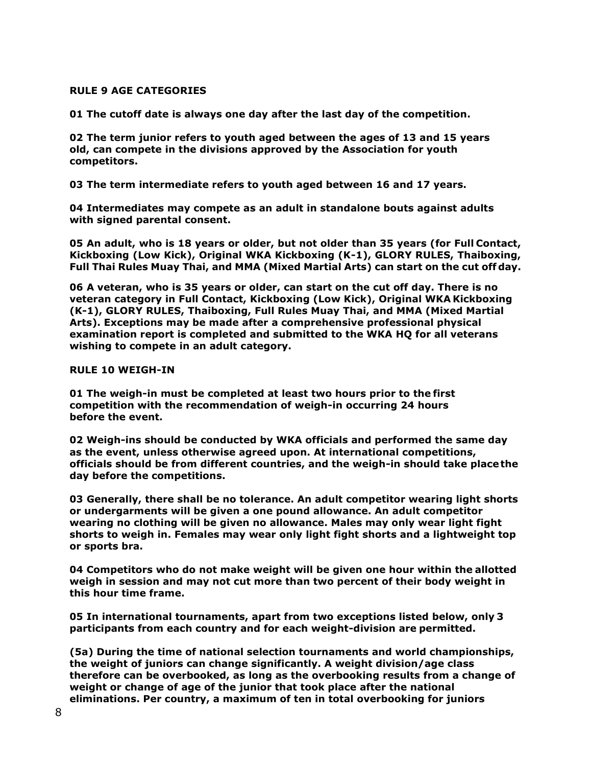**RULE 9 AGE CATEGORIES**

**01 The cutoff date is always one day after the last day of the competition.**

**02 The term junior refers to youth aged between the ages of 13 and 15 years old, can compete in the divisions approved by the Association for youth competitors.**

**03 The term intermediate refers to youth aged between 16 and 17 years.**

**04 Intermediates may compete as an adult in standalone bouts against adults with signed parental consent.**

**05 An adult, who is 18 years or older, but not older than 35 years (for Full Contact, Kickboxing (Low Kick), Original WKA Kickboxing (K-1), GLORY RULES, Thaiboxing, Full Thai Rules Muay Thai, and MMA (Mixed Martial Arts) can start on the cut off day.**

**06 A veteran, who is 35 years or older, can start on the cut off day. There is no veteran category in Full Contact, Kickboxing (Low Kick), Original WKA Kickboxing (K-1), GLORY RULES, Thaiboxing, Full Rules Muay Thai, and MMA (Mixed Martial Arts). Exceptions may be made after a comprehensive professional physical examination report is completed and submitted to the WKA HQ for all veterans wishing to compete in an adult category.**

**RULE 10 WEIGH-IN**

**01 The weigh-in must be completed at least two hours prior to the first competition with the recommendation of weigh-in occurring 24 hours before the event.**

**02 Weigh-ins should be conducted by WKA officials and performed the same day as the event, unless otherwise agreed upon. At international competitions, officials should be from different countries, and the weigh-in should take place the day before the competitions.**

**03 Generally, there shall be no tolerance. An adult competitor wearing light shorts or undergarments will be given a one pound allowance. An adult competitor wearing no clothing will be given no allowance. Males may only wear light fight shorts to weigh in. Females may wear only light fight shorts and a lightweight top or sports bra.**

**04 Competitors who do not make weight will be given one hour within the allotted weigh in session and may not cut more than two percent of their body weight in this hour time frame.**

**05 In international tournaments, apart from two exceptions listed below, only 3 participants from each country and for each weight-division are permitted.**

**(5a) During the time of national selection tournaments and world championships, the weight of juniors can change significantly. A weight division/age class therefore can be overbooked, as long as the overbooking results from a change of weight or change of age of the junior that took place after the national eliminations. Per country, a maximum of ten in total overbooking for juniors**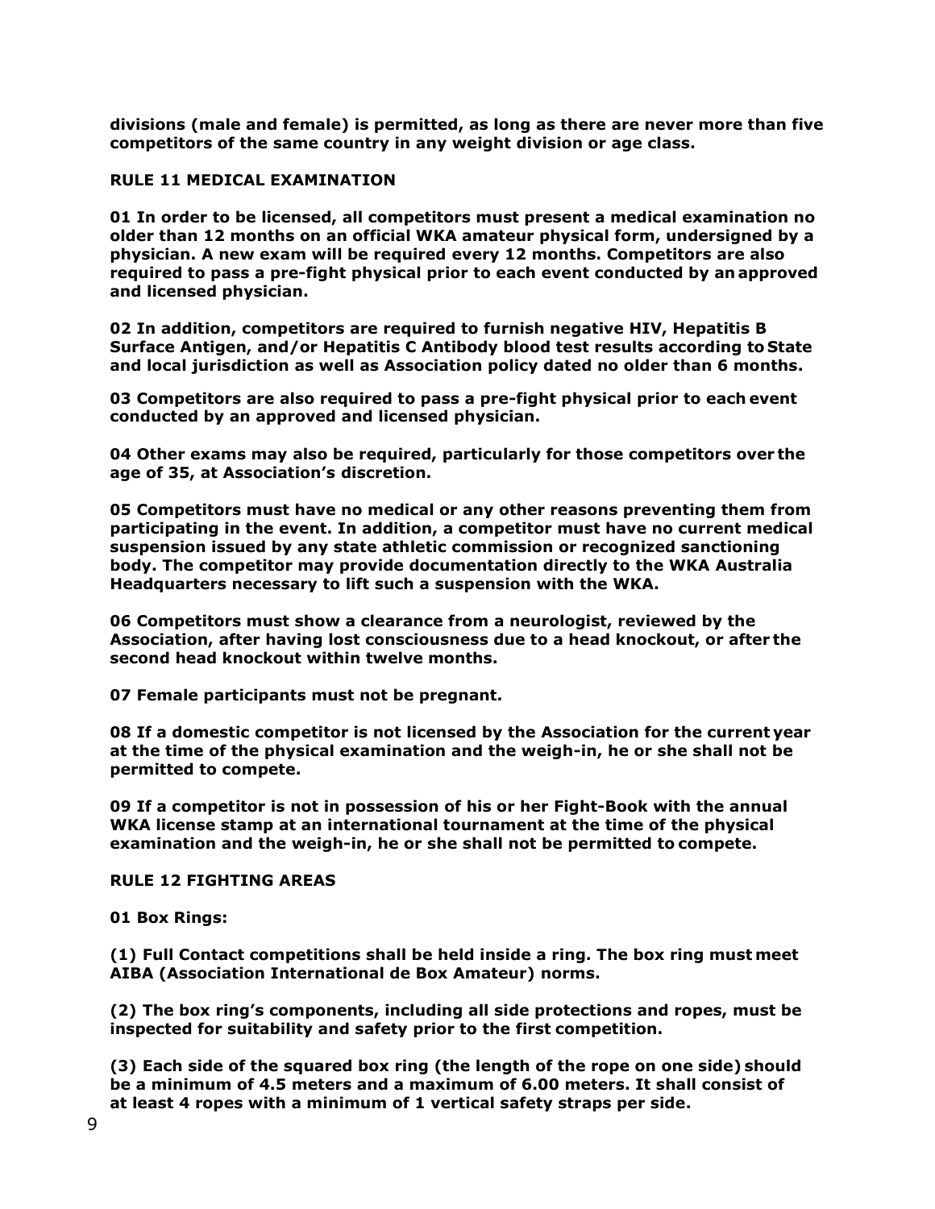**divisions (male and female) is permitted, as long as there are never more than five competitors of the same country in any weight division or age class.**

## RULE 11 MEDICAL EXAMINATION

**01 In order to be licensed, all competitors must present a medical examination no older than 12 months on an official WKA amateur physical form, undersigned by a physician. A new exam will be required every 12 months. Competitors are also required to pass a pre-fight physical prior to each event conducted by an approved and licensed physician.**

**02 In addition, competitors are required to furnish negative HIV, Hepatitis B Surface Antigen, and/or Hepatitis C Antibody blood test results according to State and local jurisdiction as well as Association policy dated no older than 6 months.**

**03 Competitors are also required to pass a pre-fight physical prior to each event conducted by an approved and licensed physician.**

**04 Other exams may also be required, particularly for those competitors over the age of 35, at Association's discretion.**

**05 Competitors must have no medical or any other reasons preventing them from participating in the event. In addition, a competitor must have no current medical suspension issued by any state athletic commission or recognized sanctioning body. The competitor may provide documentation directly to the WKA Australia Headquarters necessary to lift such a suspension with the WKA.**

**06 Competitors must show a clearance from a neurologist, reviewed by the Association, after having lost consciousness due to a head knockout, or after the second head knockout within twelve months.**

**07 Female participants must not be pregnant.**

**08 If a domestic competitor is not licensed by the Association for the current year at the time of the physical examination and the weigh-in, he or she shall not be permitted to compete.**

**09 If a competitor is not in possession of his or her Fight-Book with the annual WKA license stamp at an international tournament at the time of the physical examination and the weigh-in, he or she shall not be permitted to compete.**

## RULE 12 FIGHTING AREAS

**01 Box Rings:**

**(1) Full Contact competitions shall be held inside a ring. The box ring must meet AIBA (Association International de Box Amateur) norms.**

**(2) The box ring's components, including all side protections and ropes, must be inspected for suitability and safety prior to the first competition.**

**(3) Each side of the squared box ring (the length of the rope on one side) should be a minimum of 4.5 meters and a maximum of 6.00 meters. It shall consist of at least 4 ropes with a minimum of 1 vertical safety straps per side.**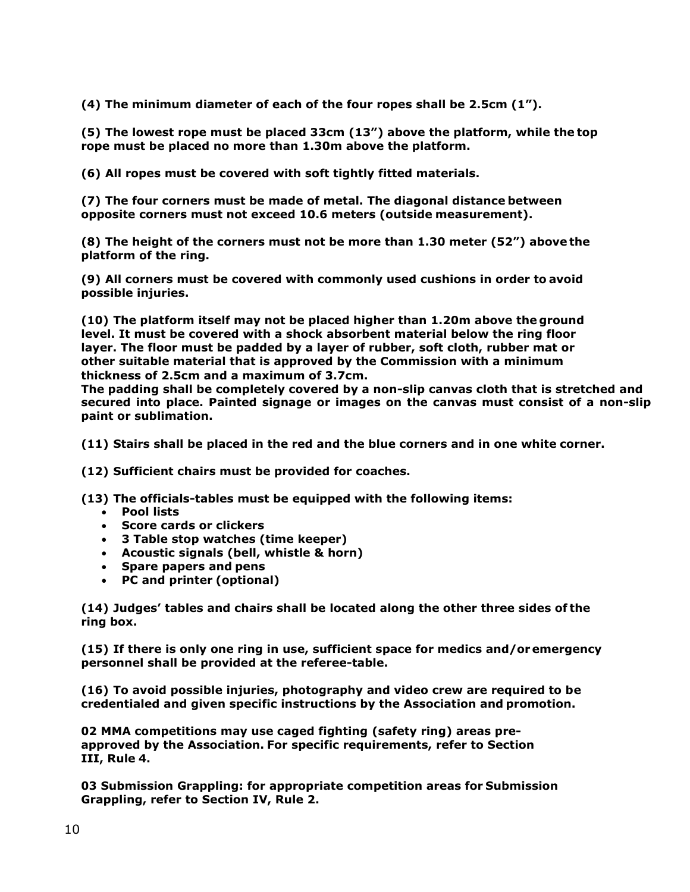**(4) The minimum diameter of each of the four ropes shall be 2.5cm (1").**

**(5) The lowest rope must be placed 33cm (13") above the platform, while the top rope must be placed no more than 1.30m above the platform.**

**(6) All ropes must be covered with soft tightly fitted materials.**

**(7) The four corners must be made of metal. The diagonal distance between opposite corners must not exceed 10.6 meters (outside measurement).**

**(8) The height of the corners must not be more than 1.30 meter (52") above the platform of the ring.**

**(9) All corners must be covered with commonly used cushions in order to avoid possible injuries.**

**(10) The platform itself may not be placed higher than 1.20m above the ground level. It must be covered with a shock absorbent material below the ring floor layer. The floor must be padded by a layer of rubber, soft cloth, rubber mat or other suitable material that is approved by the Commission with a minimum thickness of 2.5cm and a maximum of 3.7cm.**
**The padding shall be completely covered by a non-slip canvas cloth that is stretched and secured into place. Painted signage or images on the canvas must consist of a non-slip paint or sublimation.**

**(11) Stairs shall be placed in the red and the blue corners and in one white corner.**

**(12) Sufficient chairs must be provided for coaches.**

**(13) The officials-tables must be equipped with the following items:**

- **Pool lists**
- **Score cards or clickers**
- **3 Table stop watches (time keeper)**
- **Acoustic signals (bell, whistle & horn)**
- **Spare papers and pens**
- **PC and printer (optional)**

**(14) Judges' tables and chairs shall be located along the other three sides of the ring box.**

**(15) If there is only one ring in use, sufficient space for medics and/or emergency personnel shall be provided at the referee-table.**

**(16) To avoid possible injuries, photography and video crew are required to be credentialed and given specific instructions by the Association and promotion.**

**02 MMA competitions may use caged fighting (safety ring) areas pre-approved by the Association. For specific requirements, refer to Section III, Rule 4.**

**03 Submission Grappling: for appropriate competition areas for Submission Grappling, refer to Section IV, Rule 2.**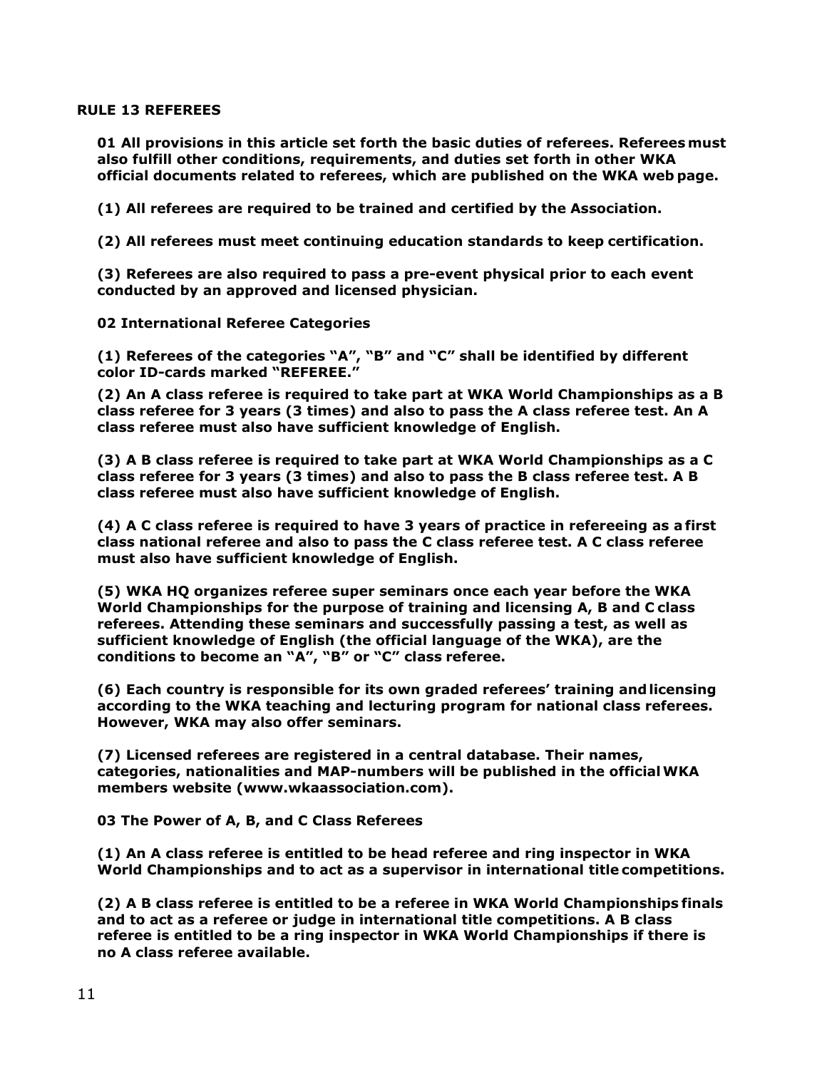## RULE 13 REFEREES

**01 All provisions in this article set forth the basic duties of referees. Referees must also fulfill other conditions, requirements, and duties set forth in other WKA official documents related to referees, which are published on the WKA web page.**

**(1) All referees are required to be trained and certified by the Association.**

**(2) All referees must meet continuing education standards to keep certification.**

**(3) Referees are also required to pass a pre-event physical prior to each event conducted by an approved and licensed physician.**

**02 International Referee Categories**

**(1) Referees of the categories "A", "B" and "C" shall be identified by different color ID-cards marked "REFEREE."**

**(2) An A class referee is required to take part at WKA World Championships as a B class referee for 3 years (3 times) and also to pass the A class referee test. An A class referee must also have sufficient knowledge of English.**

**(3) A B class referee is required to take part at WKA World Championships as a C class referee for 3 years (3 times) and also to pass the B class referee test. A B class referee must also have sufficient knowledge of English.**

**(4) A C class referee is required to have 3 years of practice in refereeing as a first class national referee and also to pass the C class referee test. A C class referee must also have sufficient knowledge of English.**

**(5) WKA HQ organizes referee super seminars once each year before the WKA World Championships for the purpose of training and licensing A, B and C class referees. Attending these seminars and successfully passing a test, as well as sufficient knowledge of English (the official language of the WKA), are the conditions to become an "A", "B" or "C" class referee.**

**(6) Each country is responsible for its own graded referees' training and licensing according to the WKA teaching and lecturing program for national class referees. However, WKA may also offer seminars.**

**(7) Licensed referees are registered in a central database. Their names, categories, nationalities and MAP-numbers will be published in the official WKA members website (www.wkaassociation.com).**

**03 The Power of A, B, and C Class Referees**

**(1) An A class referee is entitled to be head referee and ring inspector in WKA World Championships and to act as a supervisor in international title competitions.**

**(2) A B class referee is entitled to be a referee in WKA World Championships finals and to act as a referee or judge in international title competitions. A B class referee is entitled to be a ring inspector in WKA World Championships if there is no A class referee available.**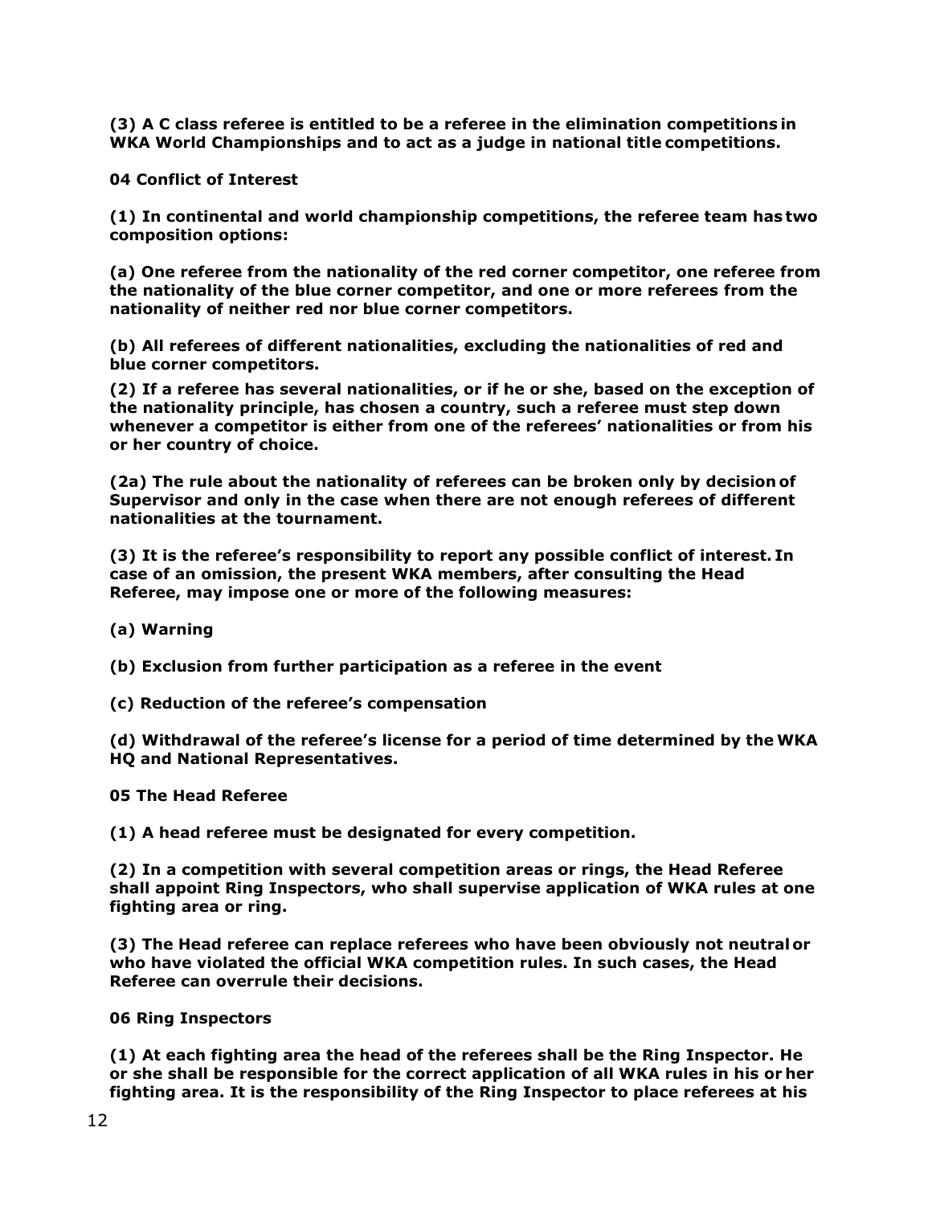**(3) A C class referee is entitled to be a referee in the elimination competitions in WKA World Championships and to act as a judge in national title competitions.**

**04 Conflict of Interest**

**(1) In continental and world championship competitions, the referee team has two composition options:**

**(a) One referee from the nationality of the red corner competitor, one referee from the nationality of the blue corner competitor, and one or more referees from the nationality of neither red nor blue corner competitors.**

**(b) All referees of different nationalities, excluding the nationalities of red and blue corner competitors.**

**(2) If a referee has several nationalities, or if he or she, based on the exception of the nationality principle, has chosen a country, such a referee must step down whenever a competitor is either from one of the referees' nationalities or from his or her country of choice.**

**(2a) The rule about the nationality of referees can be broken only by decision of Supervisor and only in the case when there are not enough referees of different nationalities at the tournament.**

**(3) It is the referee's responsibility to report any possible conflict of interest. In case of an omission, the present WKA members, after consulting the Head Referee, may impose one or more of the following measures:**

**(a) Warning**

**(b) Exclusion from further participation as a referee in the event**

**(c) Reduction of the referee's compensation**

**(d) Withdrawal of the referee's license for a period of time determined by the WKA HQ and National Representatives.**

**05 The Head Referee**

**(1) A head referee must be designated for every competition.**

**(2) In a competition with several competition areas or rings, the Head Referee shall appoint Ring Inspectors, who shall supervise application of WKA rules at one fighting area or ring.**

**(3) The Head referee can replace referees who have been obviously not neutral or who have violated the official WKA competition rules. In such cases, the Head Referee can overrule their decisions.**

**06 Ring Inspectors**

**(1) At each fighting area the head of the referees shall be the Ring Inspector. He or she shall be responsible for the correct application of all WKA rules in his or her fighting area. It is the responsibility of the Ring Inspector to place referees at his**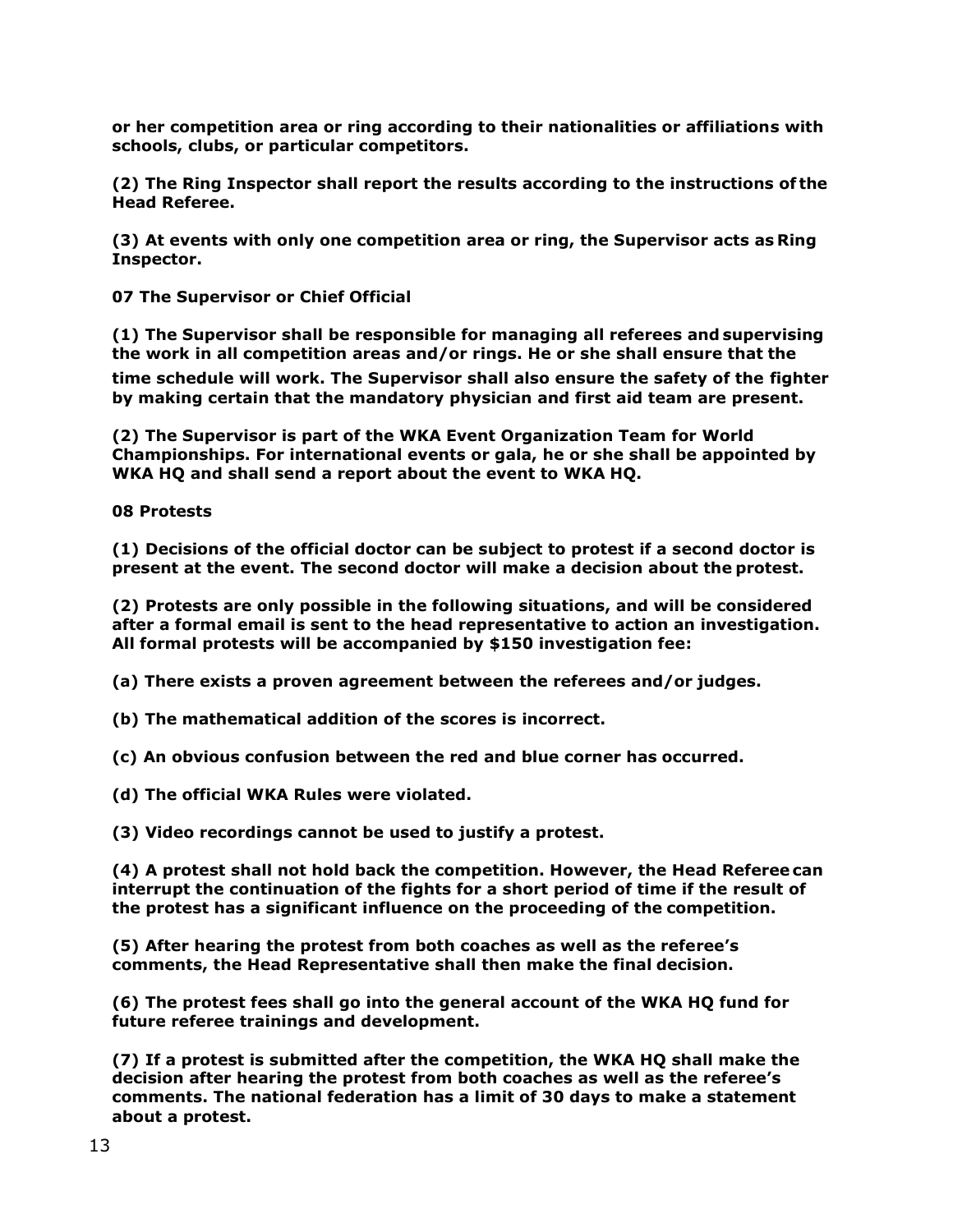**or her competition area or ring according to their nationalities or affiliations with schools, clubs, or particular competitors.**

**(2) The Ring Inspector shall report the results according to the instructions of the Head Referee.**

**(3) At events with only one competition area or ring, the Supervisor acts as Ring Inspector.**

**07 The Supervisor or Chief Official**

**(1) The Supervisor shall be responsible for managing all referees and supervising the work in all competition areas and/or rings. He or she shall ensure that the time schedule will work. The Supervisor shall also ensure the safety of the fighter by making certain that the mandatory physician and first aid team are present.**

**(2) The Supervisor is part of the WKA Event Organization Team for World Championships. For international events or gala, he or she shall be appointed by WKA HQ and shall send a report about the event to WKA HQ.**

**08 Protests**

**(1) Decisions of the official doctor can be subject to protest if a second doctor is present at the event. The second doctor will make a decision about the protest.**

**(2) Protests are only possible in the following situations, and will be considered after a formal email is sent to the head representative to action an investigation. All formal protests will be accompanied by $150 investigation fee:**

**(a) There exists a proven agreement between the referees and/or judges.**

**(b) The mathematical addition of the scores is incorrect.**

**(c) An obvious confusion between the red and blue corner has occurred.**

**(d) The official WKA Rules were violated.**

**(3) Video recordings cannot be used to justify a protest.**

**(4) A protest shall not hold back the competition. However, the Head Referee can interrupt the continuation of the fights for a short period of time if the result of the protest has a significant influence on the proceeding of the competition.**

**(5) After hearing the protest from both coaches as well as the referee's comments, the Head Representative shall then make the final decision.**

**(6) The protest fees shall go into the general account of the WKA HQ fund for future referee trainings and development.**

**(7) If a protest is submitted after the competition, the WKA HQ shall make the decision after hearing the protest from both coaches as well as the referee's comments. The national federation has a limit of 30 days to make a statement about a protest.**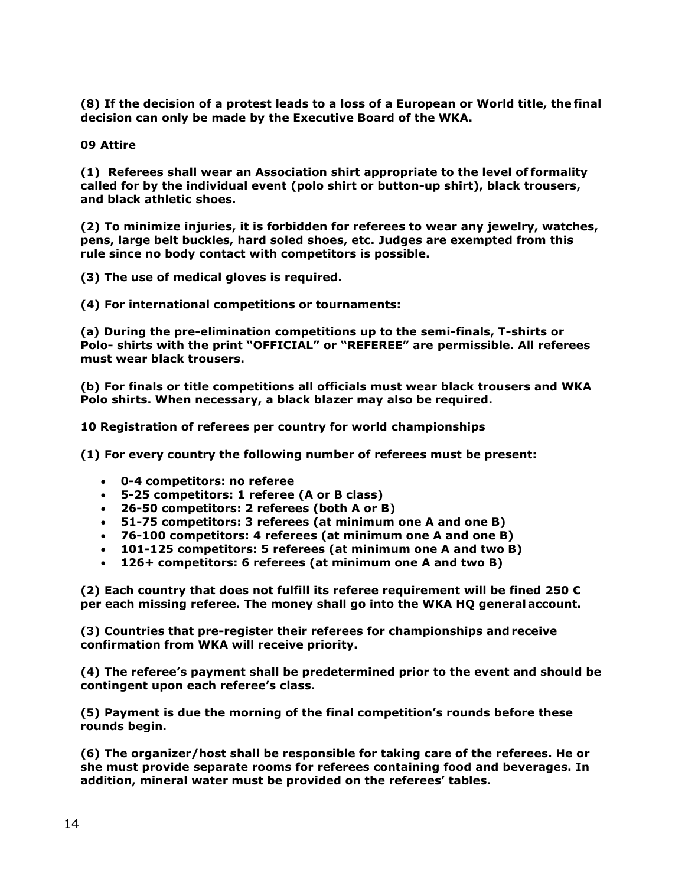**(8) If the decision of a protest leads to a loss of a European or World title, the final decision can only be made by the Executive Board of the WKA.**

## 09 Attire

**(1) Referees shall wear an Association shirt appropriate to the level of formality called for by the individual event (polo shirt or button-up shirt), black trousers, and black athletic shoes.**

**(2) To minimize injuries, it is forbidden for referees to wear any jewelry, watches, pens, large belt buckles, hard soled shoes, etc. Judges are exempted from this rule since no body contact with competitors is possible.**

**(3) The use of medical gloves is required.**

**(4) For international competitions or tournaments:**

**(a) During the pre-elimination competitions up to the semi-finals, T-shirts or Polo- shirts with the print "OFFICIAL" or "REFEREE" are permissible. All referees must wear black trousers.**

**(b) For finals or title competitions all officials must wear black trousers and WKA Polo shirts. When necessary, a black blazer may also be required.**

## 10 Registration of referees per country for world championships

**(1) For every country the following number of referees must be present:**

- **0-4 competitors: no referee**
- **5-25 competitors: 1 referee (A or B class)**
- **26-50 competitors: 2 referees (both A or B)**
- **51-75 competitors: 3 referees (at minimum one A and one B)**
- **76-100 competitors: 4 referees (at minimum one A and one B)**
- **101-125 competitors: 5 referees (at minimum one A and two B)**
- **126+ competitors: 6 referees (at minimum one A and two B)**

**(2) Each country that does not fulfill its referee requirement will be fined 250 € per each missing referee. The money shall go into the WKA HQ general account.**

**(3) Countries that pre-register their referees for championships and receive confirmation from WKA will receive priority.**

**(4) The referee's payment shall be predetermined prior to the event and should be contingent upon each referee's class.**

**(5) Payment is due the morning of the final competition's rounds before these rounds begin.**

**(6) The organizer/host shall be responsible for taking care of the referees. He or she must provide separate rooms for referees containing food and beverages. In addition, mineral water must be provided on the referees' tables.**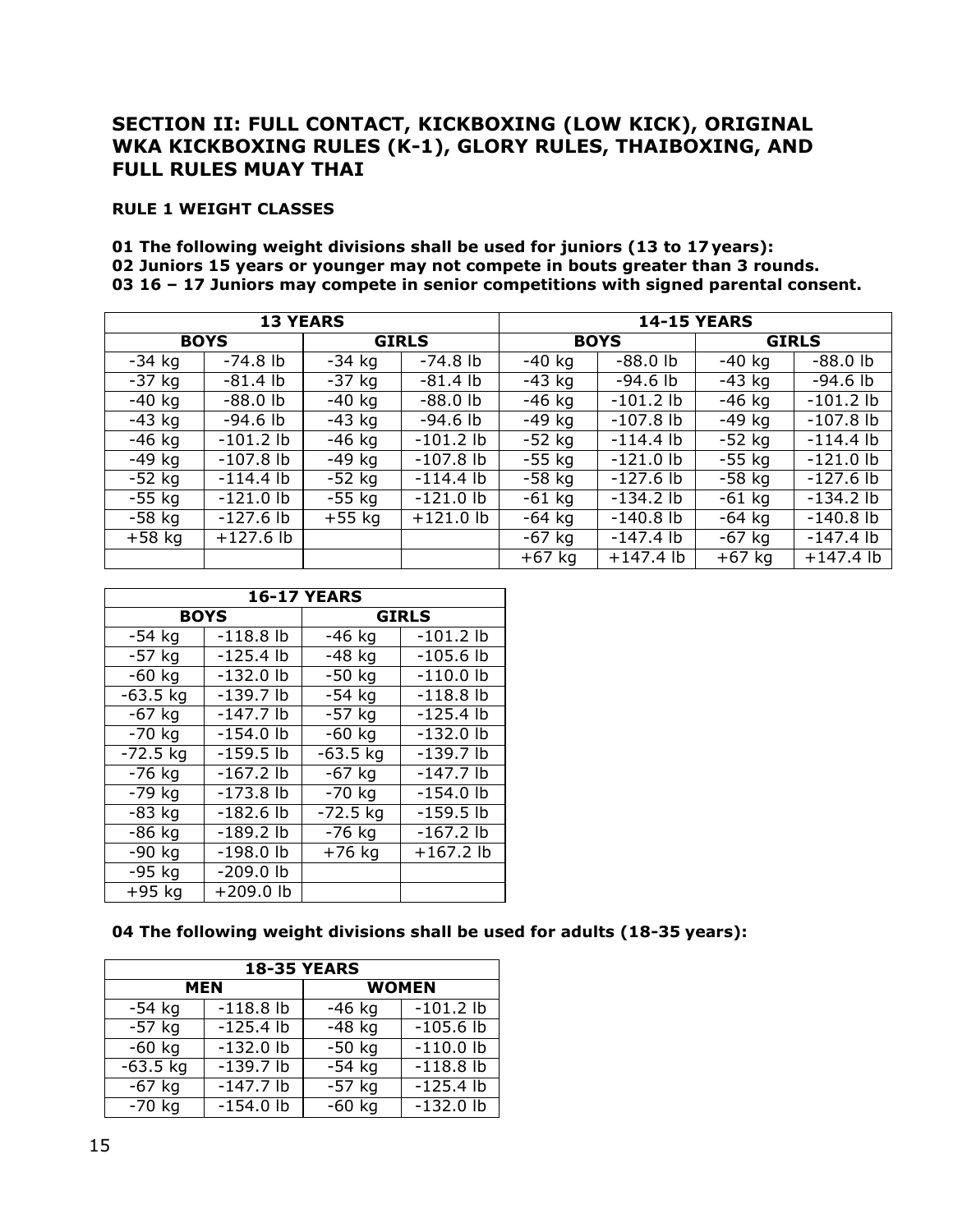## SECTION II: FULL CONTACT, KICKBOXING (LOW KICK), ORIGINAL WKA KICKBOXING RULES (K-1), GLORY RULES, THAIBOXING, AND FULL RULES MUAY THAI

### RULE 1 WEIGHT CLASSES

**01 The following weight divisions shall be used for juniors (13 to 17 years):**
**02 Juniors 15 years or younger may not compete in bouts greater than 3 rounds.**
**03 16 – 17 Juniors may compete in senior competitions with signed parental consent.**

| 13 YEARS | | | | 14-15 YEARS | | | |
|---|---|---|---|---|---|---|---|
| BOYS | | GIRLS | | BOYS | | GIRLS | |
| -34 kg | -74.8 lb | -34 kg | -74.8 lb | -40 kg | -88.0 lb | -40 kg | -88.0 lb |
| -37 kg | -81.4 lb | -37 kg | -81.4 lb | -43 kg | -94.6 lb | -43 kg | -94.6 lb |
| -40 kg | -88.0 lb | -40 kg | -88.0 lb | -46 kg | -101.2 lb | -46 kg | -101.2 lb |
| -43 kg | -94.6 lb | -43 kg | -94.6 lb | -49 kg | -107.8 lb | -49 kg | -107.8 lb |
| -46 kg | -101.2 lb | -46 kg | -101.2 lb | -52 kg | -114.4 lb | -52 kg | -114.4 lb |
| -49 kg | -107.8 lb | -49 kg | -107.8 lb | -55 kg | -121.0 lb | -55 kg | -121.0 lb |
| -52 kg | -114.4 lb | -52 kg | -114.4 lb | -58 kg | -127.6 lb | -58 kg | -127.6 lb |
| -55 kg | -121.0 lb | -55 kg | -121.0 lb | -61 kg | -134.2 lb | -61 kg | -134.2 lb |
| -58 kg | -127.6 lb | +55 kg | +121.0 lb | -64 kg | -140.8 lb | -64 kg | -140.8 lb |
| +58 kg | +127.6 lb | | | -67 kg | -147.4 lb | -67 kg | -147.4 lb |
| | | | | +67 kg | +147.4 lb | +67 kg | +147.4 lb |

| 16-17 YEARS | | | |
|---|---|---|---|
| BOYS | | GIRLS | |
| -54 kg | -118.8 lb | -46 kg | -101.2 lb |
| -57 kg | -125.4 lb | -48 kg | -105.6 lb |
| -60 kg | -132.0 lb | -50 kg | -110.0 lb |
| -63.5 kg | -139.7 lb | -54 kg | -118.8 lb |
| -67 kg | -147.7 lb | -57 kg | -125.4 lb |
| -70 kg | -154.0 lb | -60 kg | -132.0 lb |
| -72.5 kg | -159.5 lb | -63.5 kg | -139.7 lb |
| -76 kg | -167.2 lb | -67 kg | -147.7 lb |
| -79 kg | -173.8 lb | -70 kg | -154.0 lb |
| -83 kg | -182.6 lb | -72.5 kg | -159.5 lb |
| -86 kg | -189.2 lb | -76 kg | -167.2 lb |
| -90 kg | -198.0 lb | +76 kg | +167.2 lb |
| -95 kg | -209.0 lb | | |
| +95 kg | +209.0 lb | | |

**04 The following weight divisions shall be used for adults (18-35 years):**

| 18-35 YEARS | | | |
|---|---|---|---|
| MEN | | WOMEN | |
| -54 kg | -118.8 lb | -46 kg | -101.2 lb |
| -57 kg | -125.4 lb | -48 kg | -105.6 lb |
| -60 kg | -132.0 lb | -50 kg | -110.0 lb |
| -63.5 kg | -139.7 lb | -54 kg | -118.8 lb |
| -67 kg | -147.7 lb | -57 kg | -125.4 lb |
| -70 kg | -154.0 lb | -60 kg | -132.0 lb |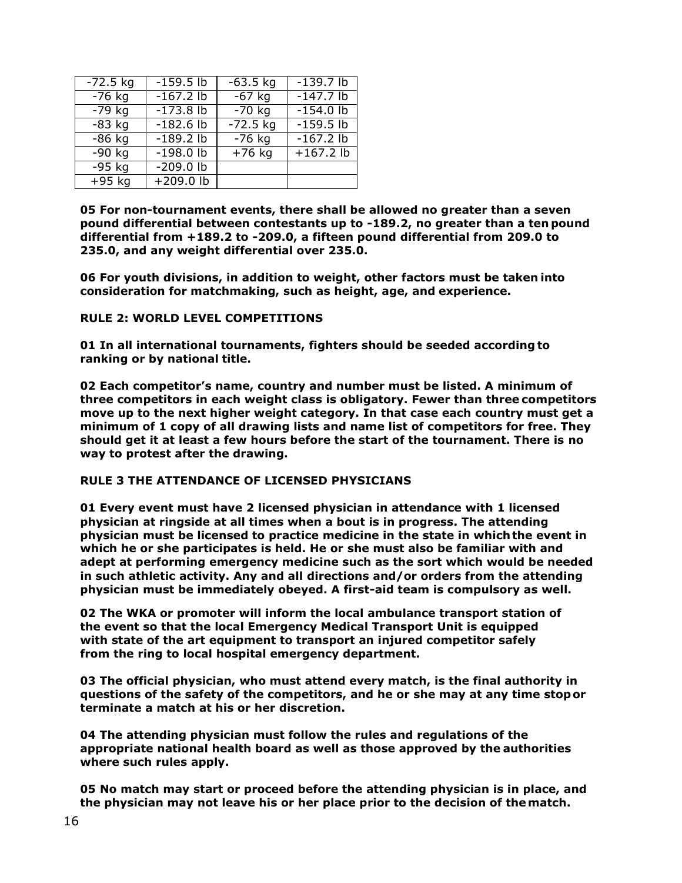| -72.5 kg | -159.5 lb | -63.5 kg | -139.7 lb |
| --- | --- | --- | --- |
| -76 kg | -167.2 lb | -67 kg | -147.7 lb |
| -79 kg | -173.8 lb | -70 kg | -154.0 lb |
| -83 kg | -182.6 lb | -72.5 kg | -159.5 lb |
| -86 kg | -189.2 lb | -76 kg | -167.2 lb |
| -90 kg | -198.0 lb | +76 kg | +167.2 lb |
| -95 kg | -209.0 lb | | |
| +95 kg | +209.0 lb | | |

**05 For non-tournament events, there shall be allowed no greater than a seven pound differential between contestants up to -189.2, no greater than a ten pound differential from +189.2 to -209.0, a fifteen pound differential from 209.0 to 235.0, and any weight differential over 235.0.**

**06 For youth divisions, in addition to weight, other factors must be taken into consideration for matchmaking, such as height, age, and experience.**

**RULE 2: WORLD LEVEL COMPETITIONS**

**01 In all international tournaments, fighters should be seeded according to ranking or by national title.**

**02 Each competitor's name, country and number must be listed. A minimum of three competitors in each weight class is obligatory. Fewer than three competitors move up to the next higher weight category. In that case each country must get a minimum of 1 copy of all drawing lists and name list of competitors for free. They should get it at least a few hours before the start of the tournament. There is no way to protest after the drawing.**

**RULE 3 THE ATTENDANCE OF LICENSED PHYSICIANS**

**01 Every event must have 2 licensed physician in attendance with 1 licensed physician at ringside at all times when a bout is in progress. The attending physician must be licensed to practice medicine in the state in which the event in which he or she participates is held. He or she must also be familiar with and adept at performing emergency medicine such as the sort which would be needed in such athletic activity. Any and all directions and/or orders from the attending physician must be immediately obeyed. A first-aid team is compulsory as well.**

**02 The WKA or promoter will inform the local ambulance transport station of the event so that the local Emergency Medical Transport Unit is equipped with state of the art equipment to transport an injured competitor safely from the ring to local hospital emergency department.**

**03 The official physician, who must attend every match, is the final authority in questions of the safety of the competitors, and he or she may at any time stop or terminate a match at his or her discretion.**

**04 The attending physician must follow the rules and regulations of the appropriate national health board as well as those approved by the authorities where such rules apply.**

**05 No match may start or proceed before the attending physician is in place, and the physician may not leave his or her place prior to the decision of the match.**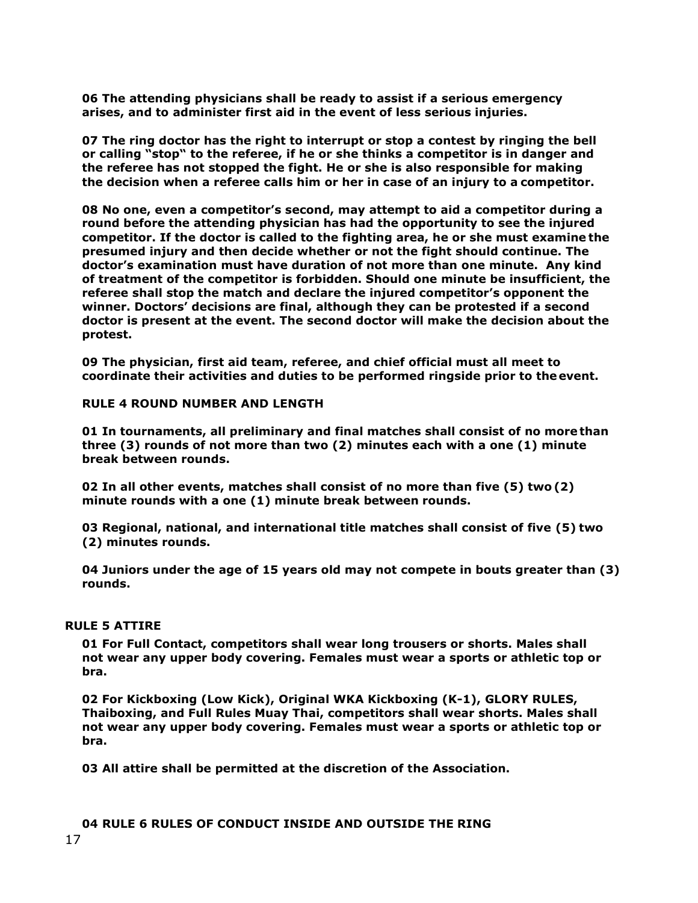**06 The attending physicians shall be ready to assist if a serious emergency arises, and to administer first aid in the event of less serious injuries.**

**07 The ring doctor has the right to interrupt or stop a contest by ringing the bell or calling "stop" to the referee, if he or she thinks a competitor is in danger and the referee has not stopped the fight. He or she is also responsible for making the decision when a referee calls him or her in case of an injury to a competitor.**

**08 No one, even a competitor's second, may attempt to aid a competitor during a round before the attending physician has had the opportunity to see the injured competitor. If the doctor is called to the fighting area, he or she must examine the presumed injury and then decide whether or not the fight should continue. The doctor's examination must have duration of not more than one minute. Any kind of treatment of the competitor is forbidden. Should one minute be insufficient, the referee shall stop the match and declare the injured competitor's opponent the winner. Doctors' decisions are final, although they can be protested if a second doctor is present at the event. The second doctor will make the decision about the protest.**

**09 The physician, first aid team, referee, and chief official must all meet to coordinate their activities and duties to be performed ringside prior to the event.**

## RULE 4 ROUND NUMBER AND LENGTH

**01 In tournaments, all preliminary and final matches shall consist of no more than three (3) rounds of not more than two (2) minutes each with a one (1) minute break between rounds.**

**02 In all other events, matches shall consist of no more than five (5) two (2) minute rounds with a one (1) minute break between rounds.**

**03 Regional, national, and international title matches shall consist of five (5) two (2) minutes rounds.**

**04 Juniors under the age of 15 years old may not compete in bouts greater than (3) rounds.**

## RULE 5 ATTIRE

**01 For Full Contact, competitors shall wear long trousers or shorts. Males shall not wear any upper body covering. Females must wear a sports or athletic top or bra.**

**02 For Kickboxing (Low Kick), Original WKA Kickboxing (K-1), GLORY RULES, Thaiboxing, and Full Rules Muay Thai, competitors shall wear shorts. Males shall not wear any upper body covering. Females must wear a sports or athletic top or bra.**

**03 All attire shall be permitted at the discretion of the Association.**

**04 RULE 6 RULES OF CONDUCT INSIDE AND OUTSIDE THE RING**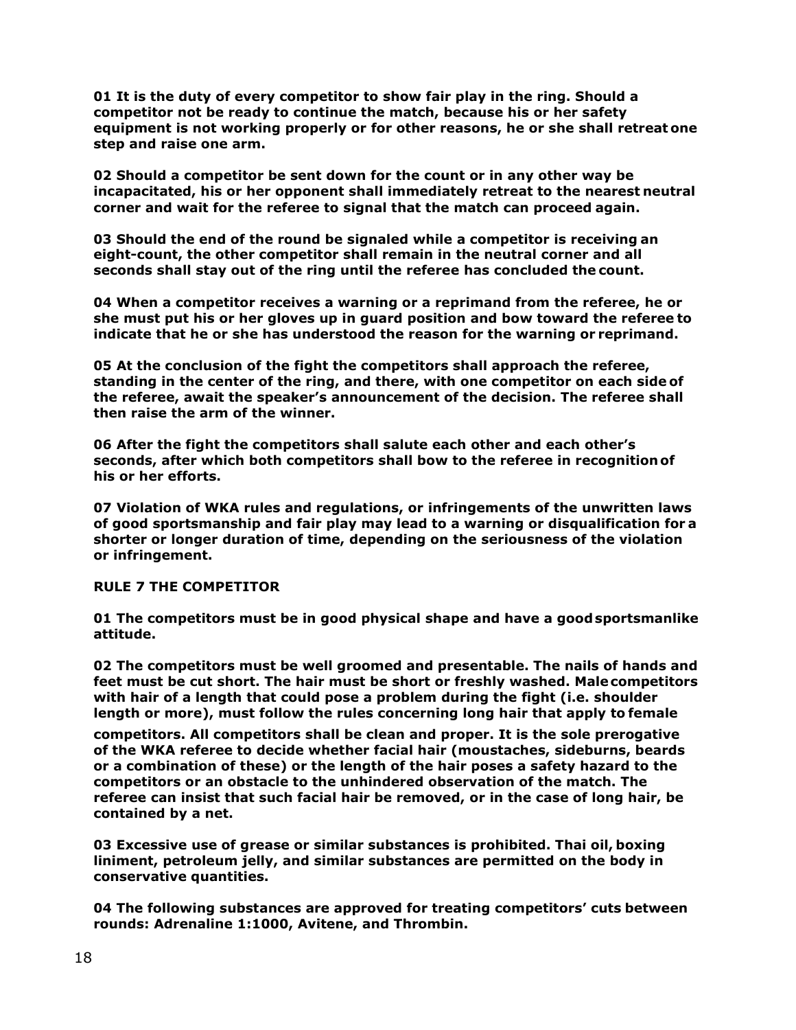**01 It is the duty of every competitor to show fair play in the ring. Should a competitor not be ready to continue the match, because his or her safety equipment is not working properly or for other reasons, he or she shall retreat one step and raise one arm.**

**02 Should a competitor be sent down for the count or in any other way be incapacitated, his or her opponent shall immediately retreat to the nearest neutral corner and wait for the referee to signal that the match can proceed again.**

**03 Should the end of the round be signaled while a competitor is receiving an eight-count, the other competitor shall remain in the neutral corner and all seconds shall stay out of the ring until the referee has concluded the count.**

**04 When a competitor receives a warning or a reprimand from the referee, he or she must put his or her gloves up in guard position and bow toward the referee to indicate that he or she has understood the reason for the warning or reprimand.**

**05 At the conclusion of the fight the competitors shall approach the referee, standing in the center of the ring, and there, with one competitor on each side of the referee, await the speaker's announcement of the decision. The referee shall then raise the arm of the winner.**

**06 After the fight the competitors shall salute each other and each other's seconds, after which both competitors shall bow to the referee in recognition of his or her efforts.**

**07 Violation of WKA rules and regulations, or infringements of the unwritten laws of good sportsmanship and fair play may lead to a warning or disqualification for a shorter or longer duration of time, depending on the seriousness of the violation or infringement.**

## RULE 7 THE COMPETITOR

**01 The competitors must be in good physical shape and have a good sportsmanlike attitude.**

**02 The competitors must be well groomed and presentable. The nails of hands and feet must be cut short. The hair must be short or freshly washed. Male competitors with hair of a length that could pose a problem during the fight (i.e. shoulder length or more), must follow the rules concerning long hair that apply to female competitors. All competitors shall be clean and proper. It is the sole prerogative of the WKA referee to decide whether facial hair (moustaches, sideburns, beards or a combination of these) or the length of the hair poses a safety hazard to the competitors or an obstacle to the unhindered observation of the match. The referee can insist that such facial hair be removed, or in the case of long hair, be contained by a net.**

**03 Excessive use of grease or similar substances is prohibited. Thai oil, boxing liniment, petroleum jelly, and similar substances are permitted on the body in conservative quantities.**

**04 The following substances are approved for treating competitors' cuts between rounds: Adrenaline 1:1000, Avitene, and Thrombin.**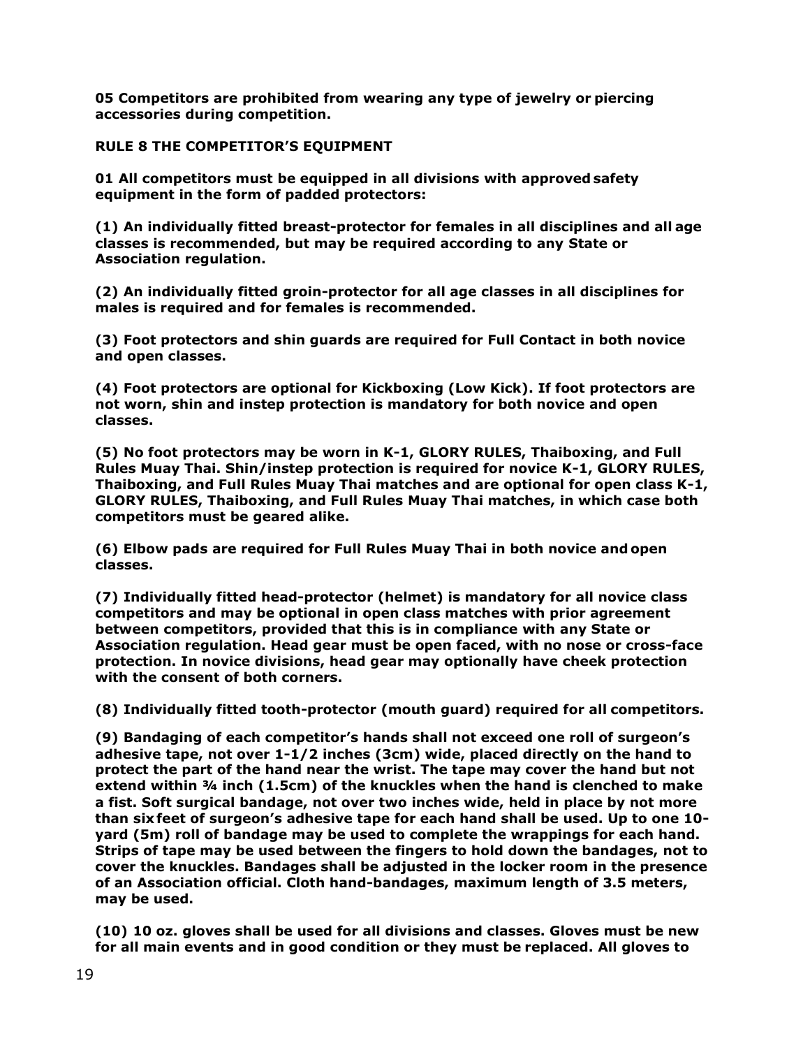**05 Competitors are prohibited from wearing any type of jewelry or piercing accessories during competition.**

**RULE 8 THE COMPETITOR'S EQUIPMENT**

**01 All competitors must be equipped in all divisions with approved safety equipment in the form of padded protectors:**

**(1) An individually fitted breast-protector for females in all disciplines and all age classes is recommended, but may be required according to any State or Association regulation.**

**(2) An individually fitted groin-protector for all age classes in all disciplines for males is required and for females is recommended.**

**(3) Foot protectors and shin guards are required for Full Contact in both novice and open classes.**

**(4) Foot protectors are optional for Kickboxing (Low Kick). If foot protectors are not worn, shin and instep protection is mandatory for both novice and open classes.**

**(5) No foot protectors may be worn in K-1, GLORY RULES, Thaiboxing, and Full Rules Muay Thai. Shin/instep protection is required for novice K-1, GLORY RULES, Thaiboxing, and Full Rules Muay Thai matches and are optional for open class K-1, GLORY RULES, Thaiboxing, and Full Rules Muay Thai matches, in which case both competitors must be geared alike.**

**(6) Elbow pads are required for Full Rules Muay Thai in both novice and open classes.**

**(7) Individually fitted head-protector (helmet) is mandatory for all novice class competitors and may be optional in open class matches with prior agreement between competitors, provided that this is in compliance with any State or Association regulation. Head gear must be open faced, with no nose or cross-face protection. In novice divisions, head gear may optionally have cheek protection with the consent of both corners.**

**(8) Individually fitted tooth-protector (mouth guard) required for all competitors.**

**(9) Bandaging of each competitor's hands shall not exceed one roll of surgeon's adhesive tape, not over 1-1/2 inches (3cm) wide, placed directly on the hand to protect the part of the hand near the wrist. The tape may cover the hand but not extend within ¾ inch (1.5cm) of the knuckles when the hand is clenched to make a fist. Soft surgical bandage, not over two inches wide, held in place by not more than six feet of surgeon's adhesive tape for each hand shall be used. Up to one 10-yard (5m) roll of bandage may be used to complete the wrappings for each hand. Strips of tape may be used between the fingers to hold down the bandages, not to cover the knuckles. Bandages shall be adjusted in the locker room in the presence of an Association official. Cloth hand-bandages, maximum length of 3.5 meters, may be used.**

**(10) 10 oz. gloves shall be used for all divisions and classes. Gloves must be new for all main events and in good condition or they must be replaced. All gloves to**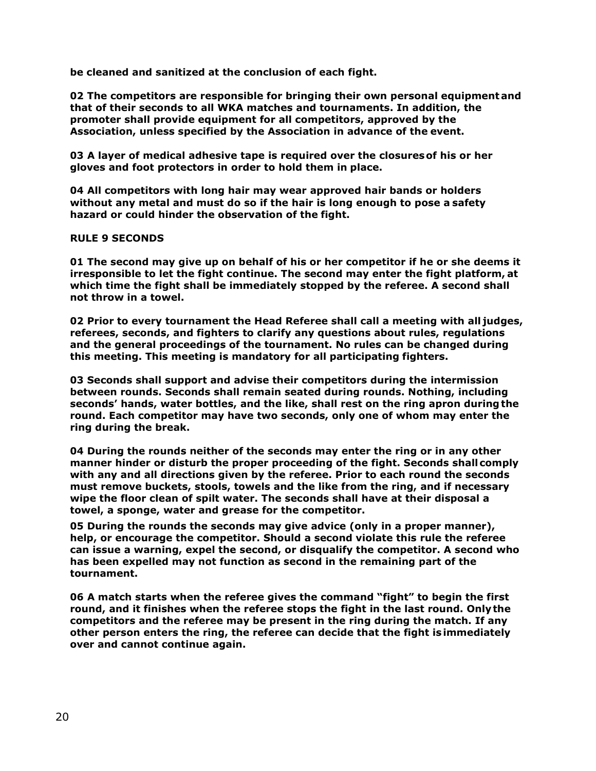**be cleaned and sanitized at the conclusion of each fight.**

**02 The competitors are responsible for bringing their own personal equipment and that of their seconds to all WKA matches and tournaments. In addition, the promoter shall provide equipment for all competitors, approved by the Association, unless specified by the Association in advance of the event.**

**03 A layer of medical adhesive tape is required over the closures of his or her gloves and foot protectors in order to hold them in place.**

**04 All competitors with long hair may wear approved hair bands or holders without any metal and must do so if the hair is long enough to pose a safety hazard or could hinder the observation of the fight.**

## RULE 9 SECONDS

**01 The second may give up on behalf of his or her competitor if he or she deems it irresponsible to let the fight continue. The second may enter the fight platform, at which time the fight shall be immediately stopped by the referee. A second shall not throw in a towel.**

**02 Prior to every tournament the Head Referee shall call a meeting with all judges, referees, seconds, and fighters to clarify any questions about rules, regulations and the general proceedings of the tournament. No rules can be changed during this meeting. This meeting is mandatory for all participating fighters.**

**03 Seconds shall support and advise their competitors during the intermission between rounds. Seconds shall remain seated during rounds. Nothing, including seconds' hands, water bottles, and the like, shall rest on the ring apron during the round. Each competitor may have two seconds, only one of whom may enter the ring during the break.**

**04 During the rounds neither of the seconds may enter the ring or in any other manner hinder or disturb the proper proceeding of the fight. Seconds shall comply with any and all directions given by the referee. Prior to each round the seconds must remove buckets, stools, towels and the like from the ring, and if necessary wipe the floor clean of spilt water. The seconds shall have at their disposal a towel, a sponge, water and grease for the competitor.**

**05 During the rounds the seconds may give advice (only in a proper manner), help, or encourage the competitor. Should a second violate this rule the referee can issue a warning, expel the second, or disqualify the competitor. A second who has been expelled may not function as second in the remaining part of the tournament.**

**06 A match starts when the referee gives the command "fight" to begin the first round, and it finishes when the referee stops the fight in the last round. Only the competitors and the referee may be present in the ring during the match. If any other person enters the ring, the referee can decide that the fight is immediately over and cannot continue again.**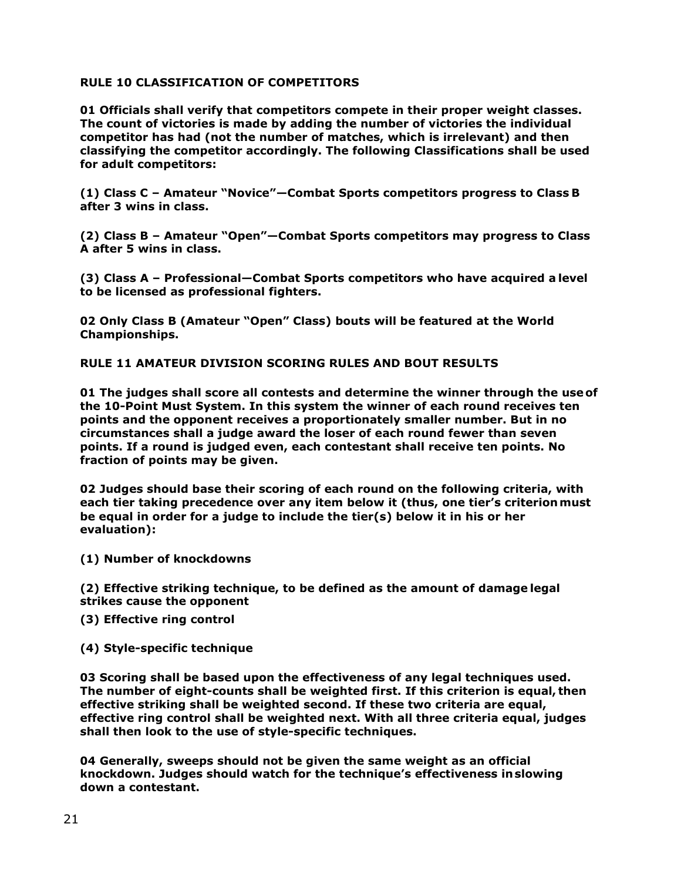## RULE 10 CLASSIFICATION OF COMPETITORS

**01 Officials shall verify that competitors compete in their proper weight classes. The count of victories is made by adding the number of victories the individual competitor has had (not the number of matches, which is irrelevant) and then classifying the competitor accordingly. The following Classifications shall be used for adult competitors:**

**(1) Class C – Amateur "Novice"—Combat Sports competitors progress to Class B after 3 wins in class.**

**(2) Class B – Amateur "Open"—Combat Sports competitors may progress to Class A after 5 wins in class.**

**(3) Class A – Professional—Combat Sports competitors who have acquired a level to be licensed as professional fighters.**

**02 Only Class B (Amateur "Open" Class) bouts will be featured at the World Championships.**

## RULE 11 AMATEUR DIVISION SCORING RULES AND BOUT RESULTS

**01 The judges shall score all contests and determine the winner through the use of the 10-Point Must System. In this system the winner of each round receives ten points and the opponent receives a proportionately smaller number. But in no circumstances shall a judge award the loser of each round fewer than seven points. If a round is judged even, each contestant shall receive ten points. No fraction of points may be given.**

**02 Judges should base their scoring of each round on the following criteria, with each tier taking precedence over any item below it (thus, one tier's criterion must be equal in order for a judge to include the tier(s) below it in his or her evaluation):**

**(1) Number of knockdowns**

**(2) Effective striking technique, to be defined as the amount of damage legal strikes cause the opponent**

**(3) Effective ring control**

**(4) Style-specific technique**

**03 Scoring shall be based upon the effectiveness of any legal techniques used. The number of eight-counts shall be weighted first. If this criterion is equal, then effective striking shall be weighted second. If these two criteria are equal, effective ring control shall be weighted next. With all three criteria equal, judges shall then look to the use of style-specific techniques.**

**04 Generally, sweeps should not be given the same weight as an official knockdown. Judges should watch for the technique's effectiveness in slowing down a contestant.**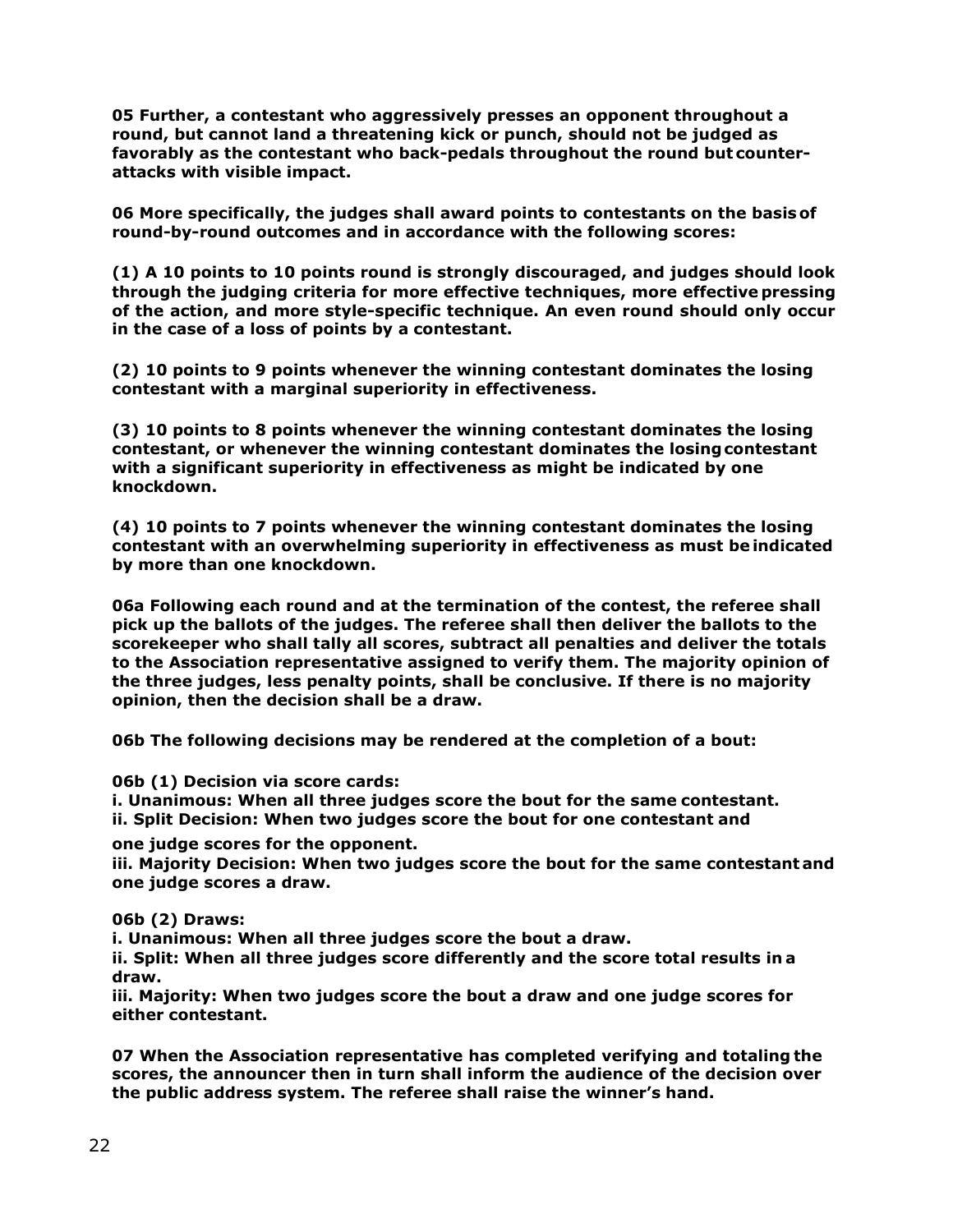**05 Further, a contestant who aggressively presses an opponent throughout a round, but cannot land a threatening kick or punch, should not be judged as favorably as the contestant who back-pedals throughout the round but counter-attacks with visible impact.**

**06 More specifically, the judges shall award points to contestants on the basis of round-by-round outcomes and in accordance with the following scores:**

**(1) A 10 points to 10 points round is strongly discouraged, and judges should look through the judging criteria for more effective techniques, more effective pressing of the action, and more style-specific technique. An even round should only occur in the case of a loss of points by a contestant.**

**(2) 10 points to 9 points whenever the winning contestant dominates the losing contestant with a marginal superiority in effectiveness.**

**(3) 10 points to 8 points whenever the winning contestant dominates the losing contestant, or whenever the winning contestant dominates the losing contestant with a significant superiority in effectiveness as might be indicated by one knockdown.**

**(4) 10 points to 7 points whenever the winning contestant dominates the losing contestant with an overwhelming superiority in effectiveness as must be indicated by more than one knockdown.**

**06a Following each round and at the termination of the contest, the referee shall pick up the ballots of the judges. The referee shall then deliver the ballots to the scorekeeper who shall tally all scores, subtract all penalties and deliver the totals to the Association representative assigned to verify them. The majority opinion of the three judges, less penalty points, shall be conclusive. If there is no majority opinion, then the decision shall be a draw.**

**06b The following decisions may be rendered at the completion of a bout:**

**06b (1) Decision via score cards:**
**i. Unanimous: When all three judges score the bout for the same contestant.**
**ii. Split Decision: When two judges score the bout for one contestant and one judge scores for the opponent.**
**iii. Majority Decision: When two judges score the bout for the same contestant and one judge scores a draw.**

**06b (2) Draws:**
**i. Unanimous: When all three judges score the bout a draw.**
**ii. Split: When all three judges score differently and the score total results in a draw.**
**iii. Majority: When two judges score the bout a draw and one judge scores for either contestant.**

**07 When the Association representative has completed verifying and totaling the scores, the announcer then in turn shall inform the audience of the decision over the public address system. The referee shall raise the winner's hand.**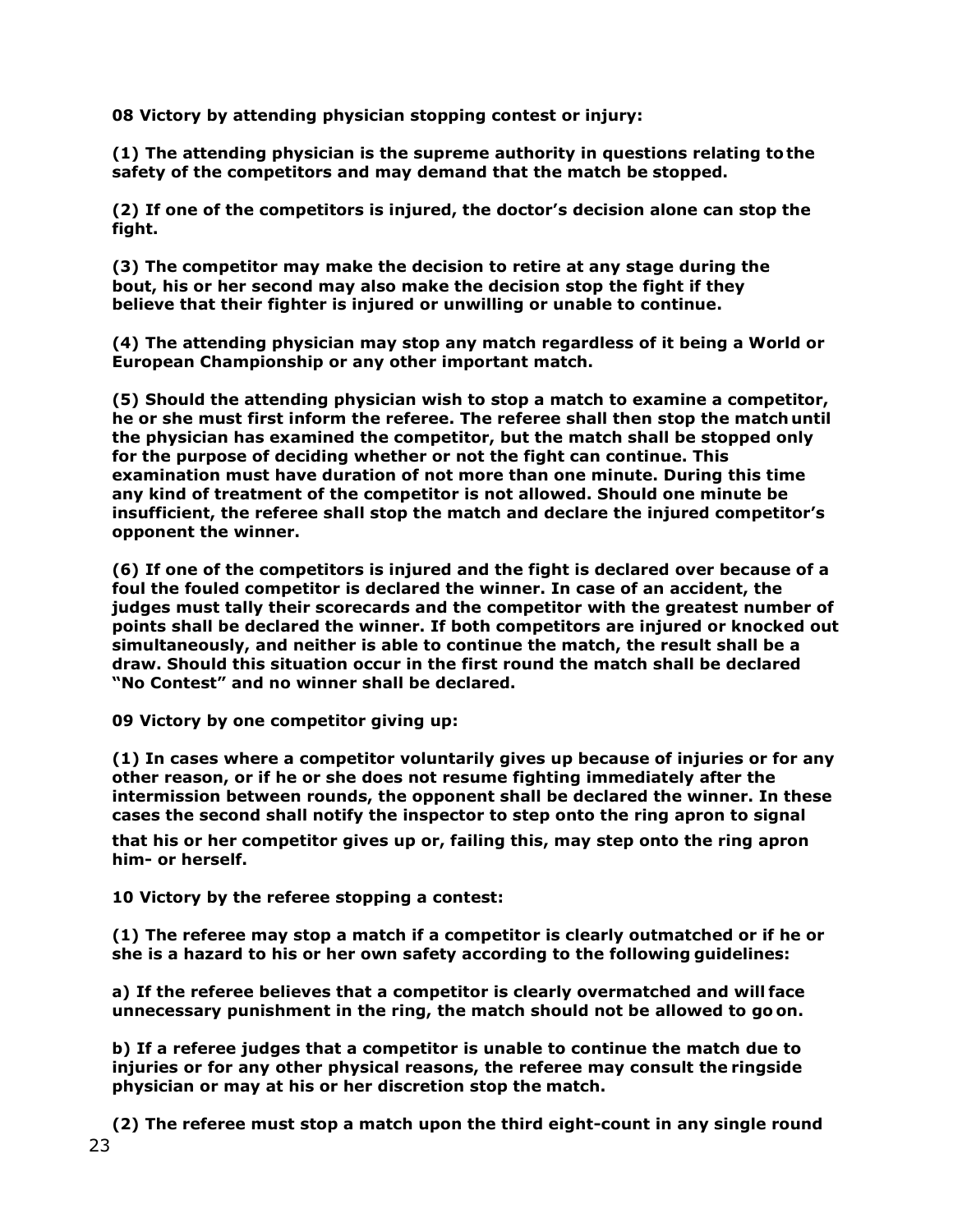**08 Victory by attending physician stopping contest or injury:**

**(1) The attending physician is the supreme authority in questions relating to the safety of the competitors and may demand that the match be stopped.**

**(2) If one of the competitors is injured, the doctor's decision alone can stop the fight.**

**(3) The competitor may make the decision to retire at any stage during the bout, his or her second may also make the decision stop the fight if they believe that their fighter is injured or unwilling or unable to continue.**

**(4) The attending physician may stop any match regardless of it being a World or European Championship or any other important match.**

**(5) Should the attending physician wish to stop a match to examine a competitor, he or she must first inform the referee. The referee shall then stop the match until the physician has examined the competitor, but the match shall be stopped only for the purpose of deciding whether or not the fight can continue. This examination must have duration of not more than one minute. During this time any kind of treatment of the competitor is not allowed. Should one minute be insufficient, the referee shall stop the match and declare the injured competitor's opponent the winner.**

**(6) If one of the competitors is injured and the fight is declared over because of a foul the fouled competitor is declared the winner. In case of an accident, the judges must tally their scorecards and the competitor with the greatest number of points shall be declared the winner. If both competitors are injured or knocked out simultaneously, and neither is able to continue the match, the result shall be a draw. Should this situation occur in the first round the match shall be declared "No Contest" and no winner shall be declared.**

**09 Victory by one competitor giving up:**

**(1) In cases where a competitor voluntarily gives up because of injuries or for any other reason, or if he or she does not resume fighting immediately after the intermission between rounds, the opponent shall be declared the winner. In these cases the second shall notify the inspector to step onto the ring apron to signal that his or her competitor gives up or, failing this, may step onto the ring apron him- or herself.**

**10 Victory by the referee stopping a contest:**

**(1) The referee may stop a match if a competitor is clearly outmatched or if he or she is a hazard to his or her own safety according to the following guidelines:**

**a) If the referee believes that a competitor is clearly overmatched and will face unnecessary punishment in the ring, the match should not be allowed to go on.**

**b) If a referee judges that a competitor is unable to continue the match due to injuries or for any other physical reasons, the referee may consult the ringside physician or may at his or her discretion stop the match.**

**(2) The referee must stop a match upon the third eight-count in any single round**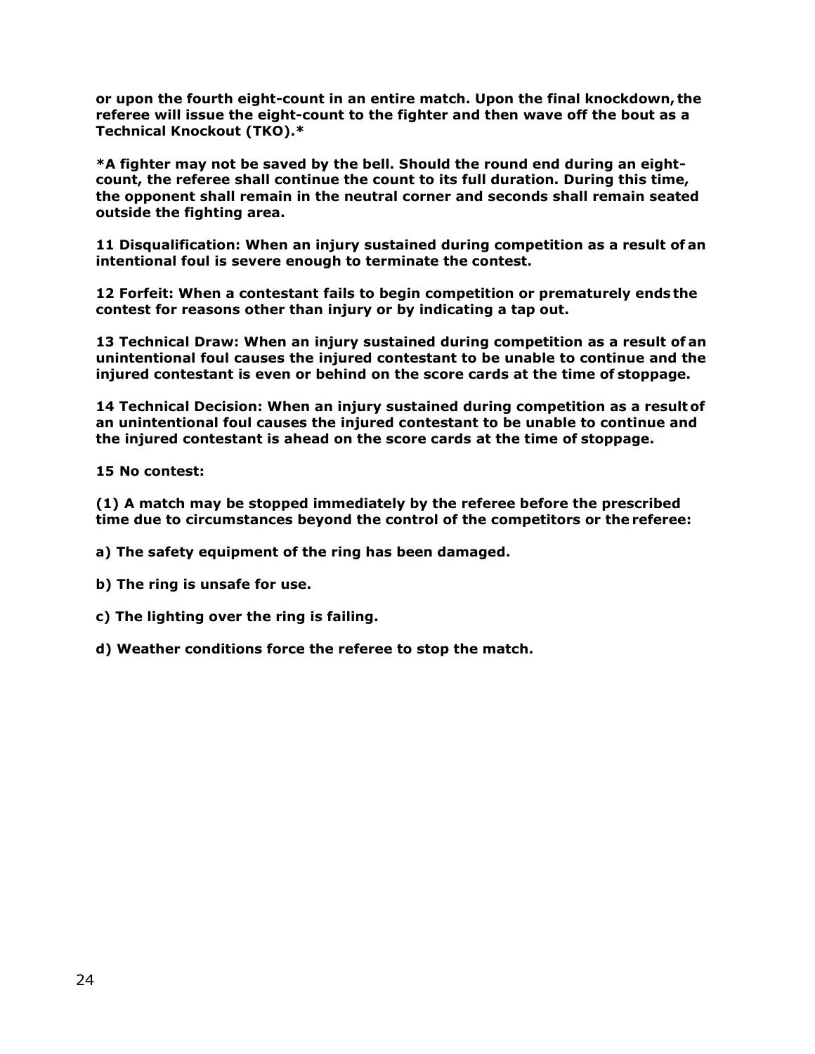**or upon the fourth eight-count in an entire match. Upon the final knockdown, the referee will issue the eight-count to the fighter and then wave off the bout as a Technical Knockout (TKO).***

***A fighter may not be saved by the bell. Should the round end during an eight-count, the referee shall continue the count to its full duration. During this time, the opponent shall remain in the neutral corner and seconds shall remain seated outside the fighting area.**

**11 Disqualification: When an injury sustained during competition as a result of an intentional foul is severe enough to terminate the contest.**

**12 Forfeit: When a contestant fails to begin competition or prematurely ends the contest for reasons other than injury or by indicating a tap out.**

**13 Technical Draw: When an injury sustained during competition as a result of an unintentional foul causes the injured contestant to be unable to continue and the injured contestant is even or behind on the score cards at the time of stoppage.**

**14 Technical Decision: When an injury sustained during competition as a result of an unintentional foul causes the injured contestant to be unable to continue and the injured contestant is ahead on the score cards at the time of stoppage.**

**15 No contest:**

**(1) A match may be stopped immediately by the referee before the prescribed time due to circumstances beyond the control of the competitors or the referee:**

**a) The safety equipment of the ring has been damaged.**

**b) The ring is unsafe for use.**

**c) The lighting over the ring is failing.**

**d) Weather conditions force the referee to stop the match.**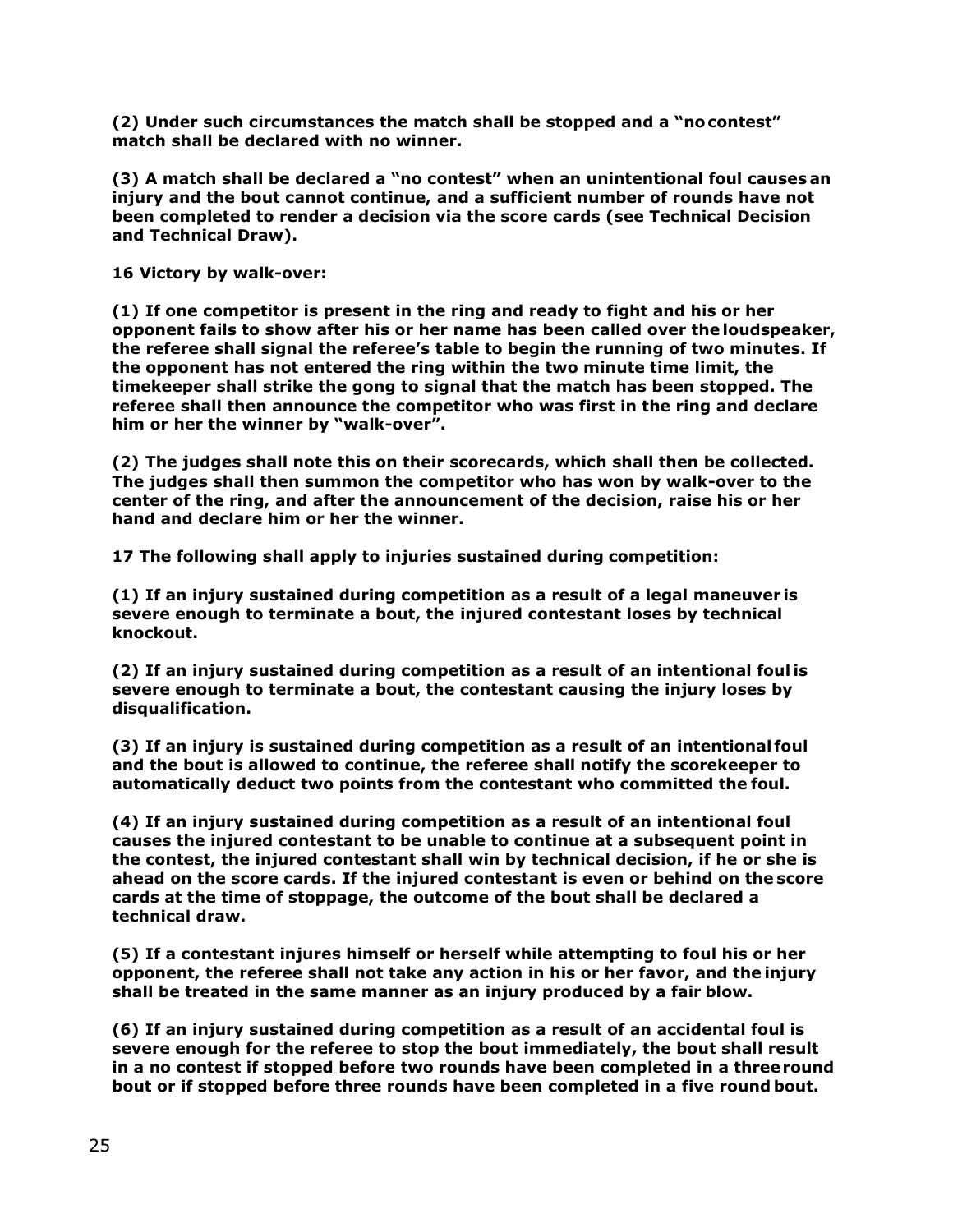**(2) Under such circumstances the match shall be stopped and a "no contest" match shall be declared with no winner.**

**(3) A match shall be declared a "no contest" when an unintentional foul causes an injury and the bout cannot continue, and a sufficient number of rounds have not been completed to render a decision via the score cards (see Technical Decision and Technical Draw).**

**16 Victory by walk-over:**

**(1) If one competitor is present in the ring and ready to fight and his or her opponent fails to show after his or her name has been called over the loudspeaker, the referee shall signal the referee's table to begin the running of two minutes. If the opponent has not entered the ring within the two minute time limit, the timekeeper shall strike the gong to signal that the match has been stopped. The referee shall then announce the competitor who was first in the ring and declare him or her the winner by "walk-over".**

**(2) The judges shall note this on their scorecards, which shall then be collected. The judges shall then summon the competitor who has won by walk-over to the center of the ring, and after the announcement of the decision, raise his or her hand and declare him or her the winner.**

**17 The following shall apply to injuries sustained during competition:**

**(1) If an injury sustained during competition as a result of a legal maneuver is severe enough to terminate a bout, the injured contestant loses by technical knockout.**

**(2) If an injury sustained during competition as a result of an intentional foul is severe enough to terminate a bout, the contestant causing the injury loses by disqualification.**

**(3) If an injury is sustained during competition as a result of an intentional foul and the bout is allowed to continue, the referee shall notify the scorekeeper to automatically deduct two points from the contestant who committed the foul.**

**(4) If an injury sustained during competition as a result of an intentional foul causes the injured contestant to be unable to continue at a subsequent point in the contest, the injured contestant shall win by technical decision, if he or she is ahead on the score cards. If the injured contestant is even or behind on the score cards at the time of stoppage, the outcome of the bout shall be declared a technical draw.**

**(5) If a contestant injures himself or herself while attempting to foul his or her opponent, the referee shall not take any action in his or her favor, and the injury shall be treated in the same manner as an injury produced by a fair blow.**

**(6) If an injury sustained during competition as a result of an accidental foul is severe enough for the referee to stop the bout immediately, the bout shall result in a no contest if stopped before two rounds have been completed in a three round bout or if stopped before three rounds have been completed in a five round bout.**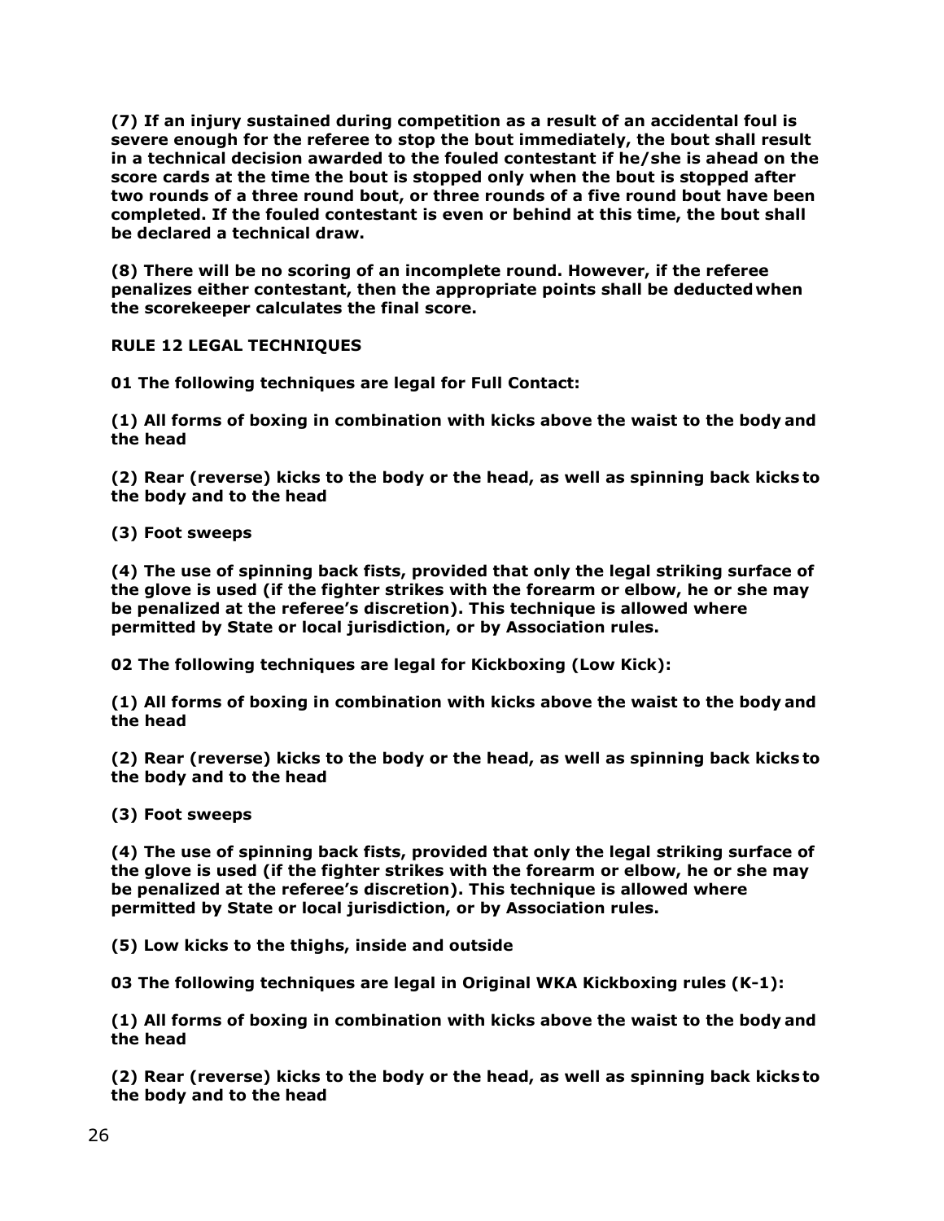**(7) If an injury sustained during competition as a result of an accidental foul is severe enough for the referee to stop the bout immediately, the bout shall result in a technical decision awarded to the fouled contestant if he/she is ahead on the score cards at the time the bout is stopped only when the bout is stopped after two rounds of a three round bout, or three rounds of a five round bout have been completed. If the fouled contestant is even or behind at this time, the bout shall be declared a technical draw.**

**(8) There will be no scoring of an incomplete round. However, if the referee penalizes either contestant, then the appropriate points shall be deducted when the scorekeeper calculates the final score.**

**RULE 12 LEGAL TECHNIQUES**

**01 The following techniques are legal for Full Contact:**

**(1) All forms of boxing in combination with kicks above the waist to the body and the head**

**(2) Rear (reverse) kicks to the body or the head, as well as spinning back kicks to the body and to the head**

**(3) Foot sweeps**

**(4) The use of spinning back fists, provided that only the legal striking surface of the glove is used (if the fighter strikes with the forearm or elbow, he or she may be penalized at the referee's discretion). This technique is allowed where permitted by State or local jurisdiction, or by Association rules.**

**02 The following techniques are legal for Kickboxing (Low Kick):**

**(1) All forms of boxing in combination with kicks above the waist to the body and the head**

**(2) Rear (reverse) kicks to the body or the head, as well as spinning back kicks to the body and to the head**

**(3) Foot sweeps**

**(4) The use of spinning back fists, provided that only the legal striking surface of the glove is used (if the fighter strikes with the forearm or elbow, he or she may be penalized at the referee's discretion). This technique is allowed where permitted by State or local jurisdiction, or by Association rules.**

**(5) Low kicks to the thighs, inside and outside**

**03 The following techniques are legal in Original WKA Kickboxing rules (K-1):**

**(1) All forms of boxing in combination with kicks above the waist to the body and the head**

**(2) Rear (reverse) kicks to the body or the head, as well as spinning back kicks to the body and to the head**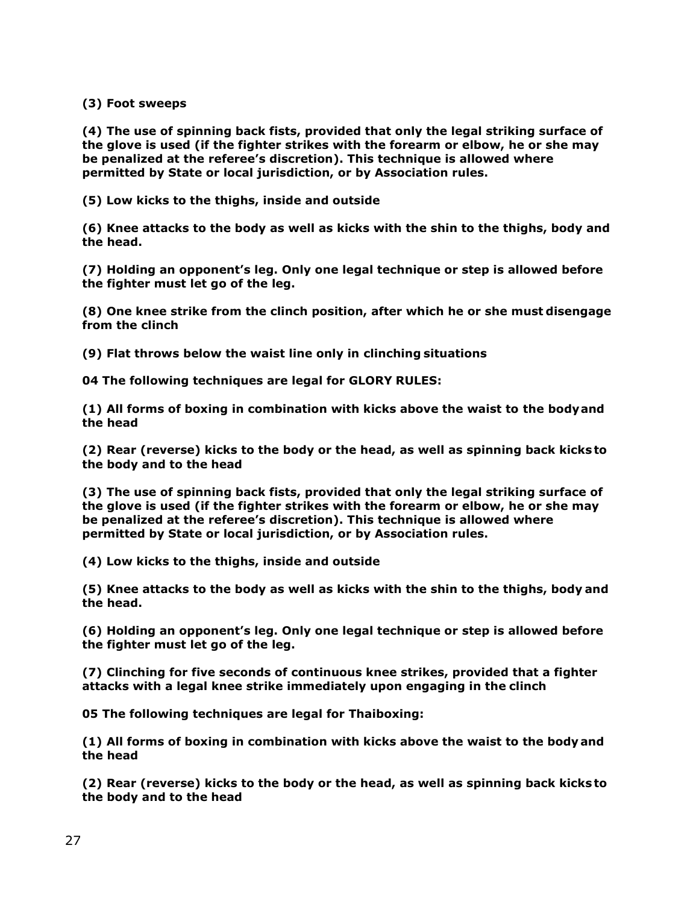**(3) Foot sweeps**

**(4) The use of spinning back fists, provided that only the legal striking surface of the glove is used (if the fighter strikes with the forearm or elbow, he or she may be penalized at the referee's discretion). This technique is allowed where permitted by State or local jurisdiction, or by Association rules.**

**(5) Low kicks to the thighs, inside and outside**

**(6) Knee attacks to the body as well as kicks with the shin to the thighs, body and the head.**

**(7) Holding an opponent's leg. Only one legal technique or step is allowed before the fighter must let go of the leg.**

**(8) One knee strike from the clinch position, after which he or she must disengage from the clinch**

**(9) Flat throws below the waist line only in clinching situations**

**04 The following techniques are legal for GLORY RULES:**

**(1) All forms of boxing in combination with kicks above the waist to the body and the head**

**(2) Rear (reverse) kicks to the body or the head, as well as spinning back kicks to the body and to the head**

**(3) The use of spinning back fists, provided that only the legal striking surface of the glove is used (if the fighter strikes with the forearm or elbow, he or she may be penalized at the referee's discretion). This technique is allowed where permitted by State or local jurisdiction, or by Association rules.**

**(4) Low kicks to the thighs, inside and outside**

**(5) Knee attacks to the body as well as kicks with the shin to the thighs, body and the head.**

**(6) Holding an opponent's leg. Only one legal technique or step is allowed before the fighter must let go of the leg.**

**(7) Clinching for five seconds of continuous knee strikes, provided that a fighter attacks with a legal knee strike immediately upon engaging in the clinch**

**05 The following techniques are legal for Thaiboxing:**

**(1) All forms of boxing in combination with kicks above the waist to the body and the head**

**(2) Rear (reverse) kicks to the body or the head, as well as spinning back kicks to the body and to the head**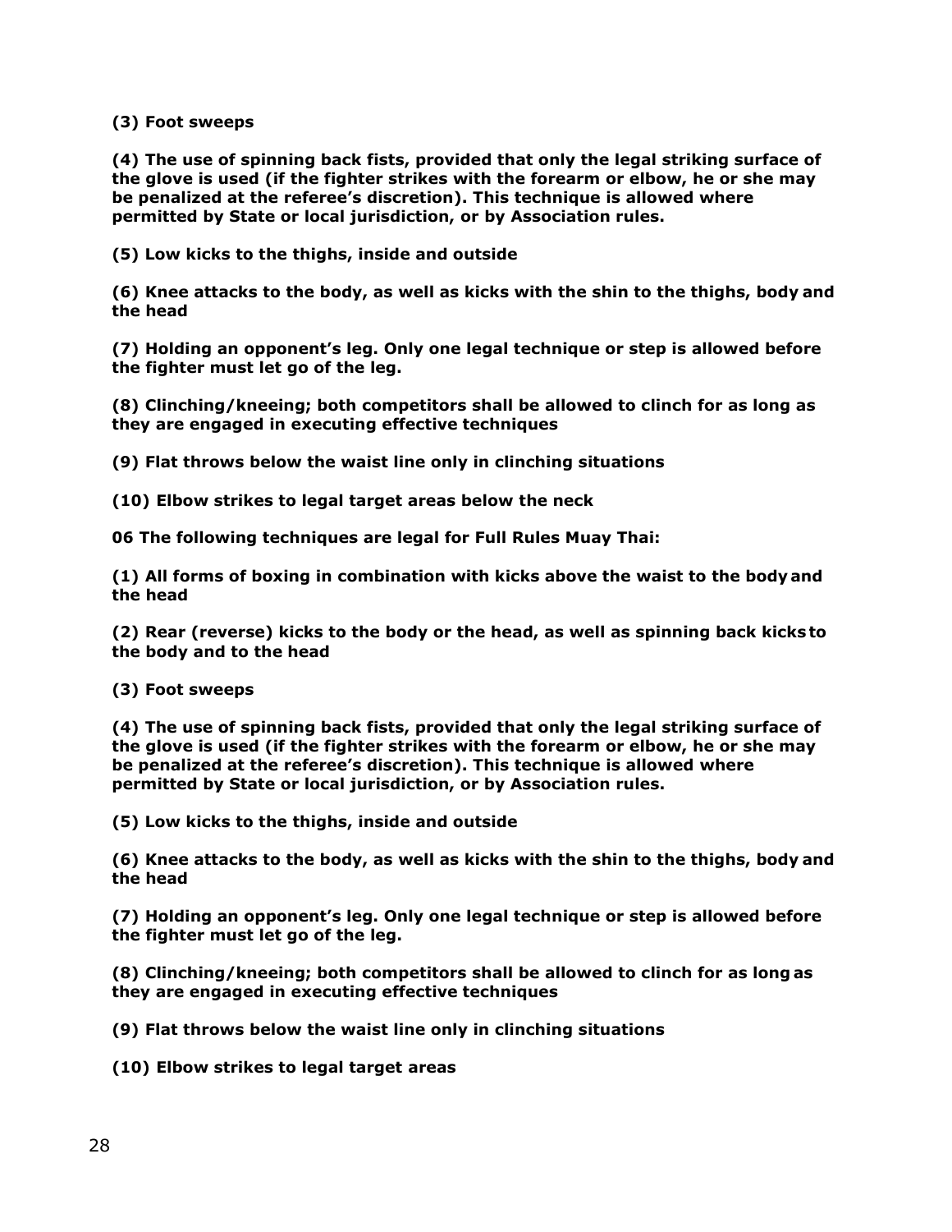**(3) Foot sweeps**

**(4) The use of spinning back fists, provided that only the legal striking surface of the glove is used (if the fighter strikes with the forearm or elbow, he or she may be penalized at the referee's discretion). This technique is allowed where permitted by State or local jurisdiction, or by Association rules.**

**(5) Low kicks to the thighs, inside and outside**

**(6) Knee attacks to the body, as well as kicks with the shin to the thighs, body and the head**

**(7) Holding an opponent's leg. Only one legal technique or step is allowed before the fighter must let go of the leg.**

**(8) Clinching/kneeing; both competitors shall be allowed to clinch for as long as they are engaged in executing effective techniques**

**(9) Flat throws below the waist line only in clinching situations**

**(10) Elbow strikes to legal target areas below the neck**

**06 The following techniques are legal for Full Rules Muay Thai:**

**(1) All forms of boxing in combination with kicks above the waist to the body and the head**

**(2) Rear (reverse) kicks to the body or the head, as well as spinning back kicks to the body and to the head**

**(3) Foot sweeps**

**(4) The use of spinning back fists, provided that only the legal striking surface of the glove is used (if the fighter strikes with the forearm or elbow, he or she may be penalized at the referee's discretion). This technique is allowed where permitted by State or local jurisdiction, or by Association rules.**

**(5) Low kicks to the thighs, inside and outside**

**(6) Knee attacks to the body, as well as kicks with the shin to the thighs, body and the head**

**(7) Holding an opponent's leg. Only one legal technique or step is allowed before the fighter must let go of the leg.**

**(8) Clinching/kneeing; both competitors shall be allowed to clinch for as long as they are engaged in executing effective techniques**

**(9) Flat throws below the waist line only in clinching situations**

**(10) Elbow strikes to legal target areas**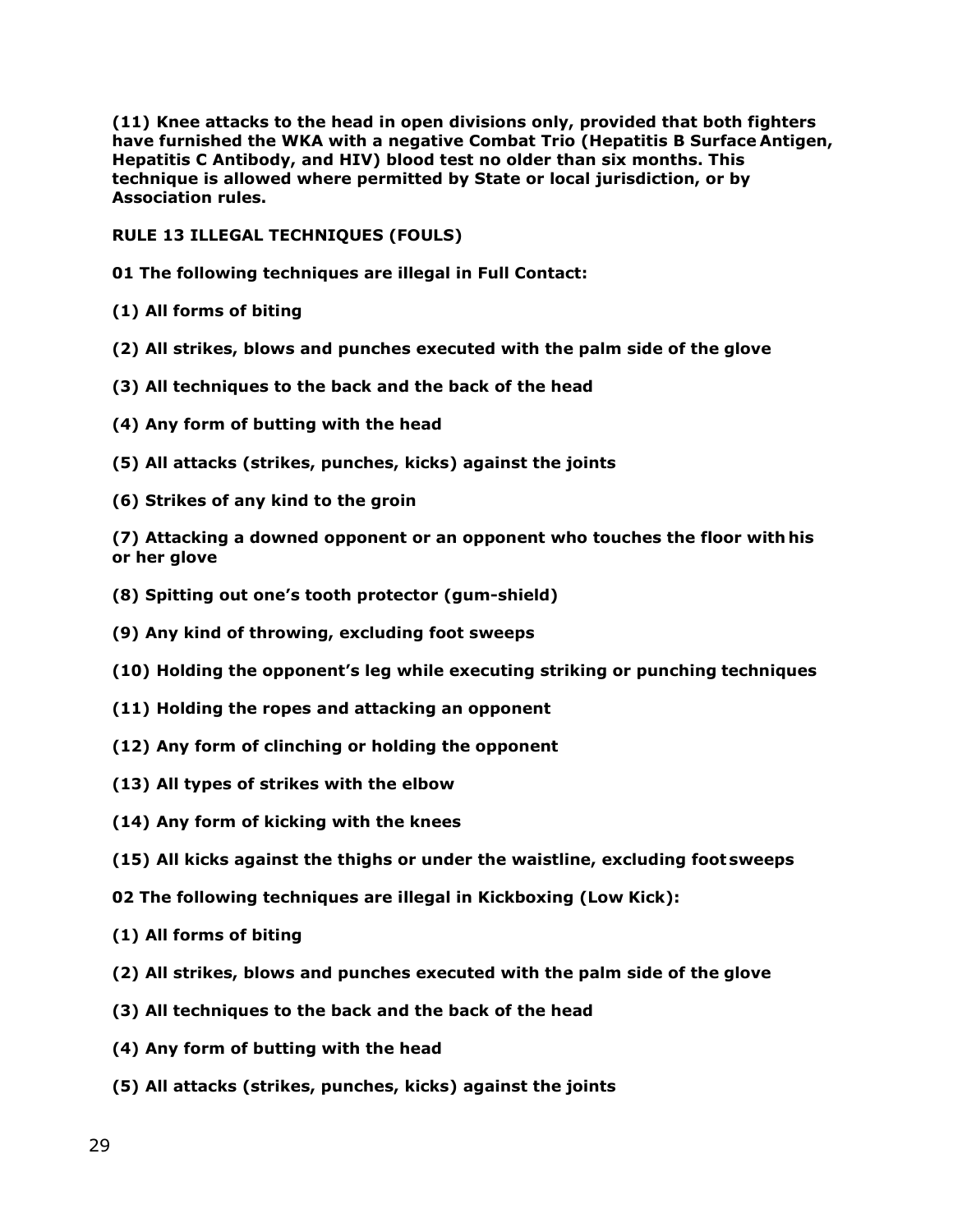**(11) Knee attacks to the head in open divisions only, provided that both fighters have furnished the WKA with a negative Combat Trio (Hepatitis B Surface Antigen, Hepatitis C Antibody, and HIV) blood test no older than six months. This technique is allowed where permitted by State or local jurisdiction, or by Association rules.**

**RULE 13 ILLEGAL TECHNIQUES (FOULS)**

**01 The following techniques are illegal in Full Contact:**

**(1) All forms of biting**

**(2) All strikes, blows and punches executed with the palm side of the glove**

**(3) All techniques to the back and the back of the head**

**(4) Any form of butting with the head**

**(5) All attacks (strikes, punches, kicks) against the joints**

**(6) Strikes of any kind to the groin**

**(7) Attacking a downed opponent or an opponent who touches the floor with his or her glove**

**(8) Spitting out one's tooth protector (gum-shield)**

**(9) Any kind of throwing, excluding foot sweeps**

**(10) Holding the opponent's leg while executing striking or punching techniques**

**(11) Holding the ropes and attacking an opponent**

**(12) Any form of clinching or holding the opponent**

**(13) All types of strikes with the elbow**

**(14) Any form of kicking with the knees**

**(15) All kicks against the thighs or under the waistline, excluding foot sweeps**

**02 The following techniques are illegal in Kickboxing (Low Kick):**

**(1) All forms of biting**

**(2) All strikes, blows and punches executed with the palm side of the glove**

**(3) All techniques to the back and the back of the head**

**(4) Any form of butting with the head**

**(5) All attacks (strikes, punches, kicks) against the joints**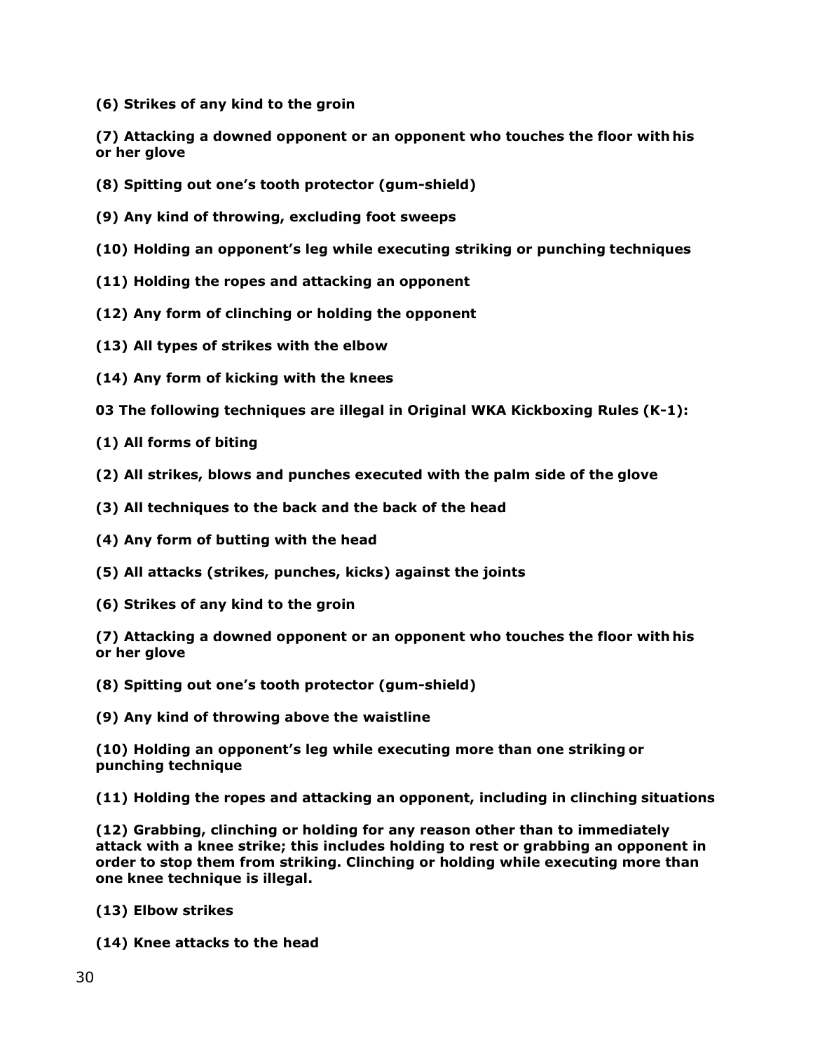**(6) Strikes of any kind to the groin**

**(7) Attacking a downed opponent or an opponent who touches the floor with his or her glove**

**(8) Spitting out one's tooth protector (gum-shield)**

**(9) Any kind of throwing, excluding foot sweeps**

**(10) Holding an opponent's leg while executing striking or punching techniques**

**(11) Holding the ropes and attacking an opponent**

**(12) Any form of clinching or holding the opponent**

**(13) All types of strikes with the elbow**

**(14) Any form of kicking with the knees**

**03 The following techniques are illegal in Original WKA Kickboxing Rules (K-1):**

**(1) All forms of biting**

**(2) All strikes, blows and punches executed with the palm side of the glove**

**(3) All techniques to the back and the back of the head**

**(4) Any form of butting with the head**

**(5) All attacks (strikes, punches, kicks) against the joints**

**(6) Strikes of any kind to the groin**

**(7) Attacking a downed opponent or an opponent who touches the floor with his or her glove**

**(8) Spitting out one's tooth protector (gum-shield)**

**(9) Any kind of throwing above the waistline**

**(10) Holding an opponent's leg while executing more than one striking or punching technique**

**(11) Holding the ropes and attacking an opponent, including in clinching situations**

**(12) Grabbing, clinching or holding for any reason other than to immediately attack with a knee strike; this includes holding to rest or grabbing an opponent in order to stop them from striking. Clinching or holding while executing more than one knee technique is illegal.**

**(13) Elbow strikes**

**(14) Knee attacks to the head**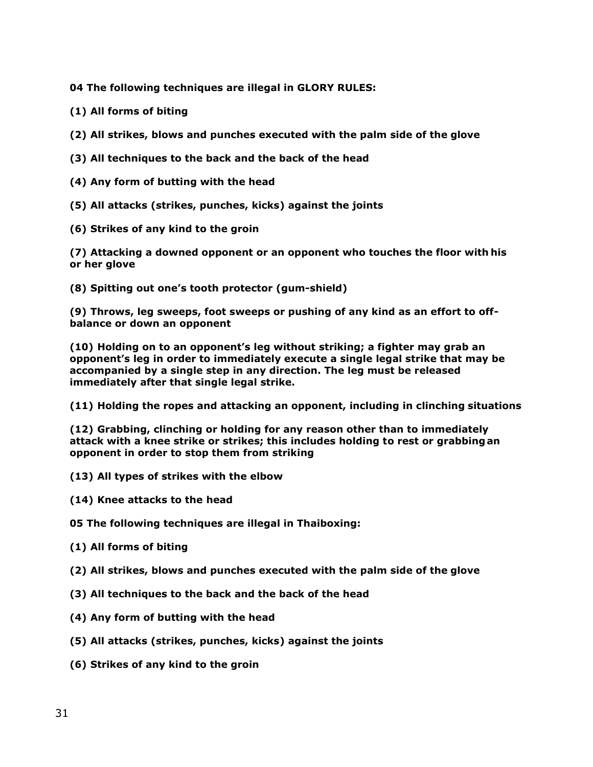**04 The following techniques are illegal in GLORY RULES:**

**(1) All forms of biting**

**(2) All strikes, blows and punches executed with the palm side of the glove**

**(3) All techniques to the back and the back of the head**

**(4) Any form of butting with the head**

**(5) All attacks (strikes, punches, kicks) against the joints**

**(6) Strikes of any kind to the groin**

**(7) Attacking a downed opponent or an opponent who touches the floor with his or her glove**

**(8) Spitting out one's tooth protector (gum-shield)**

**(9) Throws, leg sweeps, foot sweeps or pushing of any kind as an effort to off-balance or down an opponent**

**(10) Holding on to an opponent's leg without striking; a fighter may grab an opponent's leg in order to immediately execute a single legal strike that may be accompanied by a single step in any direction. The leg must be released immediately after that single legal strike.**

**(11) Holding the ropes and attacking an opponent, including in clinching situations**

**(12) Grabbing, clinching or holding for any reason other than to immediately attack with a knee strike or strikes; this includes holding to rest or grabbing an opponent in order to stop them from striking**

**(13) All types of strikes with the elbow**

**(14) Knee attacks to the head**

**05 The following techniques are illegal in Thaiboxing:**

**(1) All forms of biting**

**(2) All strikes, blows and punches executed with the palm side of the glove**

**(3) All techniques to the back and the back of the head**

**(4) Any form of butting with the head**

**(5) All attacks (strikes, punches, kicks) against the joints**

**(6) Strikes of any kind to the groin**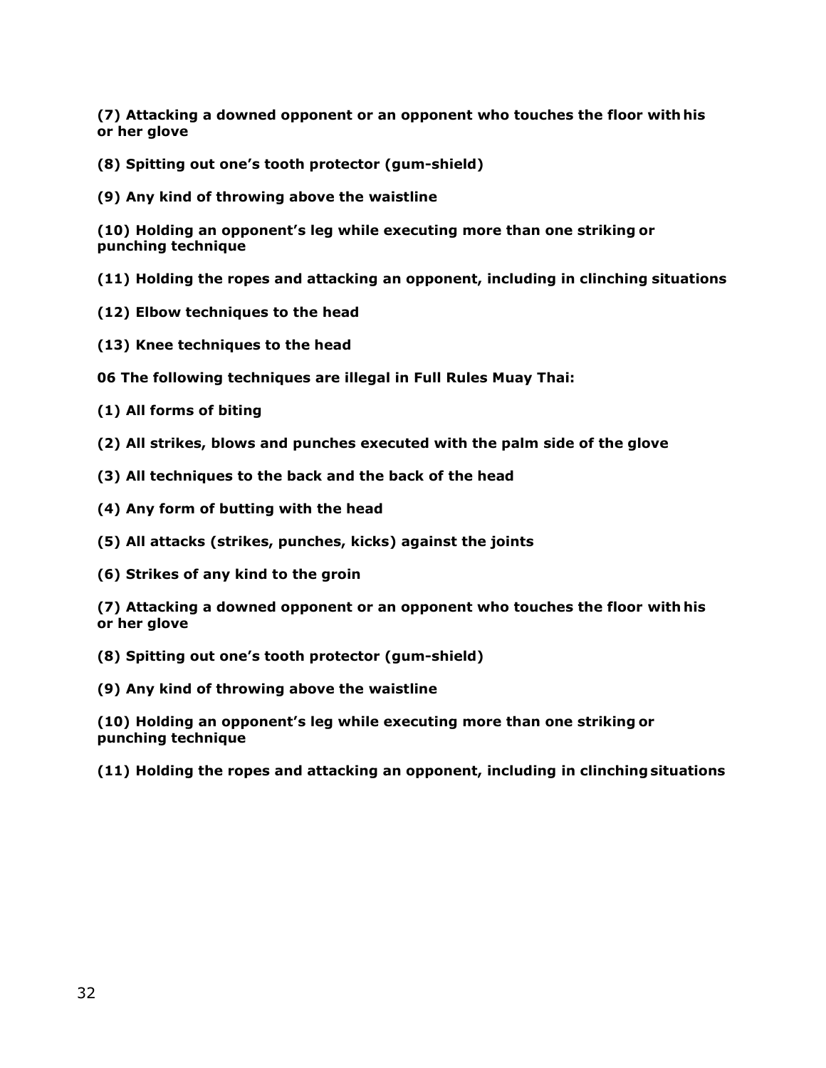**(7) Attacking a downed opponent or an opponent who touches the floor with his or her glove**

**(8) Spitting out one's tooth protector (gum-shield)**

**(9) Any kind of throwing above the waistline**

**(10) Holding an opponent's leg while executing more than one striking or punching technique**

**(11) Holding the ropes and attacking an opponent, including in clinching situations**

**(12) Elbow techniques to the head**

**(13) Knee techniques to the head**

**06 The following techniques are illegal in Full Rules Muay Thai:**

**(1) All forms of biting**

**(2) All strikes, blows and punches executed with the palm side of the glove**

**(3) All techniques to the back and the back of the head**

**(4) Any form of butting with the head**

**(5) All attacks (strikes, punches, kicks) against the joints**

**(6) Strikes of any kind to the groin**

**(7) Attacking a downed opponent or an opponent who touches the floor with his or her glove**

**(8) Spitting out one's tooth protector (gum-shield)**

**(9) Any kind of throwing above the waistline**

**(10) Holding an opponent's leg while executing more than one striking or punching technique**

**(11) Holding the ropes and attacking an opponent, including in clinching situations**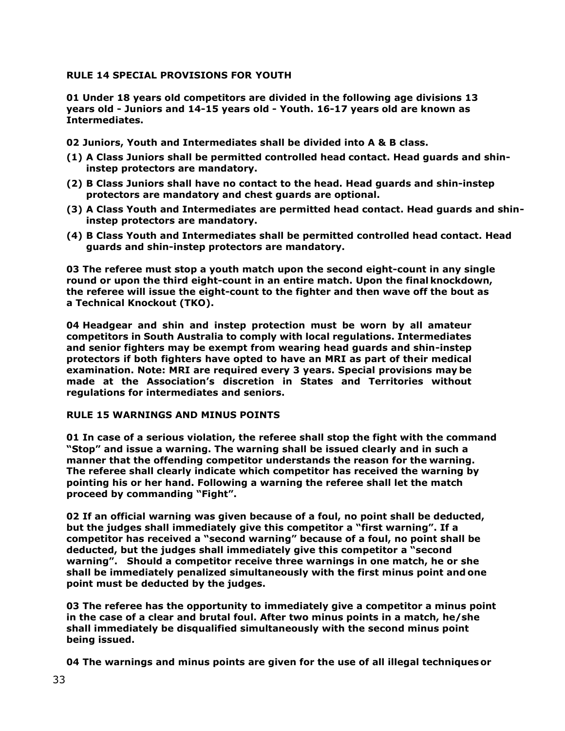**RULE 14 SPECIAL PROVISIONS FOR YOUTH**

**01 Under 18 years old competitors are divided in the following age divisions 13 years old - Juniors and 14-15 years old - Youth. 16-17 years old are known as Intermediates.**

**02 Juniors, Youth and Intermediates shall be divided into A & B class.**

**(1) A Class Juniors shall be permitted controlled head contact. Head guards and shin-instep protectors are mandatory.**

**(2) B Class Juniors shall have no contact to the head. Head guards and shin-instep protectors are mandatory and chest guards are optional.**

**(3) A Class Youth and Intermediates are permitted head contact. Head guards and shin-instep protectors are mandatory.**

**(4) B Class Youth and Intermediates shall be permitted controlled head contact. Head guards and shin-instep protectors are mandatory.**

**03 The referee must stop a youth match upon the second eight-count in any single round or upon the third eight-count in an entire match. Upon the final knockdown, the referee will issue the eight-count to the fighter and then wave off the bout as a Technical Knockout (TKO).**

**04 Headgear and shin and instep protection must be worn by all amateur competitors in South Australia to comply with local regulations. Intermediates and senior fighters may be exempt from wearing head guards and shin-instep protectors if both fighters have opted to have an MRI as part of their medical examination. Note: MRI are required every 3 years. Special provisions may be made at the Association's discretion in States and Territories without regulations for intermediates and seniors.**

**RULE 15 WARNINGS AND MINUS POINTS**

**01 In case of a serious violation, the referee shall stop the fight with the command "Stop" and issue a warning. The warning shall be issued clearly and in such a manner that the offending competitor understands the reason for the warning. The referee shall clearly indicate which competitor has received the warning by pointing his or her hand. Following a warning the referee shall let the match proceed by commanding "Fight".**

**02 If an official warning was given because of a foul, no point shall be deducted, but the judges shall immediately give this competitor a "first warning". If a competitor has received a "second warning" because of a foul, no point shall be deducted, but the judges shall immediately give this competitor a "second warning". Should a competitor receive three warnings in one match, he or she shall be immediately penalized simultaneously with the first minus point and one point must be deducted by the judges.**

**03 The referee has the opportunity to immediately give a competitor a minus point in the case of a clear and brutal foul. After two minus points in a match, he/she shall immediately be disqualified simultaneously with the second minus point being issued.**

**04 The warnings and minus points are given for the use of all illegal techniques or**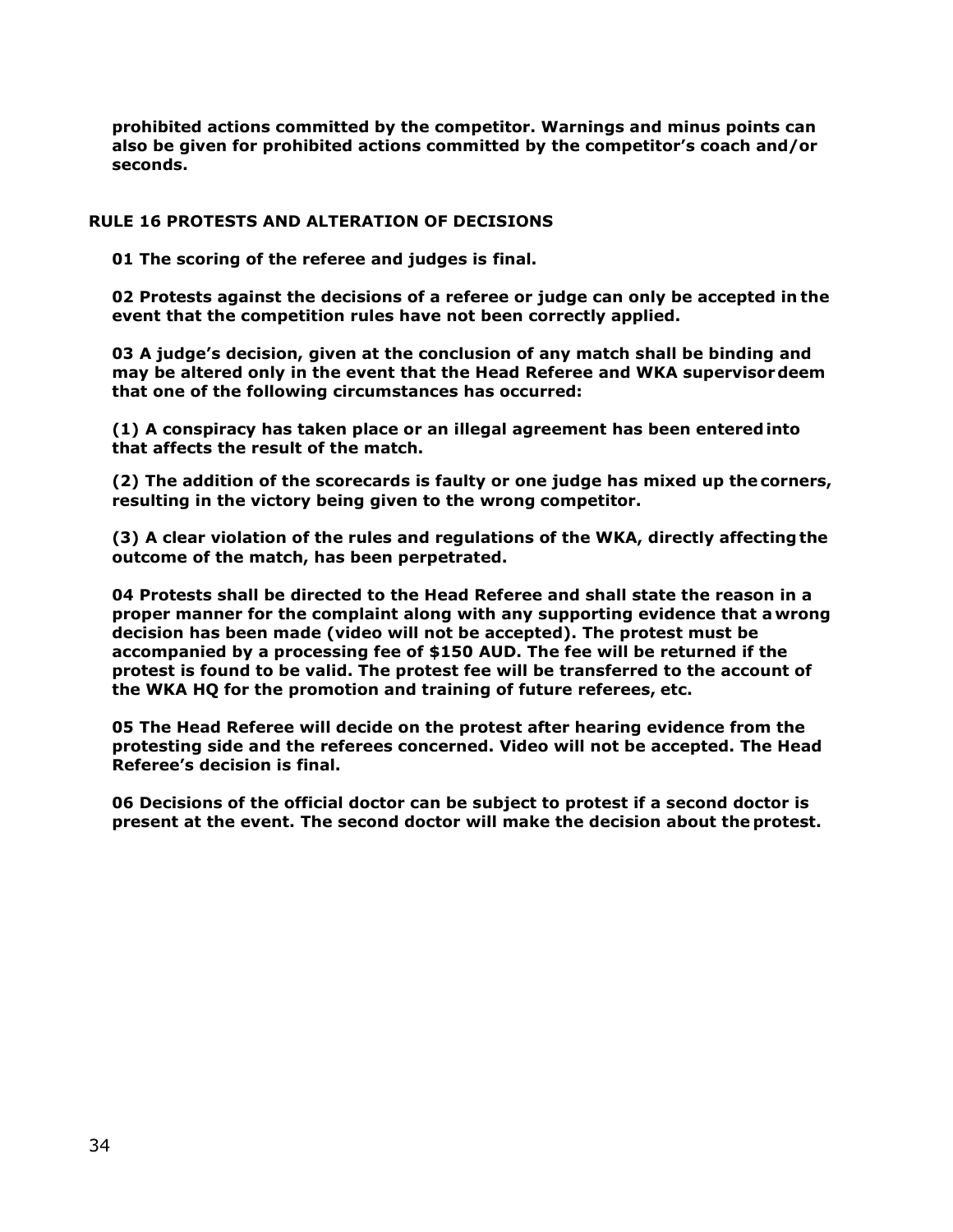**prohibited actions committed by the competitor. Warnings and minus points can also be given for prohibited actions committed by the competitor's coach and/or seconds.**

## RULE 16 PROTESTS AND ALTERATION OF DECISIONS

**01 The scoring of the referee and judges is final.**

**02 Protests against the decisions of a referee or judge can only be accepted in the event that the competition rules have not been correctly applied.**

**03 A judge's decision, given at the conclusion of any match shall be binding and may be altered only in the event that the Head Referee and WKA supervisor deem that one of the following circumstances has occurred:**

**(1) A conspiracy has taken place or an illegal agreement has been entered into that affects the result of the match.**

**(2) The addition of the scorecards is faulty or one judge has mixed up the corners, resulting in the victory being given to the wrong competitor.**

**(3) A clear violation of the rules and regulations of the WKA, directly affecting the outcome of the match, has been perpetrated.**

**04 Protests shall be directed to the Head Referee and shall state the reason in a proper manner for the complaint along with any supporting evidence that a wrong decision has been made (video will not be accepted). The protest must be accompanied by a processing fee of $150 AUD. The fee will be returned if the protest is found to be valid. The protest fee will be transferred to the account of the WKA HQ for the promotion and training of future referees, etc.**

**05 The Head Referee will decide on the protest after hearing evidence from the protesting side and the referees concerned. Video will not be accepted. The Head Referee's decision is final.**

**06 Decisions of the official doctor can be subject to protest if a second doctor is present at the event. The second doctor will make the decision about the protest.**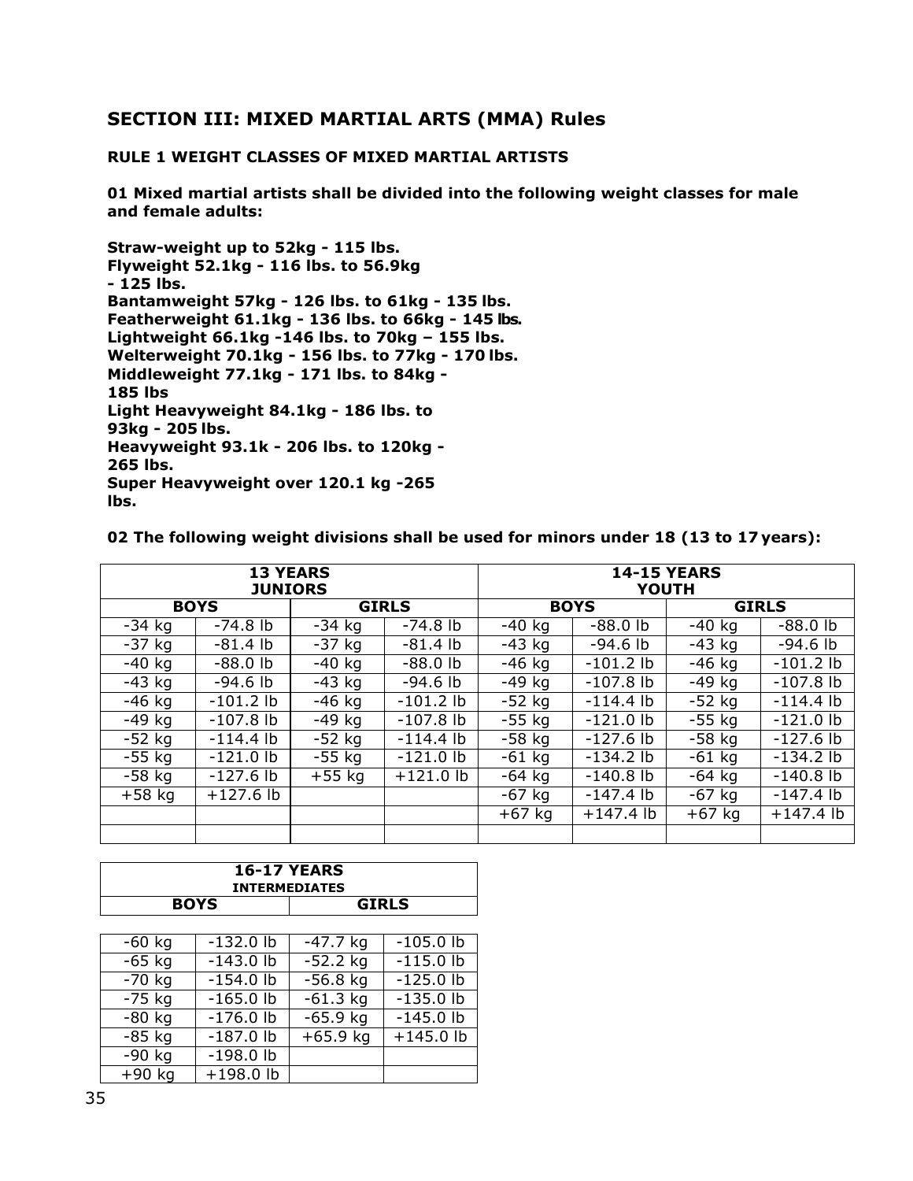## SECTION III: MIXED MARTIAL ARTS (MMA) Rules

### RULE 1 WEIGHT CLASSES OF MIXED MARTIAL ARTISTS

**01 Mixed martial artists shall be divided into the following weight classes for male and female adults:**

**Straw-weight up to 52kg - 115 lbs.**
**Flyweight 52.1kg - 116 lbs. to 56.9kg - 125 lbs.**
**Bantamweight 57kg - 126 lbs. to 61kg - 135 lbs.**
**Featherweight 61.1kg - 136 lbs. to 66kg - 145 lbs.**
**Lightweight 66.1kg -146 lbs. to 70kg – 155 lbs.**
**Welterweight 70.1kg - 156 lbs. to 77kg - 170 lbs.**
**Middleweight 77.1kg - 171 lbs. to 84kg - 185 lbs**
**Light Heavyweight 84.1kg - 186 lbs. to 93kg - 205 lbs.**
**Heavyweight 93.1k - 206 lbs. to 120kg - 265 lbs.**
**Super Heavyweight over 120.1 kg -265 lbs.**

**02 The following weight divisions shall be used for minors under 18 (13 to 17 years):**

| 13 YEARS JUNIORS | | | | 14-15 YEARS YOUTH | | | |
|---|---|---|---|---|---|---|---|
| BOYS | | GIRLS | | BOYS | | GIRLS | |
| -34 kg | -74.8 lb | -34 kg | -74.8 lb | -40 kg | -88.0 lb | -40 kg | -88.0 lb |
| -37 kg | -81.4 lb | -37 kg | -81.4 lb | -43 kg | -94.6 lb | -43 kg | -94.6 lb |
| -40 kg | -88.0 lb | -40 kg | -88.0 lb | -46 kg | -101.2 lb | -46 kg | -101.2 lb |
| -43 kg | -94.6 lb | -43 kg | -94.6 lb | -49 kg | -107.8 lb | -49 kg | -107.8 lb |
| -46 kg | -101.2 lb | -46 kg | -101.2 lb | -52 kg | -114.4 lb | -52 kg | -114.4 lb |
| -49 kg | -107.8 lb | -49 kg | -107.8 lb | -55 kg | -121.0 lb | -55 kg | -121.0 lb |
| -52 kg | -114.4 lb | -52 kg | -114.4 lb | -58 kg | -127.6 lb | -58 kg | -127.6 lb |
| -55 kg | -121.0 lb | -55 kg | -121.0 lb | -61 kg | -134.2 lb | -61 kg | -134.2 lb |
| -58 kg | -127.6 lb | +55 kg | +121.0 lb | -64 kg | -140.8 lb | -64 kg | -140.8 lb |
| +58 kg | +127.6 lb | | | -67 kg | -147.4 lb | -67 kg | -147.4 lb |
| | | | | +67 kg | +147.4 lb | +67 kg | +147.4 lb |
| | | | | | | | |

| 16-17 YEARS INTERMEDIATES | | | |
|---|---|---|---|
| BOYS | | GIRLS | |
| -60 kg | -132.0 lb | -47.7 kg | -105.0 lb |
| -65 kg | -143.0 lb | -52.2 kg | -115.0 lb |
| -70 kg | -154.0 lb | -56.8 kg | -125.0 lb |
| -75 kg | -165.0 lb | -61.3 kg | -135.0 lb |
| -80 kg | -176.0 lb | -65.9 kg | -145.0 lb |
| -85 kg | -187.0 lb | +65.9 kg | +145.0 lb |
| -90 kg | -198.0 lb | | |
| +90 kg | +198.0 lb | | |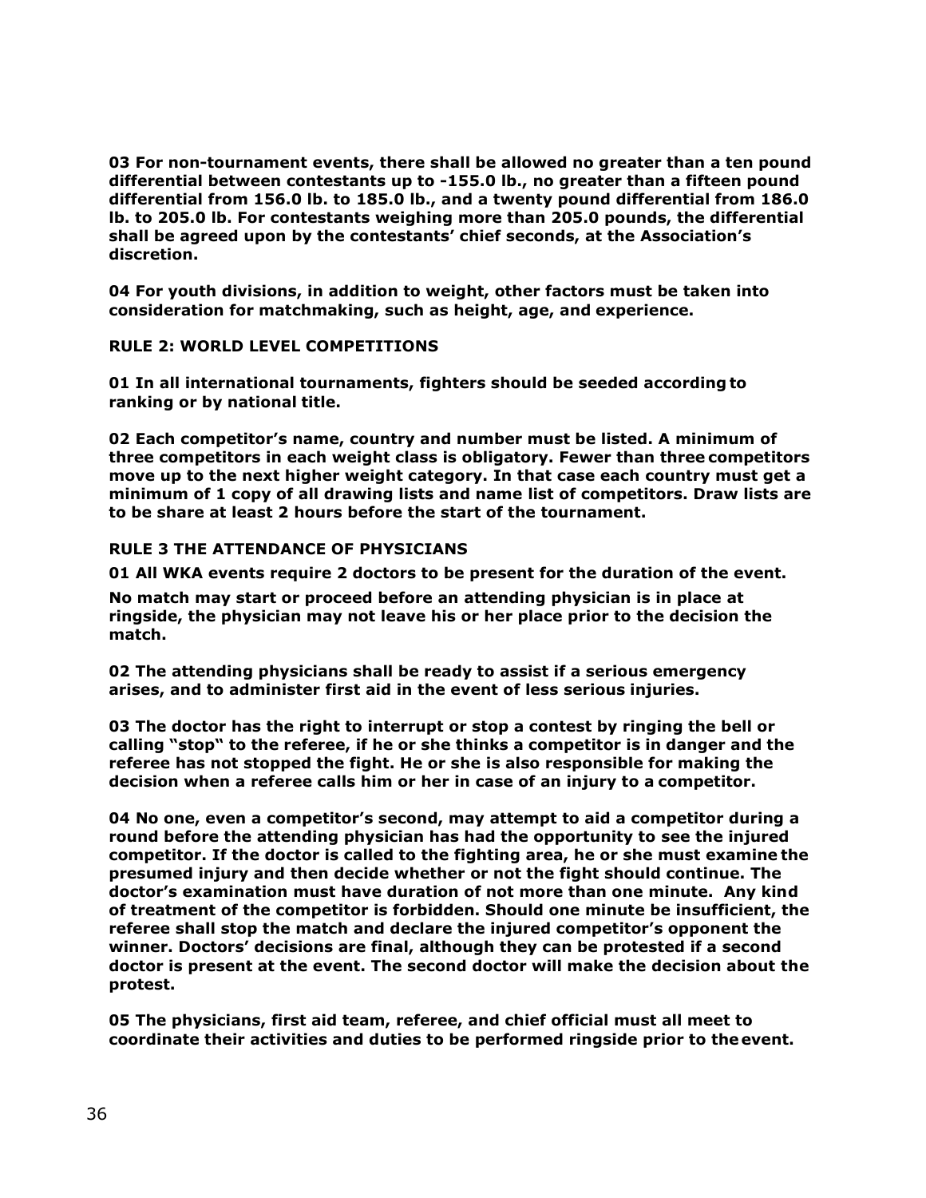**03 For non-tournament events, there shall be allowed no greater than a ten pound differential between contestants up to -155.0 lb., no greater than a fifteen pound differential from 156.0 lb. to 185.0 lb., and a twenty pound differential from 186.0 lb. to 205.0 lb. For contestants weighing more than 205.0 pounds, the differential shall be agreed upon by the contestants' chief seconds, at the Association's discretion.**

**04 For youth divisions, in addition to weight, other factors must be taken into consideration for matchmaking, such as height, age, and experience.**

**RULE 2: WORLD LEVEL COMPETITIONS**

**01 In all international tournaments, fighters should be seeded according to ranking or by national title.**

**02 Each competitor's name, country and number must be listed. A minimum of three competitors in each weight class is obligatory. Fewer than three competitors move up to the next higher weight category. In that case each country must get a minimum of 1 copy of all drawing lists and name list of competitors. Draw lists are to be share at least 2 hours before the start of the tournament.**

**RULE 3 THE ATTENDANCE OF PHYSICIANS**

**01 All WKA events require 2 doctors to be present for the duration of the event.**

**No match may start or proceed before an attending physician is in place at ringside, the physician may not leave his or her place prior to the decision the match.**

**02 The attending physicians shall be ready to assist if a serious emergency arises, and to administer first aid in the event of less serious injuries.**

**03 The doctor has the right to interrupt or stop a contest by ringing the bell or calling "stop" to the referee, if he or she thinks a competitor is in danger and the referee has not stopped the fight. He or she is also responsible for making the decision when a referee calls him or her in case of an injury to a competitor.**

**04 No one, even a competitor's second, may attempt to aid a competitor during a round before the attending physician has had the opportunity to see the injured competitor. If the doctor is called to the fighting area, he or she must examine the presumed injury and then decide whether or not the fight should continue. The doctor's examination must have duration of not more than one minute. Any kind of treatment of the competitor is forbidden. Should one minute be insufficient, the referee shall stop the match and declare the injured competitor's opponent the winner. Doctors' decisions are final, although they can be protested if a second doctor is present at the event. The second doctor will make the decision about the protest.**

**05 The physicians, first aid team, referee, and chief official must all meet to coordinate their activities and duties to be performed ringside prior to the event.**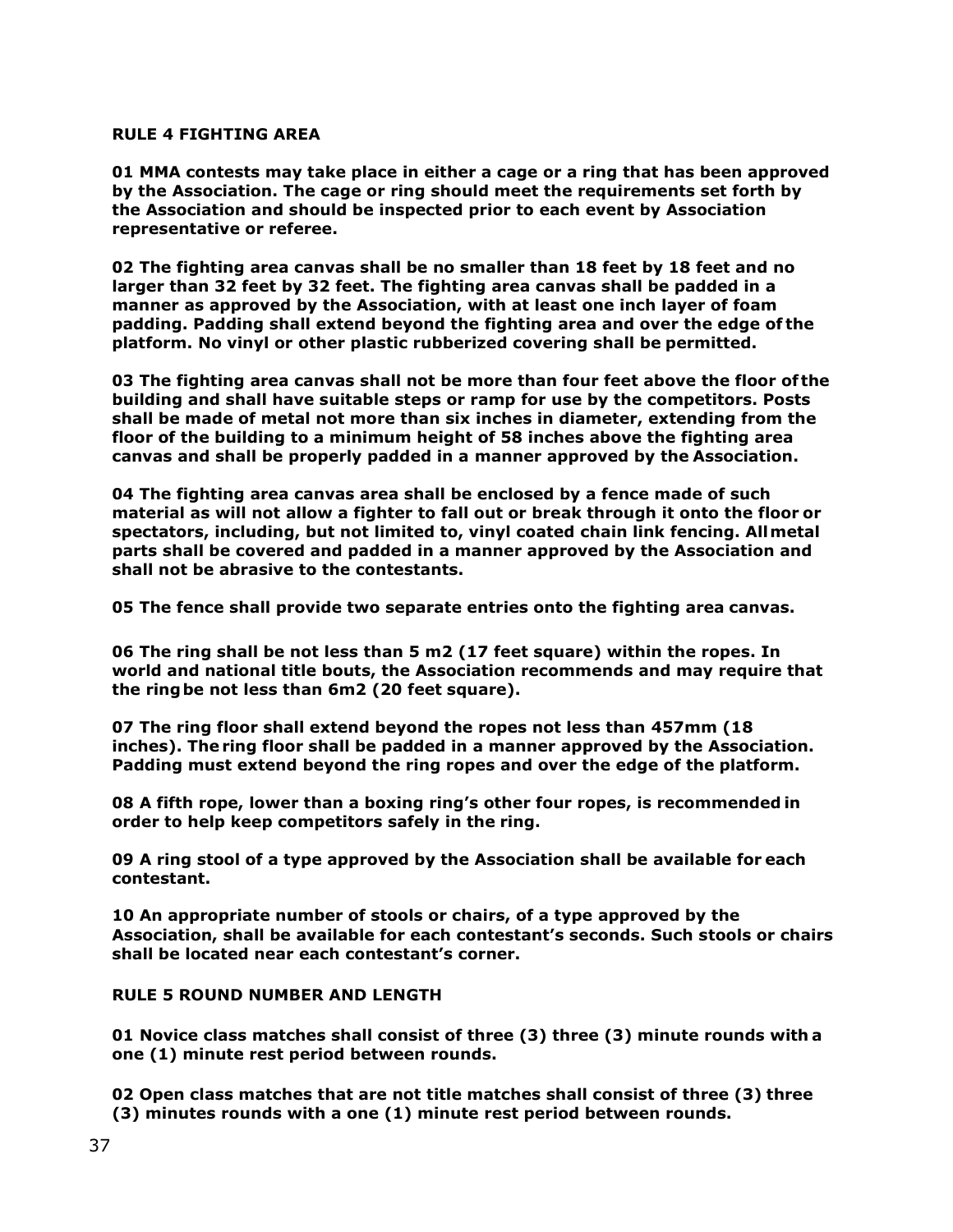**RULE 4 FIGHTING AREA**

**01 MMA contests may take place in either a cage or a ring that has been approved by the Association. The cage or ring should meet the requirements set forth by the Association and should be inspected prior to each event by Association representative or referee.**

**02 The fighting area canvas shall be no smaller than 18 feet by 18 feet and no larger than 32 feet by 32 feet. The fighting area canvas shall be padded in a manner as approved by the Association, with at least one inch layer of foam padding. Padding shall extend beyond the fighting area and over the edge of the platform. No vinyl or other plastic rubberized covering shall be permitted.**

**03 The fighting area canvas shall not be more than four feet above the floor of the building and shall have suitable steps or ramp for use by the competitors. Posts shall be made of metal not more than six inches in diameter, extending from the floor of the building to a minimum height of 58 inches above the fighting area canvas and shall be properly padded in a manner approved by the Association.**

**04 The fighting area canvas area shall be enclosed by a fence made of such material as will not allow a fighter to fall out or break through it onto the floor or spectators, including, but not limited to, vinyl coated chain link fencing. All metal parts shall be covered and padded in a manner approved by the Association and shall not be abrasive to the contestants.**

**05 The fence shall provide two separate entries onto the fighting area canvas.**

**06 The ring shall be not less than 5 m2 (17 feet square) within the ropes. In world and national title bouts, the Association recommends and may require that the ring be not less than 6m2 (20 feet square).**

**07 The ring floor shall extend beyond the ropes not less than 457mm (18 inches). The ring floor shall be padded in a manner approved by the Association. Padding must extend beyond the ring ropes and over the edge of the platform.**

**08 A fifth rope, lower than a boxing ring's other four ropes, is recommended in order to help keep competitors safely in the ring.**

**09 A ring stool of a type approved by the Association shall be available for each contestant.**

**10 An appropriate number of stools or chairs, of a type approved by the Association, shall be available for each contestant's seconds. Such stools or chairs shall be located near each contestant's corner.**

**RULE 5 ROUND NUMBER AND LENGTH**

**01 Novice class matches shall consist of three (3) three (3) minute rounds with a one (1) minute rest period between rounds.**

**02 Open class matches that are not title matches shall consist of three (3) three (3) minutes rounds with a one (1) minute rest period between rounds.**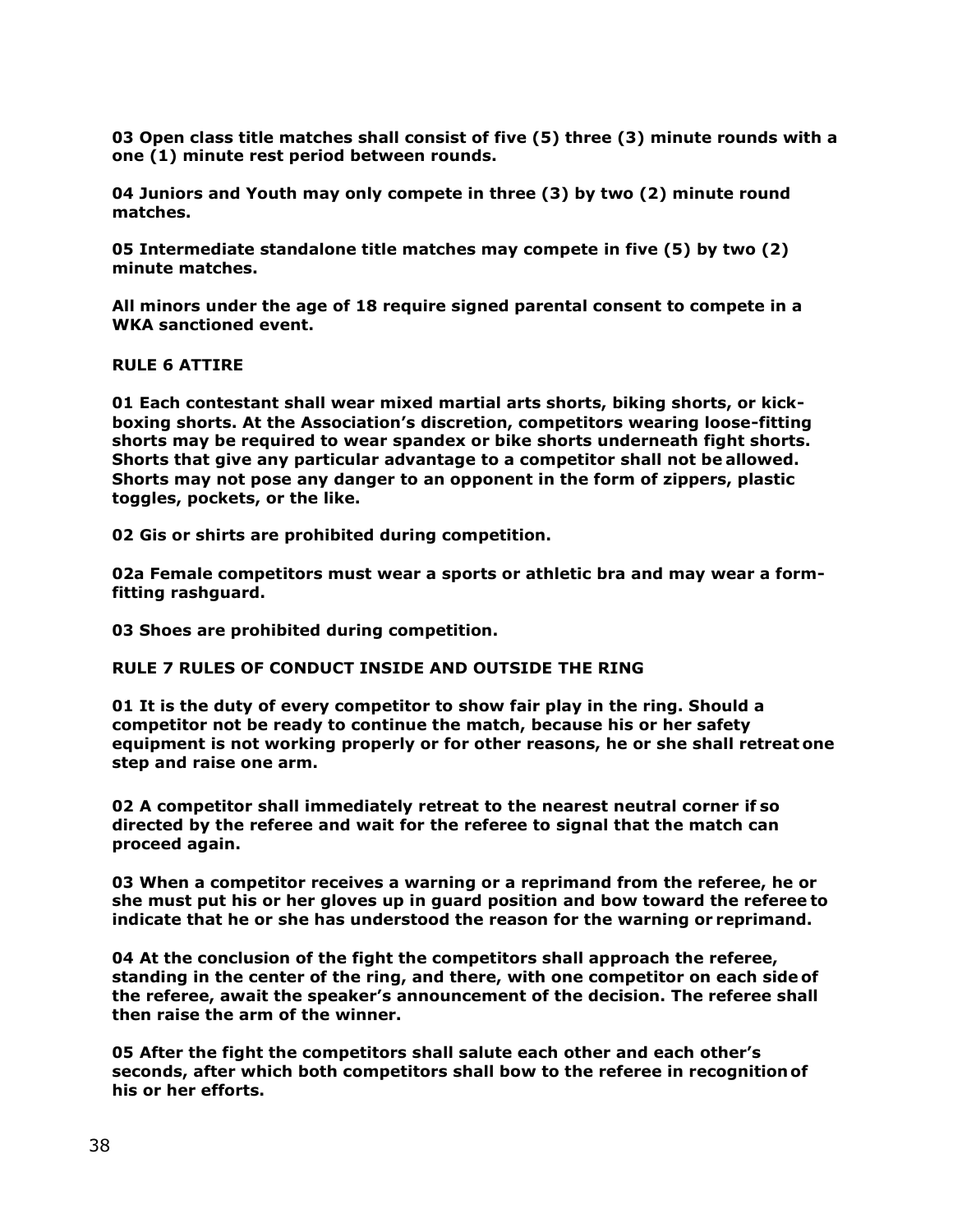**03 Open class title matches shall consist of five (5) three (3) minute rounds with a one (1) minute rest period between rounds.**

**04 Juniors and Youth may only compete in three (3) by two (2) minute round matches.**

**05 Intermediate standalone title matches may compete in five (5) by two (2) minute matches.**

**All minors under the age of 18 require signed parental consent to compete in a WKA sanctioned event.**

## RULE 6 ATTIRE

**01 Each contestant shall wear mixed martial arts shorts, biking shorts, or kick-boxing shorts. At the Association's discretion, competitors wearing loose-fitting shorts may be required to wear spandex or bike shorts underneath fight shorts. Shorts that give any particular advantage to a competitor shall not be allowed. Shorts may not pose any danger to an opponent in the form of zippers, plastic toggles, pockets, or the like.**

**02 Gis or shirts are prohibited during competition.**

**02a Female competitors must wear a sports or athletic bra and may wear a form-fitting rashguard.**

**03 Shoes are prohibited during competition.**

## RULE 7 RULES OF CONDUCT INSIDE AND OUTSIDE THE RING

**01 It is the duty of every competitor to show fair play in the ring. Should a competitor not be ready to continue the match, because his or her safety equipment is not working properly or for other reasons, he or she shall retreat one step and raise one arm.**

**02 A competitor shall immediately retreat to the nearest neutral corner if so directed by the referee and wait for the referee to signal that the match can proceed again.**

**03 When a competitor receives a warning or a reprimand from the referee, he or she must put his or her gloves up in guard position and bow toward the referee to indicate that he or she has understood the reason for the warning or reprimand.**

**04 At the conclusion of the fight the competitors shall approach the referee, standing in the center of the ring, and there, with one competitor on each side of the referee, await the speaker's announcement of the decision. The referee shall then raise the arm of the winner.**

**05 After the fight the competitors shall salute each other and each other's seconds, after which both competitors shall bow to the referee in recognition of his or her efforts.**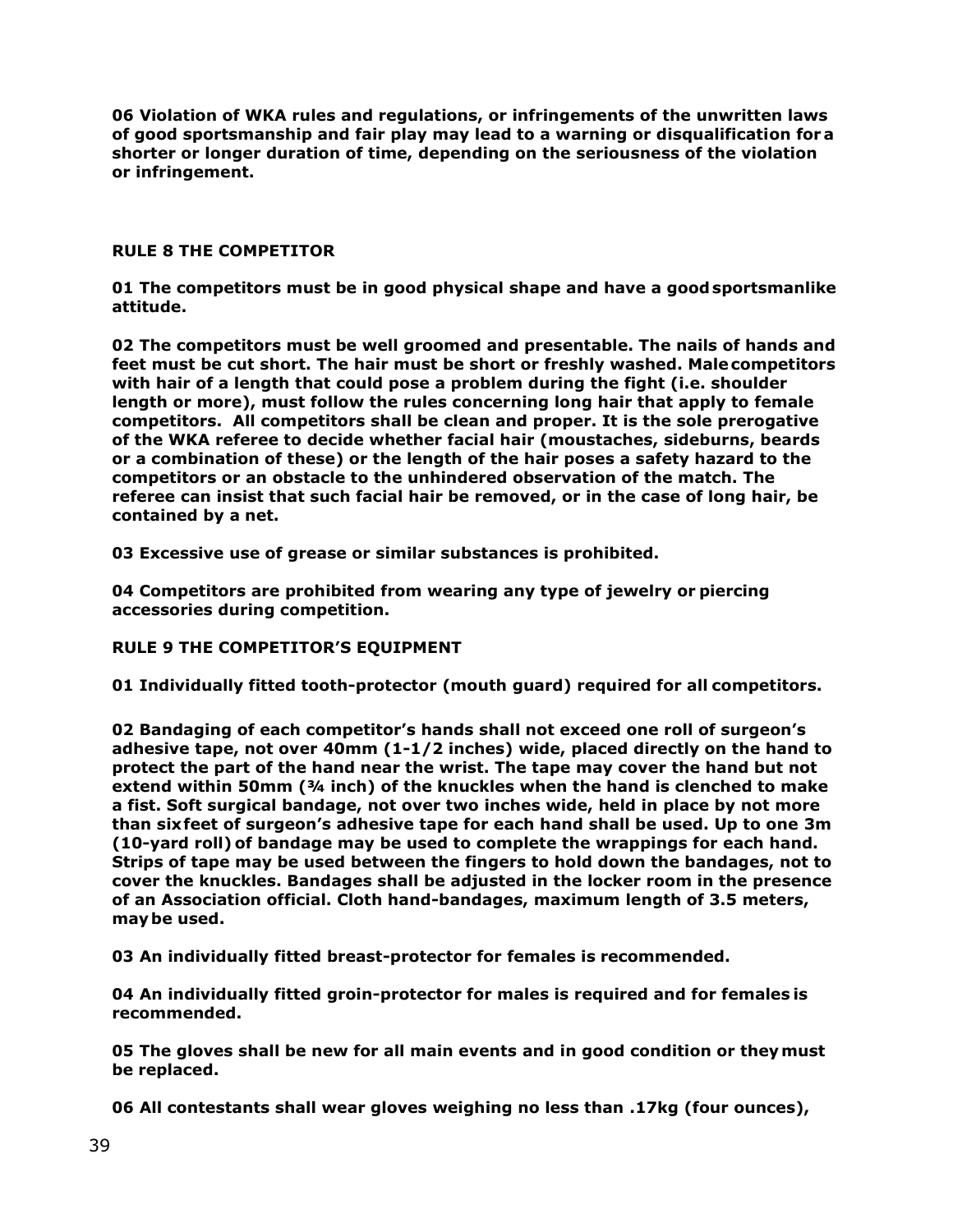**06 Violation of WKA rules and regulations, or infringements of the unwritten laws of good sportsmanship and fair play may lead to a warning or disqualification for a shorter or longer duration of time, depending on the seriousness of the violation or infringement.**

## RULE 8 THE COMPETITOR

**01 The competitors must be in good physical shape and have a good sportsmanlike attitude.**

**02 The competitors must be well groomed and presentable. The nails of hands and feet must be cut short. The hair must be short or freshly washed. Male competitors with hair of a length that could pose a problem during the fight (i.e. shoulder length or more), must follow the rules concerning long hair that apply to female competitors. All competitors shall be clean and proper. It is the sole prerogative of the WKA referee to decide whether facial hair (moustaches, sideburns, beards or a combination of these) or the length of the hair poses a safety hazard to the competitors or an obstacle to the unhindered observation of the match. The referee can insist that such facial hair be removed, or in the case of long hair, be contained by a net.**

**03 Excessive use of grease or similar substances is prohibited.**

**04 Competitors are prohibited from wearing any type of jewelry or piercing accessories during competition.**

## RULE 9 THE COMPETITOR'S EQUIPMENT

**01 Individually fitted tooth-protector (mouth guard) required for all competitors.**

**02 Bandaging of each competitor's hands shall not exceed one roll of surgeon's adhesive tape, not over 40mm (1-1/2 inches) wide, placed directly on the hand to protect the part of the hand near the wrist. The tape may cover the hand but not extend within 50mm (¾ inch) of the knuckles when the hand is clenched to make a fist. Soft surgical bandage, not over two inches wide, held in place by not more than six feet of surgeon's adhesive tape for each hand shall be used. Up to one 3m (10-yard roll) of bandage may be used to complete the wrappings for each hand. Strips of tape may be used between the fingers to hold down the bandages, not to cover the knuckles. Bandages shall be adjusted in the locker room in the presence of an Association official. Cloth hand-bandages, maximum length of 3.5 meters, may be used.**

**03 An individually fitted breast-protector for females is recommended.**

**04 An individually fitted groin-protector for males is required and for females is recommended.**

**05 The gloves shall be new for all main events and in good condition or they must be replaced.**

**06 All contestants shall wear gloves weighing no less than .17kg (four ounces),**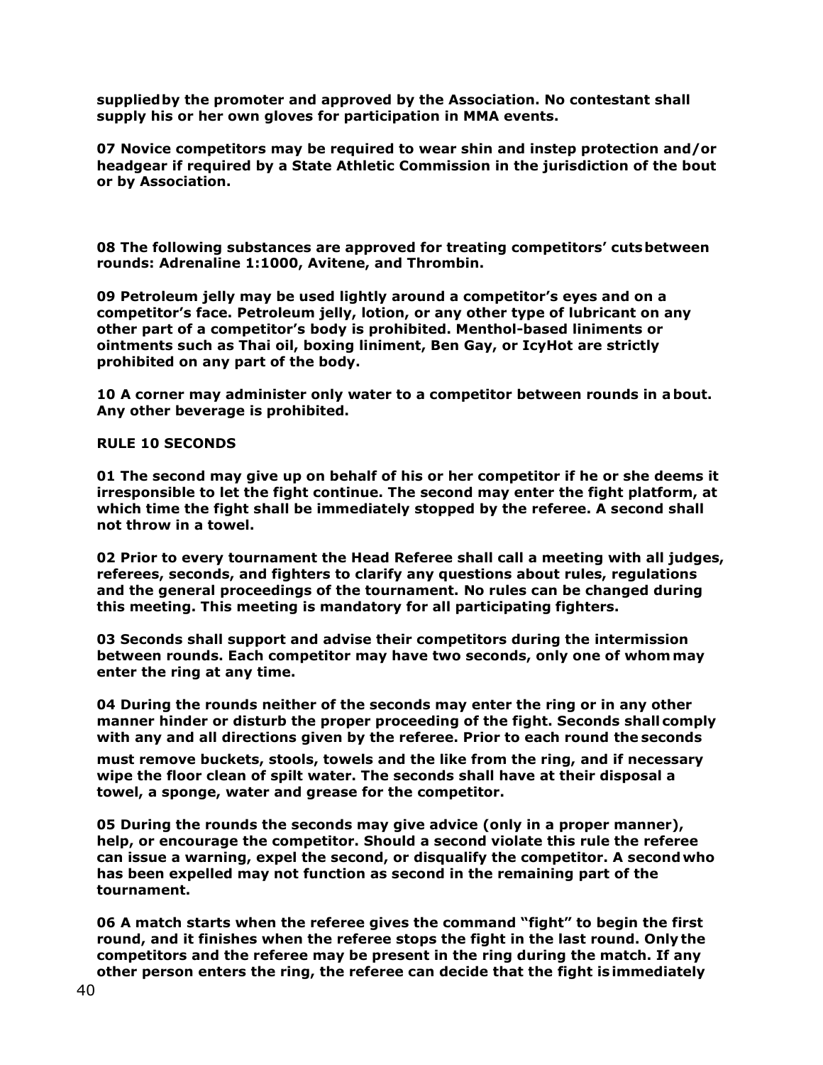**supplied by the promoter and approved by the Association. No contestant shall supply his or her own gloves for participation in MMA events.**

**07 Novice competitors may be required to wear shin and instep protection and/or headgear if required by a State Athletic Commission in the jurisdiction of the bout or by Association.**

**08 The following substances are approved for treating competitors' cuts between rounds: Adrenaline 1:1000, Avitene, and Thrombin.**

**09 Petroleum jelly may be used lightly around a competitor's eyes and on a competitor's face. Petroleum jelly, lotion, or any other type of lubricant on any other part of a competitor's body is prohibited. Menthol-based liniments or ointments such as Thai oil, boxing liniment, Ben Gay, or IcyHot are strictly prohibited on any part of the body.**

**10 A corner may administer only water to a competitor between rounds in a bout. Any other beverage is prohibited.**

**RULE 10 SECONDS**

**01 The second may give up on behalf of his or her competitor if he or she deems it irresponsible to let the fight continue. The second may enter the fight platform, at which time the fight shall be immediately stopped by the referee. A second shall not throw in a towel.**

**02 Prior to every tournament the Head Referee shall call a meeting with all judges, referees, seconds, and fighters to clarify any questions about rules, regulations and the general proceedings of the tournament. No rules can be changed during this meeting. This meeting is mandatory for all participating fighters.**

**03 Seconds shall support and advise their competitors during the intermission between rounds. Each competitor may have two seconds, only one of whom may enter the ring at any time.**

**04 During the rounds neither of the seconds may enter the ring or in any other manner hinder or disturb the proper proceeding of the fight. Seconds shall comply with any and all directions given by the referee. Prior to each round the seconds must remove buckets, stools, towels and the like from the ring, and if necessary wipe the floor clean of spilt water. The seconds shall have at their disposal a towel, a sponge, water and grease for the competitor.**

**05 During the rounds the seconds may give advice (only in a proper manner), help, or encourage the competitor. Should a second violate this rule the referee can issue a warning, expel the second, or disqualify the competitor. A second who has been expelled may not function as second in the remaining part of the tournament.**

**06 A match starts when the referee gives the command "fight" to begin the first round, and it finishes when the referee stops the fight in the last round. Only the competitors and the referee may be present in the ring during the match. If any other person enters the ring, the referee can decide that the fight is immediately**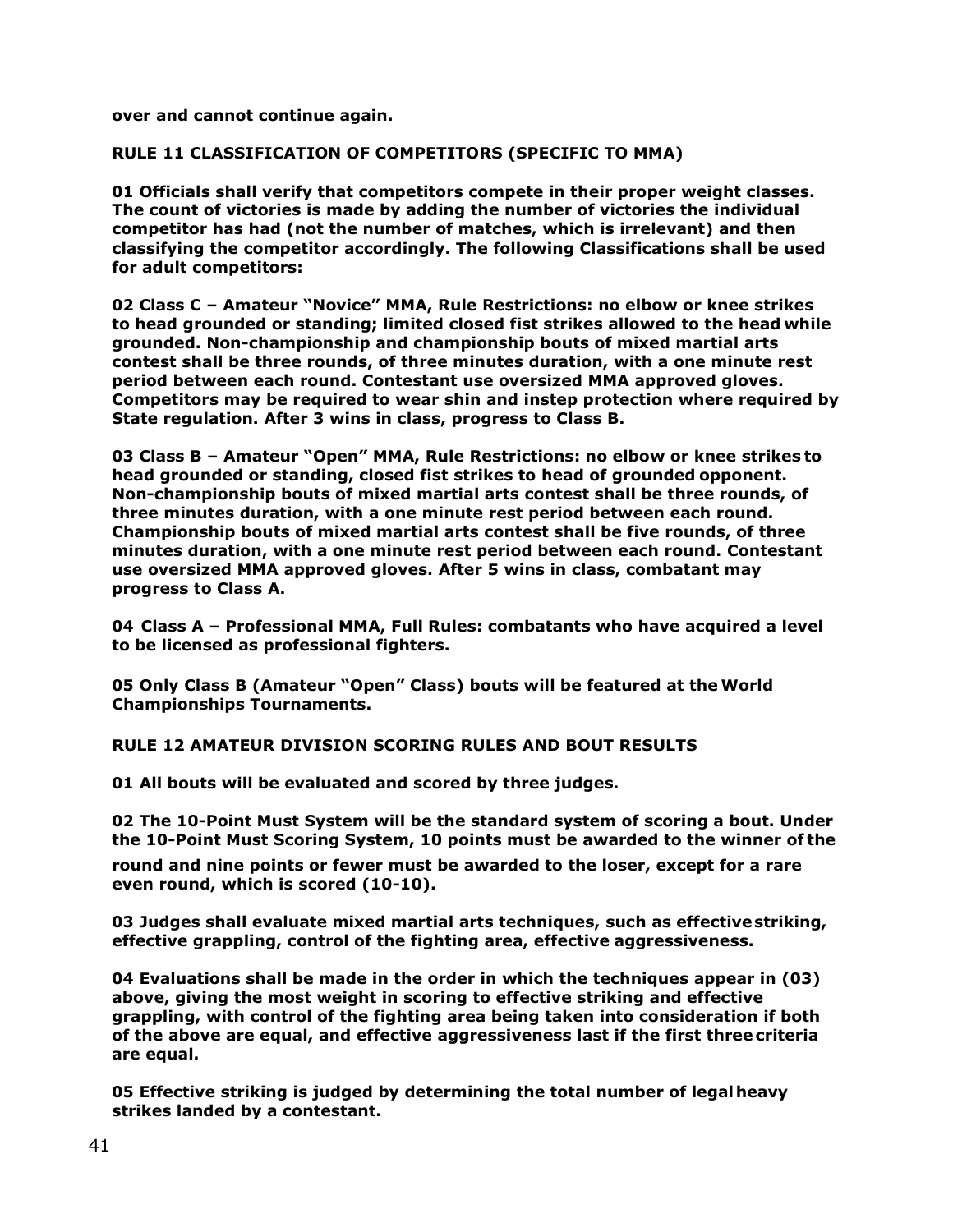**over and cannot continue again.**

## RULE 11 CLASSIFICATION OF COMPETITORS (SPECIFIC TO MMA)

**01 Officials shall verify that competitors compete in their proper weight classes. The count of victories is made by adding the number of victories the individual competitor has had (not the number of matches, which is irrelevant) and then classifying the competitor accordingly. The following Classifications shall be used for adult competitors:**

**02 Class C – Amateur "Novice" MMA, Rule Restrictions: no elbow or knee strikes to head grounded or standing; limited closed fist strikes allowed to the head while grounded. Non-championship and championship bouts of mixed martial arts contest shall be three rounds, of three minutes duration, with a one minute rest period between each round. Contestant use oversized MMA approved gloves. Competitors may be required to wear shin and instep protection where required by State regulation. After 3 wins in class, progress to Class B.**

**03 Class B – Amateur "Open" MMA, Rule Restrictions: no elbow or knee strikes to head grounded or standing, closed fist strikes to head of grounded opponent. Non-championship bouts of mixed martial arts contest shall be three rounds, of three minutes duration, with a one minute rest period between each round. Championship bouts of mixed martial arts contest shall be five rounds, of three minutes duration, with a one minute rest period between each round. Contestant use oversized MMA approved gloves. After 5 wins in class, combatant may progress to Class A.**

**04 Class A – Professional MMA, Full Rules: combatants who have acquired a level to be licensed as professional fighters.**

**05 Only Class B (Amateur "Open" Class) bouts will be featured at the World Championships Tournaments.**

## RULE 12 AMATEUR DIVISION SCORING RULES AND BOUT RESULTS

**01 All bouts will be evaluated and scored by three judges.**

**02 The 10-Point Must System will be the standard system of scoring a bout. Under the 10-Point Must Scoring System, 10 points must be awarded to the winner of the round and nine points or fewer must be awarded to the loser, except for a rare even round, which is scored (10-10).**

**03 Judges shall evaluate mixed martial arts techniques, such as effective striking, effective grappling, control of the fighting area, effective aggressiveness.**

**04 Evaluations shall be made in the order in which the techniques appear in (03) above, giving the most weight in scoring to effective striking and effective grappling, with control of the fighting area being taken into consideration if both of the above are equal, and effective aggressiveness last if the first three criteria are equal.**

**05 Effective striking is judged by determining the total number of legal heavy strikes landed by a contestant.**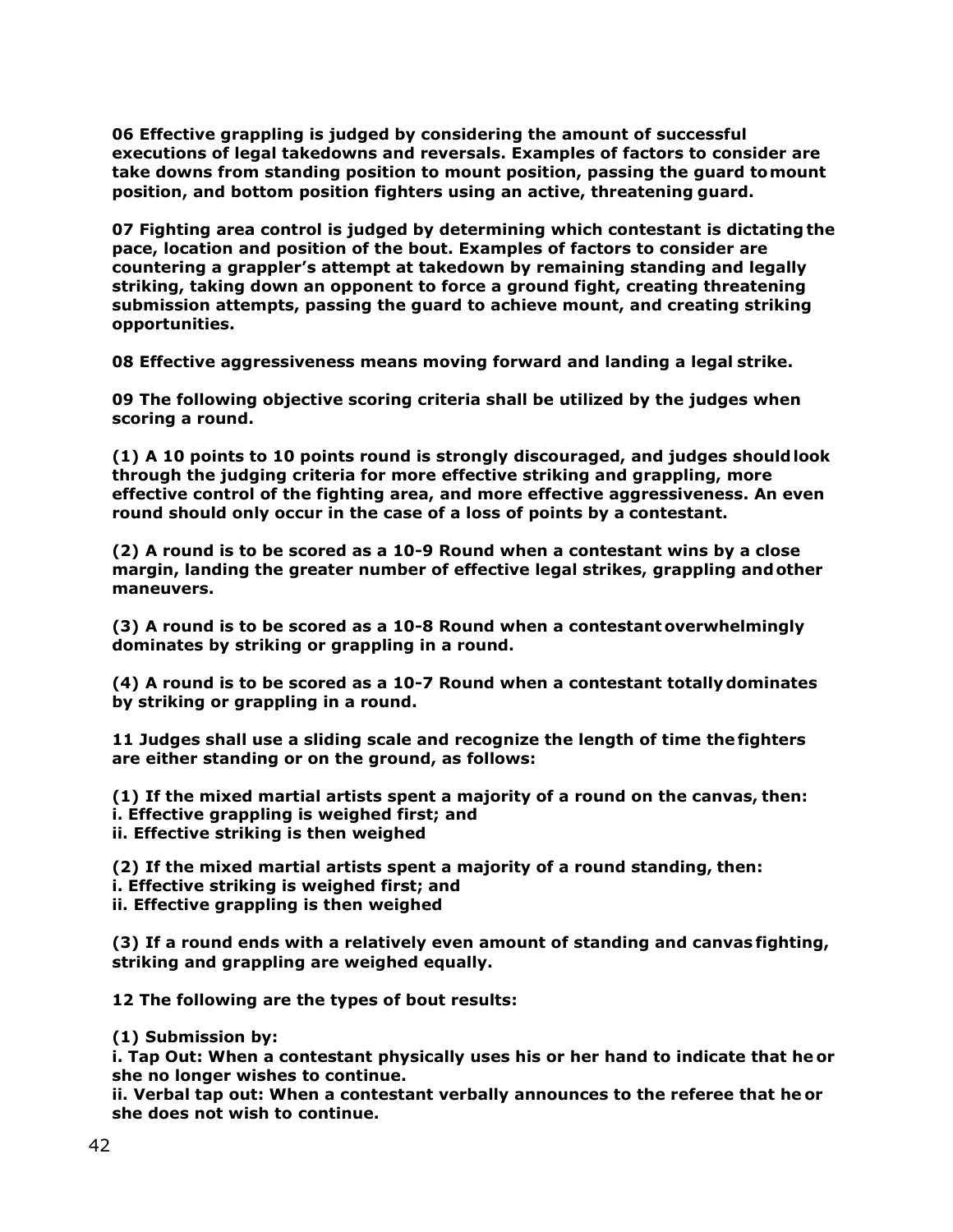**06 Effective grappling is judged by considering the amount of successful executions of legal takedowns and reversals. Examples of factors to consider are take downs from standing position to mount position, passing the guard to mount position, and bottom position fighters using an active, threatening guard.**

**07 Fighting area control is judged by determining which contestant is dictating the pace, location and position of the bout. Examples of factors to consider are countering a grappler's attempt at takedown by remaining standing and legally striking, taking down an opponent to force a ground fight, creating threatening submission attempts, passing the guard to achieve mount, and creating striking opportunities.**

**08 Effective aggressiveness means moving forward and landing a legal strike.**

**09 The following objective scoring criteria shall be utilized by the judges when scoring a round.**

**(1) A 10 points to 10 points round is strongly discouraged, and judges should look through the judging criteria for more effective striking and grappling, more effective control of the fighting area, and more effective aggressiveness. An even round should only occur in the case of a loss of points by a contestant.**

**(2) A round is to be scored as a 10-9 Round when a contestant wins by a close margin, landing the greater number of effective legal strikes, grappling and other maneuvers.**

**(3) A round is to be scored as a 10-8 Round when a contestant overwhelmingly dominates by striking or grappling in a round.**

**(4) A round is to be scored as a 10-7 Round when a contestant totally dominates by striking or grappling in a round.**

**11 Judges shall use a sliding scale and recognize the length of time the fighters are either standing or on the ground, as follows:**

**(1) If the mixed martial artists spent a majority of a round on the canvas, then:**
**i. Effective grappling is weighed first; and**
**ii. Effective striking is then weighed**

**(2) If the mixed martial artists spent a majority of a round standing, then:**
**i. Effective striking is weighed first; and**
**ii. Effective grappling is then weighed**

**(3) If a round ends with a relatively even amount of standing and canvas fighting, striking and grappling are weighed equally.**

**12 The following are the types of bout results:**

**(1) Submission by:**
**i. Tap Out: When a contestant physically uses his or her hand to indicate that he or she no longer wishes to continue.**
**ii. Verbal tap out: When a contestant verbally announces to the referee that he or she does not wish to continue.**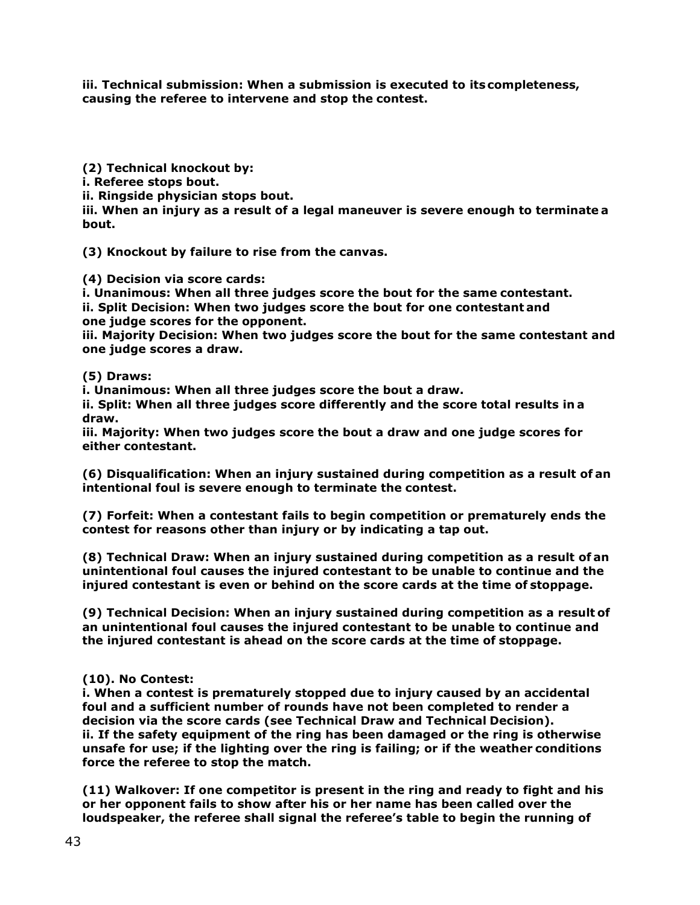**iii. Technical submission: When a submission is executed to its completeness, causing the referee to intervene and stop the contest.**

**(2) Technical knockout by:**
**i. Referee stops bout.**
**ii. Ringside physician stops bout.**
**iii. When an injury as a result of a legal maneuver is severe enough to terminate a bout.**

**(3) Knockout by failure to rise from the canvas.**

**(4) Decision via score cards:**
**i. Unanimous: When all three judges score the bout for the same contestant.**
**ii. Split Decision: When two judges score the bout for one contestant and one judge scores for the opponent.**
**iii. Majority Decision: When two judges score the bout for the same contestant and one judge scores a draw.**

**(5) Draws:**
**i. Unanimous: When all three judges score the bout a draw.**
**ii. Split: When all three judges score differently and the score total results in a draw.**
**iii. Majority: When two judges score the bout a draw and one judge scores for either contestant.**

**(6) Disqualification: When an injury sustained during competition as a result of an intentional foul is severe enough to terminate the contest.**

**(7) Forfeit: When a contestant fails to begin competition or prematurely ends the contest for reasons other than injury or by indicating a tap out.**

**(8) Technical Draw: When an injury sustained during competition as a result of an unintentional foul causes the injured contestant to be unable to continue and the injured contestant is even or behind on the score cards at the time of stoppage.**

**(9) Technical Decision: When an injury sustained during competition as a result of an unintentional foul causes the injured contestant to be unable to continue and the injured contestant is ahead on the score cards at the time of stoppage.**

**(10). No Contest:**
**i. When a contest is prematurely stopped due to injury caused by an accidental foul and a sufficient number of rounds have not been completed to render a decision via the score cards (see Technical Draw and Technical Decision).**
**ii. If the safety equipment of the ring has been damaged or the ring is otherwise unsafe for use; if the lighting over the ring is failing; or if the weather conditions force the referee to stop the match.**

**(11) Walkover: If one competitor is present in the ring and ready to fight and his or her opponent fails to show after his or her name has been called over the loudspeaker, the referee shall signal the referee's table to begin the running of**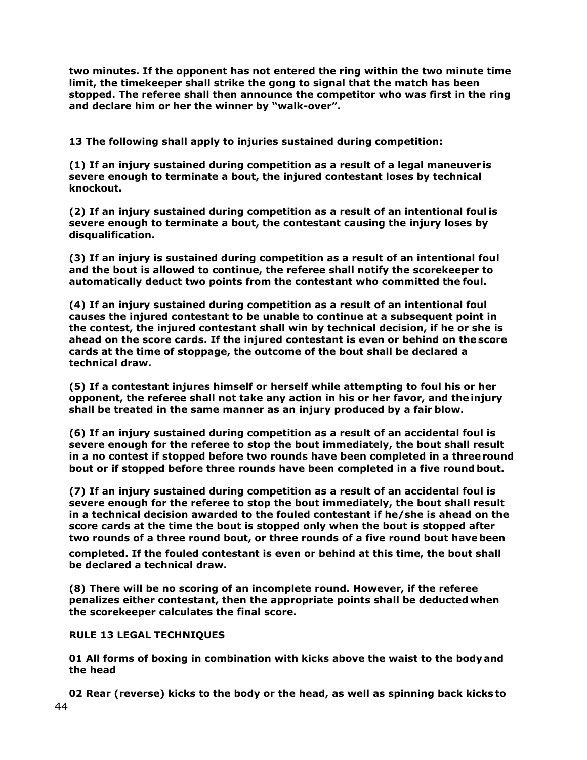**two minutes. If the opponent has not entered the ring within the two minute time limit, the timekeeper shall strike the gong to signal that the match has been stopped. The referee shall then announce the competitor who was first in the ring and declare him or her the winner by "walk-over".**

**13 The following shall apply to injuries sustained during competition:**

**(1) If an injury sustained during competition as a result of a legal maneuver is severe enough to terminate a bout, the injured contestant loses by technical knockout.**

**(2) If an injury sustained during competition as a result of an intentional foul is severe enough to terminate a bout, the contestant causing the injury loses by disqualification.**

**(3) If an injury is sustained during competition as a result of an intentional foul and the bout is allowed to continue, the referee shall notify the scorekeeper to automatically deduct two points from the contestant who committed the foul.**

**(4) If an injury sustained during competition as a result of an intentional foul causes the injured contestant to be unable to continue at a subsequent point in the contest, the injured contestant shall win by technical decision, if he or she is ahead on the score cards. If the injured contestant is even or behind on the score cards at the time of stoppage, the outcome of the bout shall be declared a technical draw.**

**(5) If a contestant injures himself or herself while attempting to foul his or her opponent, the referee shall not take any action in his or her favor, and the injury shall be treated in the same manner as an injury produced by a fair blow.**

**(6) If an injury sustained during competition as a result of an accidental foul is severe enough for the referee to stop the bout immediately, the bout shall result in a no contest if stopped before two rounds have been completed in a three round bout or if stopped before three rounds have been completed in a five round bout.**

**(7) If an injury sustained during competition as a result of an accidental foul is severe enough for the referee to stop the bout immediately, the bout shall result in a technical decision awarded to the fouled contestant if he/she is ahead on the score cards at the time the bout is stopped only when the bout is stopped after two rounds of a three round bout, or three rounds of a five round bout have been completed. If the fouled contestant is even or behind at this time, the bout shall be declared a technical draw.**

**(8) There will be no scoring of an incomplete round. However, if the referee penalizes either contestant, then the appropriate points shall be deducted when the scorekeeper calculates the final score.**

**RULE 13 LEGAL TECHNIQUES**

**01 All forms of boxing in combination with kicks above the waist to the body and the head**

**02 Rear (reverse) kicks to the body or the head, as well as spinning back kicks to**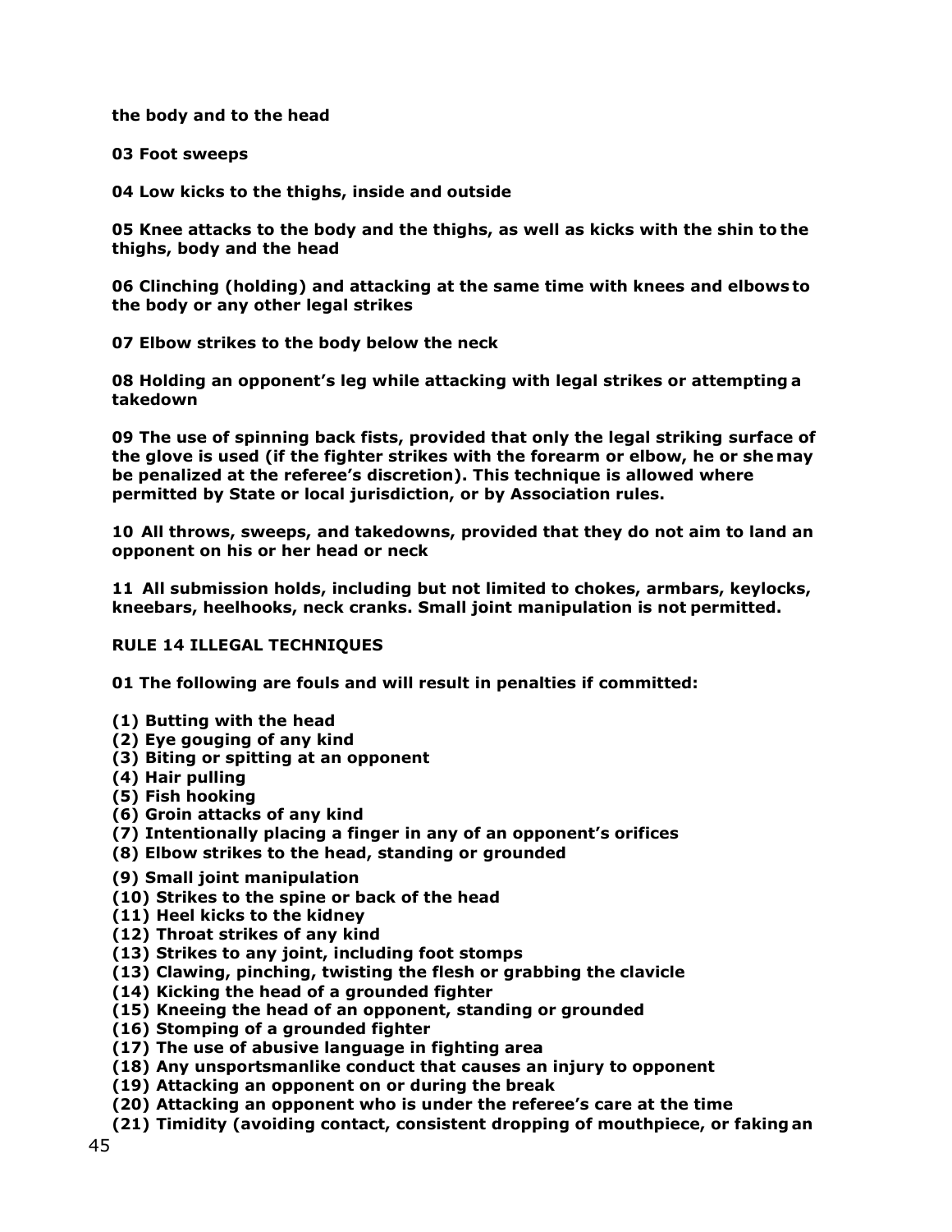**the body and to the head**

**03 Foot sweeps**

**04 Low kicks to the thighs, inside and outside**

**05 Knee attacks to the body and the thighs, as well as kicks with the shin to the thighs, body and the head**

**06 Clinching (holding) and attacking at the same time with knees and elbows to the body or any other legal strikes**

**07 Elbow strikes to the body below the neck**

**08 Holding an opponent's leg while attacking with legal strikes or attempting a takedown**

**09 The use of spinning back fists, provided that only the legal striking surface of the glove is used (if the fighter strikes with the forearm or elbow, he or she may be penalized at the referee's discretion). This technique is allowed where permitted by State or local jurisdiction, or by Association rules.**

**10 All throws, sweeps, and takedowns, provided that they do not aim to land an opponent on his or her head or neck**

**11 All submission holds, including but not limited to chokes, armbars, keylocks, kneebars, heelhooks, neck cranks. Small joint manipulation is not permitted.**

**RULE 14 ILLEGAL TECHNIQUES**

**01 The following are fouls and will result in penalties if committed:**

**(1) Butting with the head**
**(2) Eye gouging of any kind**
**(3) Biting or spitting at an opponent**
**(4) Hair pulling**
**(5) Fish hooking**
**(6) Groin attacks of any kind**
**(7) Intentionally placing a finger in any of an opponent's orifices**
**(8) Elbow strikes to the head, standing or grounded**
**(9) Small joint manipulation**
**(10) Strikes to the spine or back of the head**
**(11) Heel kicks to the kidney**
**(12) Throat strikes of any kind**
**(13) Strikes to any joint, including foot stomps**
**(13) Clawing, pinching, twisting the flesh or grabbing the clavicle**
**(14) Kicking the head of a grounded fighter**
**(15) Kneeing the head of an opponent, standing or grounded**
**(16) Stomping of a grounded fighter**
**(17) The use of abusive language in fighting area**
**(18) Any unsportsmanlike conduct that causes an injury to opponent**
**(19) Attacking an opponent on or during the break**
**(20) Attacking an opponent who is under the referee's care at the time**
**(21) Timidity (avoiding contact, consistent dropping of mouthpiece, or faking an**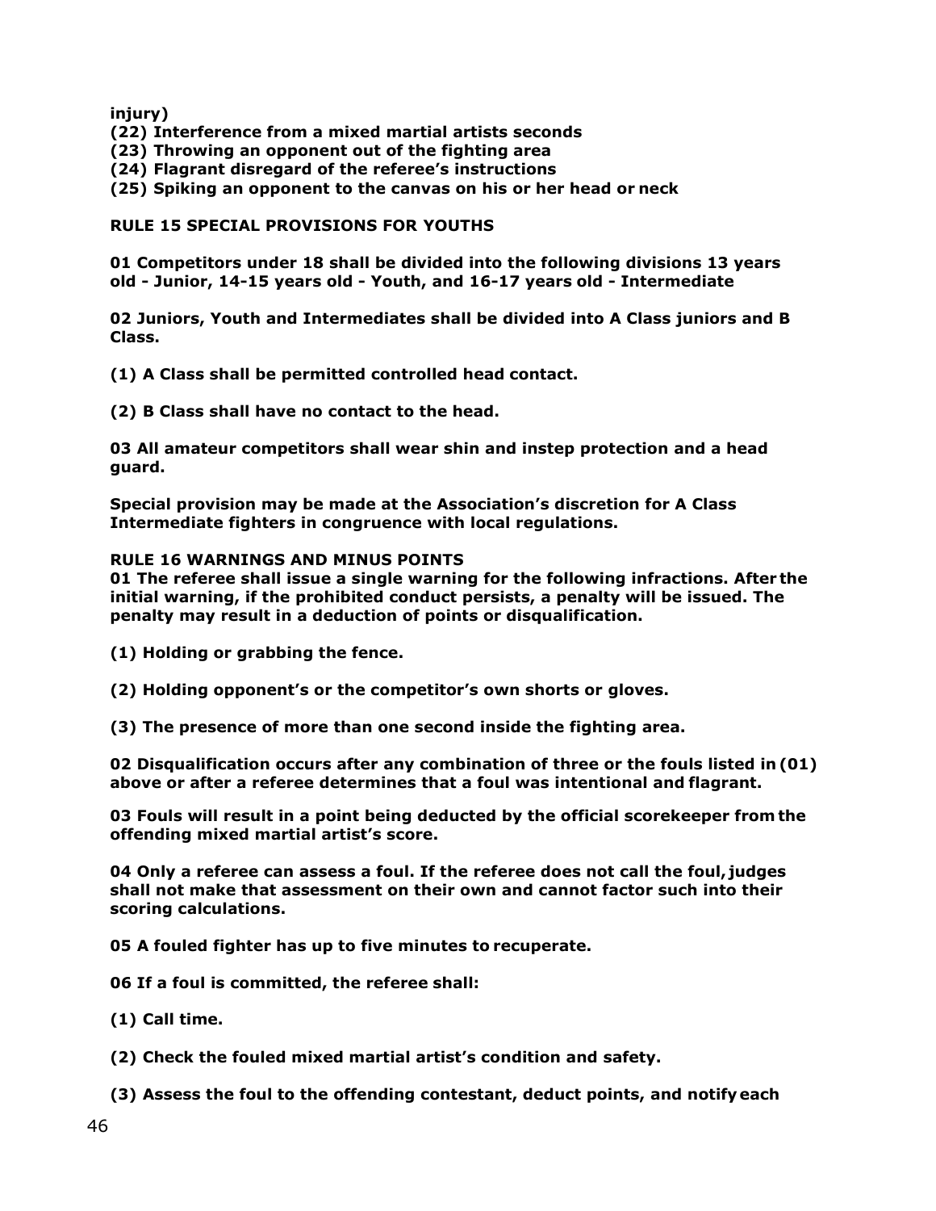**injury)**

**(22) Interference from a mixed martial artists seconds**

**(23) Throwing an opponent out of the fighting area**

**(24) Flagrant disregard of the referee's instructions**

**(25) Spiking an opponent to the canvas on his or her head or neck**

**RULE 15 SPECIAL PROVISIONS FOR YOUTHS**

**01 Competitors under 18 shall be divided into the following divisions 13 years old - Junior, 14-15 years old - Youth, and 16-17 years old - Intermediate**

**02 Juniors, Youth and Intermediates shall be divided into A Class juniors and B Class.**

**(1) A Class shall be permitted controlled head contact.**

**(2) B Class shall have no contact to the head.**

**03 All amateur competitors shall wear shin and instep protection and a head guard.**

**Special provision may be made at the Association's discretion for A Class Intermediate fighters in congruence with local regulations.**

**RULE 16 WARNINGS AND MINUS POINTS**

**01 The referee shall issue a single warning for the following infractions. After the initial warning, if the prohibited conduct persists, a penalty will be issued. The penalty may result in a deduction of points or disqualification.**

**(1) Holding or grabbing the fence.**

**(2) Holding opponent's or the competitor's own shorts or gloves.**

**(3) The presence of more than one second inside the fighting area.**

**02 Disqualification occurs after any combination of three or the fouls listed in (01) above or after a referee determines that a foul was intentional and flagrant.**

**03 Fouls will result in a point being deducted by the official scorekeeper from the offending mixed martial artist's score.**

**04 Only a referee can assess a foul. If the referee does not call the foul, judges shall not make that assessment on their own and cannot factor such into their scoring calculations.**

**05 A fouled fighter has up to five minutes to recuperate.**

**06 If a foul is committed, the referee shall:**

**(1) Call time.**

**(2) Check the fouled mixed martial artist's condition and safety.**

**(3) Assess the foul to the offending contestant, deduct points, and notify each**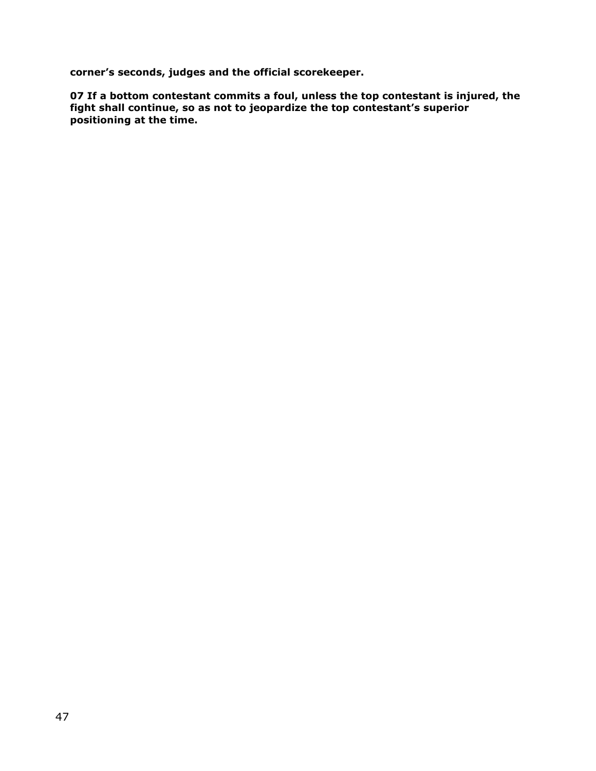**corner's seconds, judges and the official scorekeeper.**

**07 If a bottom contestant commits a foul, unless the top contestant is injured, the fight shall continue, so as not to jeopardize the top contestant's superior positioning at the time.**